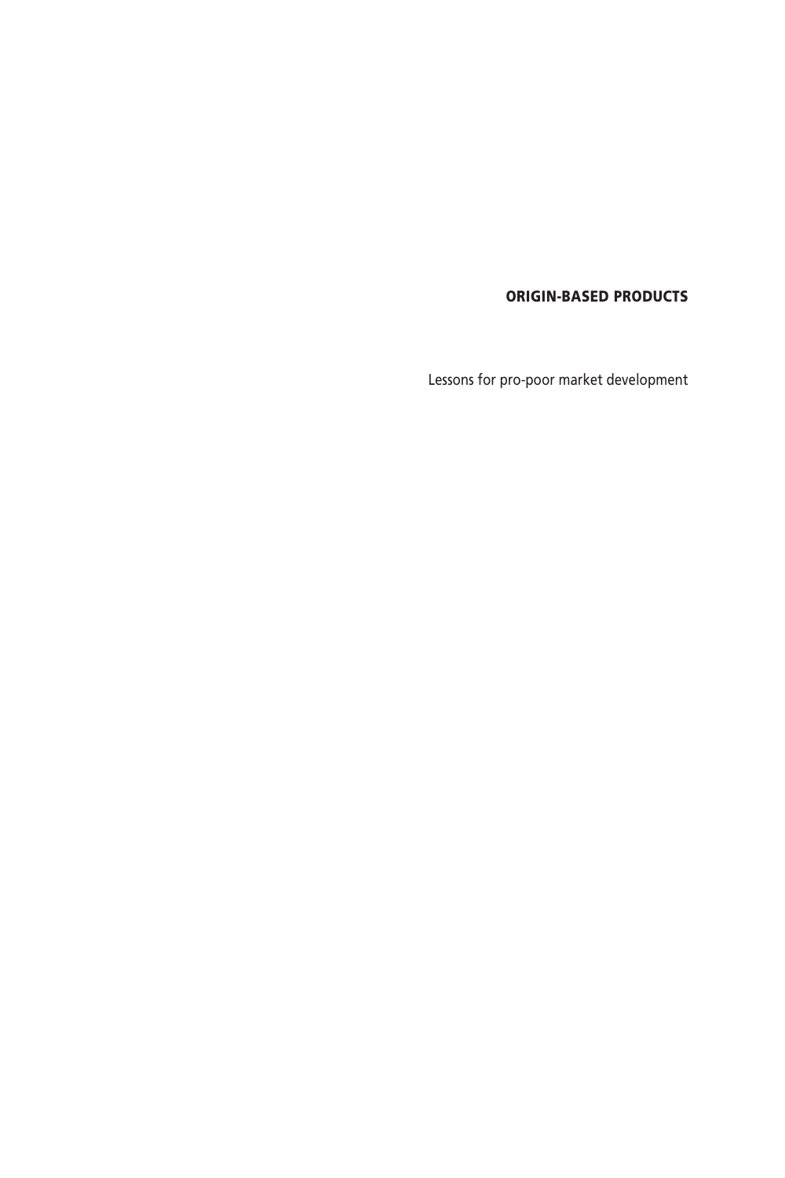# ORIGIN-BASED PRODUCTS

Lessons for pro-poor market development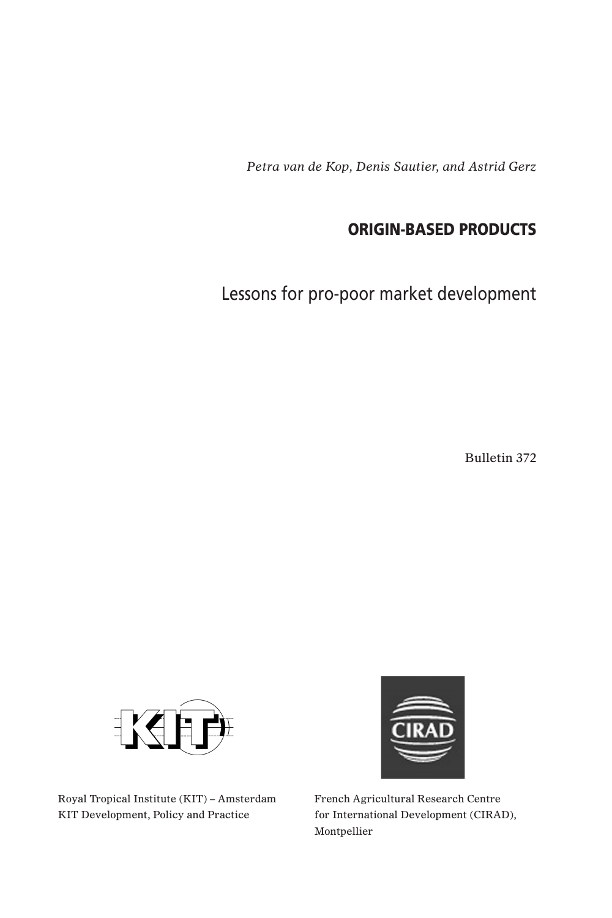*Petra van de Kop, Denis Sautier, and Astrid Gerz*

# ORIGIN-BASED PRODUCTS

## Lessons for pro-poor market development

Bulletin 372

Royal Tropical Institute (KIT) – Amsterdam
KIT Development, Policy and Practice

French Agricultural Research Centre
for International Development (CIRAD),
Montpellier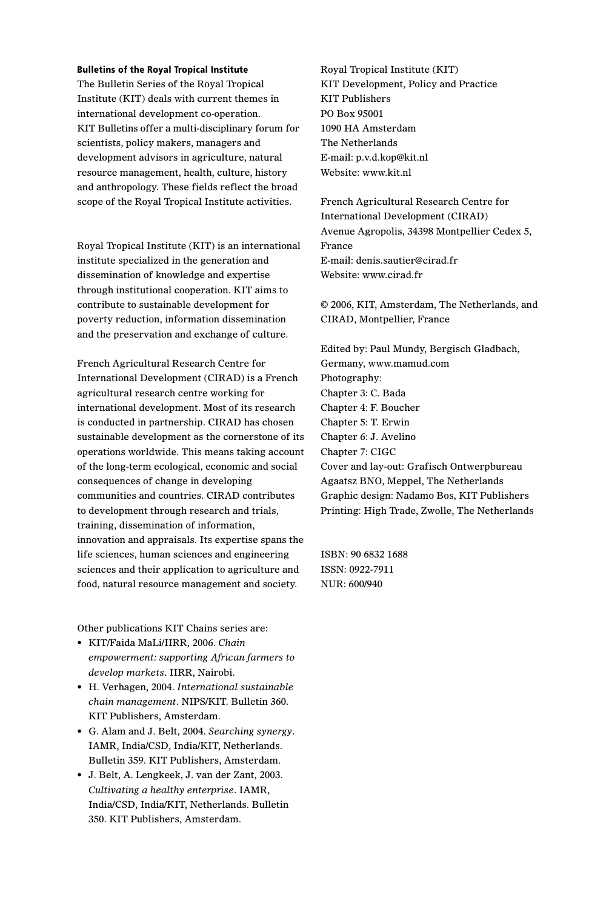**Bulletins of the Royal Tropical Institute**

The Bulletin Series of the Royal Tropical Institute (KIT) deals with current themes in international development co-operation. KIT Bulletins offer a multi-disciplinary forum for scientists, policy makers, managers and development advisors in agriculture, natural resource management, health, culture, history and anthropology. These fields reflect the broad scope of the Royal Tropical Institute activities.

Royal Tropical Institute (KIT) is an international institute specialized in the generation and dissemination of knowledge and expertise through institutional cooperation. KIT aims to contribute to sustainable development for poverty reduction, information dissemination and the preservation and exchange of culture.

French Agricultural Research Centre for International Development (CIRAD) is a French agricultural research centre working for international development. Most of its research is conducted in partnership. CIRAD has chosen sustainable development as the cornerstone of its operations worldwide. This means taking account of the long-term ecological, economic and social consequences of change in developing communities and countries. CIRAD contributes to development through research and trials, training, dissemination of information, innovation and appraisals. Its expertise spans the life sciences, human sciences and engineering sciences and their application to agriculture and food, natural resource management and society.

Other publications KIT Chains series are:

- KIT/Faida MaLi/IIRR, 2006. *Chain empowerment: supporting African farmers to develop markets*. IIRR, Nairobi.
- H. Verhagen, 2004. *International sustainable chain management*. NIPS/KIT. Bulletin 360. KIT Publishers, Amsterdam.
- G. Alam and J. Belt, 2004. *Searching synergy*. IAMR, India/CSD, India/KIT, Netherlands. Bulletin 359. KIT Publishers, Amsterdam.
- J. Belt, A. Lengkeek, J. van der Zant, 2003. *Cultivating a healthy enterprise*. IAMR, India/CSD, India/KIT, Netherlands. Bulletin 350. KIT Publishers, Amsterdam.

Royal Tropical Institute (KIT)
KIT Development, Policy and Practice
KIT Publishers
PO Box 95001
1090 HA Amsterdam
The Netherlands
E-mail: p.v.d.kop@kit.nl
Website: www.kit.nl

French Agricultural Research Centre for International Development (CIRAD)
Avenue Agropolis, 34398 Montpellier Cedex 5, France
E-mail: denis.sautier@cirad.fr
Website: www.cirad.fr

© 2006, KIT, Amsterdam, The Netherlands, and CIRAD, Montpellier, France

Edited by: Paul Mundy, Bergisch Gladbach, Germany, www.mamud.com
Photography:
Chapter 3: C. Bada
Chapter 4: F. Boucher
Chapter 5: T. Erwin
Chapter 6: J. Avelino
Chapter 7: CIGC
Cover and lay-out: Grafisch Ontwerpbureau Agaatsz BNO, Meppel, The Netherlands
Graphic design: Nadamo Bos, KIT Publishers
Printing: High Trade, Zwolle, The Netherlands

ISBN: 90 6832 1688
ISSN: 0922-7911
NUR: 600/940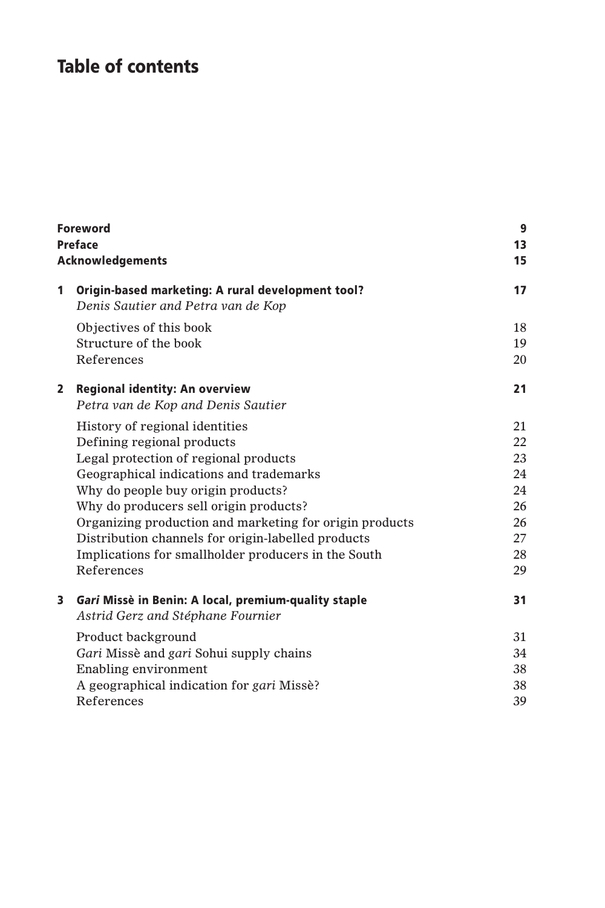# Table of contents

| | | |
|---|---|---|
| **Foreword** | | **9** |
| **Preface** | | **13** |
| **Acknowledgements** | | **15** |
| **1** | **Origin-based marketing: A rural development tool?**<br>*Denis Sautier and Petra van de Kop* | **17** |
| | Objectives of this book | 18 |
| | Structure of the book | 19 |
| | References | 20 |
| **2** | **Regional identity: An overview**<br>*Petra van de Kop and Denis Sautier* | **21** |
| | History of regional identities | 21 |
| | Defining regional products | 22 |
| | Legal protection of regional products | 23 |
| | Geographical indications and trademarks | 24 |
| | Why do people buy origin products? | 24 |
| | Why do producers sell origin products? | 26 |
| | Organizing production and marketing for origin products | 26 |
| | Distribution channels for origin-labelled products | 27 |
| | Implications for smallholder producers in the South | 28 |
| | References | 29 |
| **3** | ***Gari* Missè in Benin: A local, premium-quality staple**<br>*Astrid Gerz and Stéphane Fournier* | **31** |
| | Product background | 31 |
| | *Gari* Missè and *gari* Sohui supply chains | 34 |
| | Enabling environment | 38 |
| | A geographical indication for *gari* Missè? | 38 |
| | References | 39 |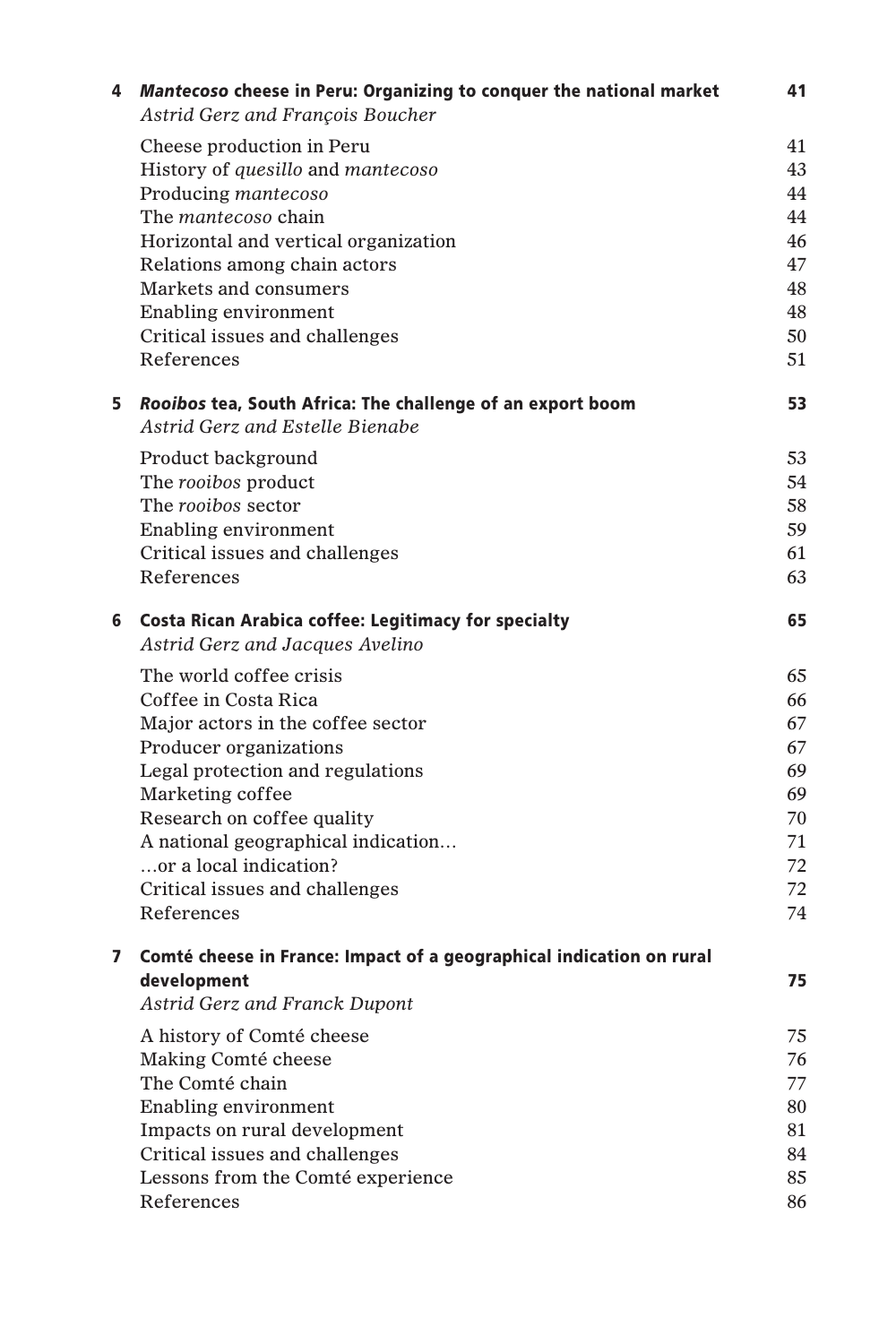| | | |
|---|---|---|
| **4** | ***Mantecoso* cheese in Peru: Organizing to conquer the national market** | **41** |
| | *Astrid Gerz and François Boucher* | |
| | Cheese production in Peru | 41 |
| | History of *quesillo* and *mantecoso* | 43 |
| | Producing *mantecoso* | 44 |
| | The *mantecoso* chain | 44 |
| | Horizontal and vertical organization | 46 |
| | Relations among chain actors | 47 |
| | Markets and consumers | 48 |
| | Enabling environment | 48 |
| | Critical issues and challenges | 50 |
| | References | 51 |
| **5** | ***Rooibos* tea, South Africa: The challenge of an export boom** | **53** |
| | *Astrid Gerz and Estelle Bienabe* | |
| | Product background | 53 |
| | The *rooibos* product | 54 |
| | The *rooibos* sector | 58 |
| | Enabling environment | 59 |
| | Critical issues and challenges | 61 |
| | References | 63 |
| **6** | **Costa Rican Arabica coffee: Legitimacy for specialty** | **65** |
| | *Astrid Gerz and Jacques Avelino* | |
| | The world coffee crisis | 65 |
| | Coffee in Costa Rica | 66 |
| | Major actors in the coffee sector | 67 |
| | Producer organizations | 67 |
| | Legal protection and regulations | 69 |
| | Marketing coffee | 69 |
| | Research on coffee quality | 70 |
| | A national geographical indication… | 71 |
| | …or a local indication? | 72 |
| | Critical issues and challenges | 72 |
| | References | 74 |
| **7** | **Comté cheese in France: Impact of a geographical indication on rural development** | **75** |
| | *Astrid Gerz and Franck Dupont* | |
| | A history of Comté cheese | 75 |
| | Making Comté cheese | 76 |
| | The Comté chain | 77 |
| | Enabling environment | 80 |
| | Impacts on rural development | 81 |
| | Critical issues and challenges | 84 |
| | Lessons from the Comté experience | 85 |
| | References | 86 |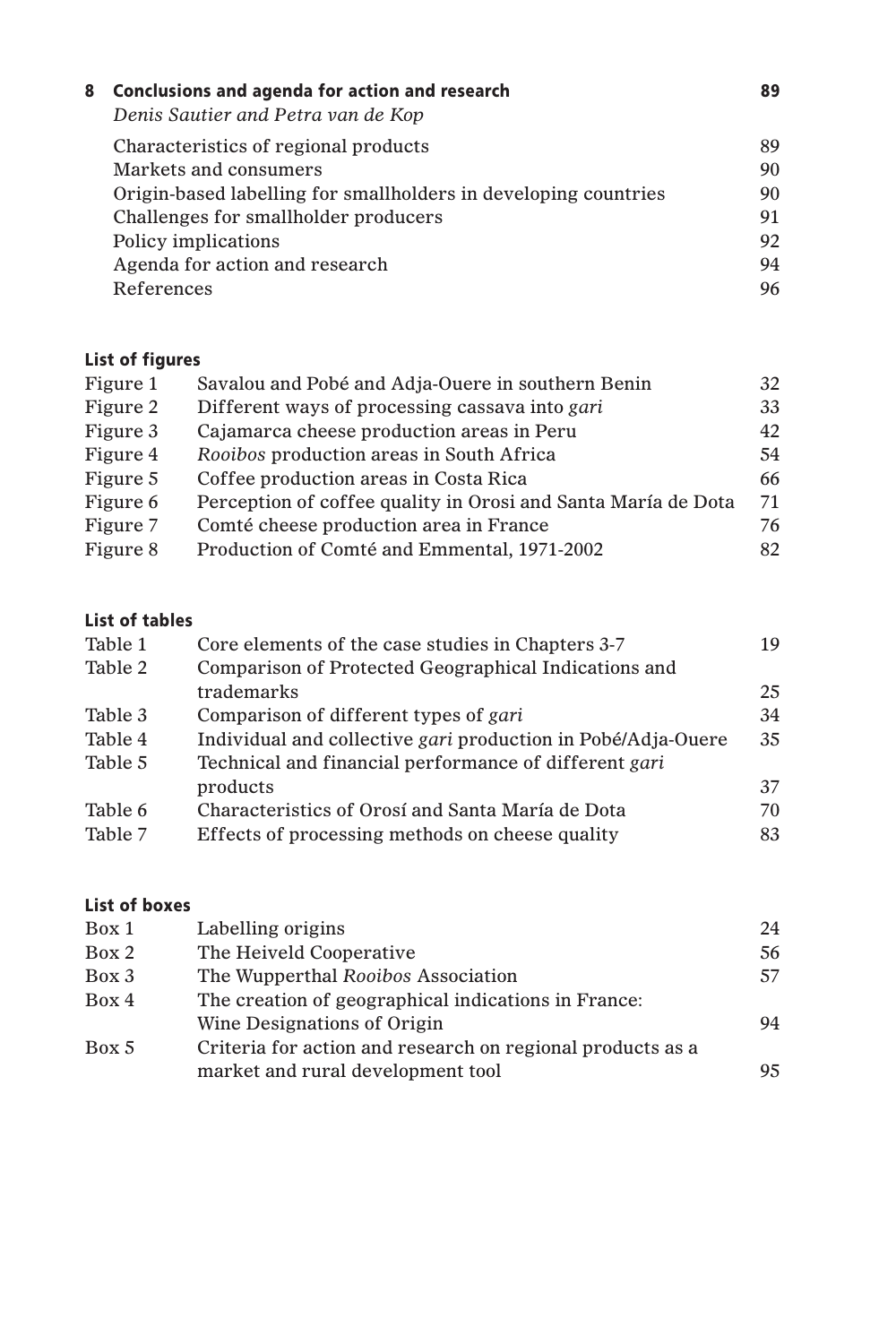| 8 | **Conclusions and agenda for action and research** | **89** |
|---|---|---|
| | *Denis Sautier and Petra van de Kop* | |
| | Characteristics of regional products | 89 |
| | Markets and consumers | 90 |
| | Origin-based labelling for smallholders in developing countries | 90 |
| | Challenges for smallholder producers | 91 |
| | Policy implications | 92 |
| | Agenda for action and research | 94 |
| | References | 96 |

## List of figures

| | | |
|---|---|---|
| Figure 1 | Savalou and Pobé and Adja-Ouere in southern Benin | 32 |
| Figure 2 | Different ways of processing cassava into *gari* | 33 |
| Figure 3 | Cajamarca cheese production areas in Peru | 42 |
| Figure 4 | *Rooibos* production areas in South Africa | 54 |
| Figure 5 | Coffee production areas in Costa Rica | 66 |
| Figure 6 | Perception of coffee quality in Orosi and Santa María de Dota | 71 |
| Figure 7 | Comté cheese production area in France | 76 |
| Figure 8 | Production of Comté and Emmental, 1971-2002 | 82 |

## List of tables

| | | |
|---|---|---|
| Table 1 | Core elements of the case studies in Chapters 3-7 | 19 |
| Table 2 | Comparison of Protected Geographical Indications and trademarks | 25 |
| Table 3 | Comparison of different types of *gari* | 34 |
| Table 4 | Individual and collective *gari* production in Pobé/Adja-Ouere | 35 |
| Table 5 | Technical and financial performance of different *gari* products | 37 |
| Table 6 | Characteristics of Orosí and Santa María de Dota | 70 |
| Table 7 | Effects of processing methods on cheese quality | 83 |

## List of boxes

| | | |
|---|---|---|
| Box 1 | Labelling origins | 24 |
| Box 2 | The Heiveld Cooperative | 56 |
| Box 3 | The Wupperthal *Rooibos* Association | 57 |
| Box 4 | The creation of geographical indications in France: Wine Designations of Origin | 94 |
| Box 5 | Criteria for action and research on regional products as a market and rural development tool | 95 |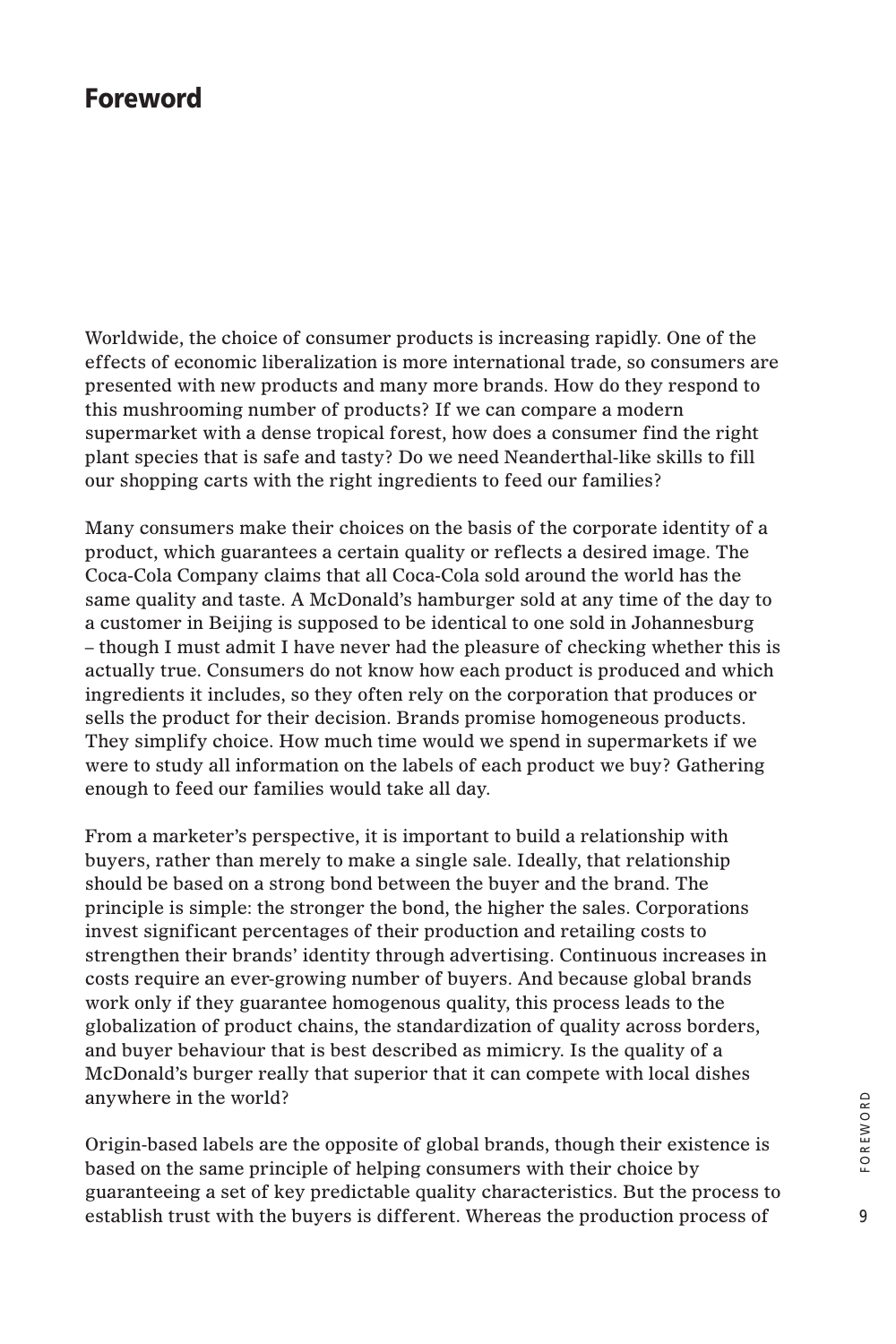# Foreword

Worldwide, the choice of consumer products is increasing rapidly. One of the effects of economic liberalization is more international trade, so consumers are presented with new products and many more brands. How do they respond to this mushrooming number of products? If we can compare a modern supermarket with a dense tropical forest, how does a consumer find the right plant species that is safe and tasty? Do we need Neanderthal-like skills to fill our shopping carts with the right ingredients to feed our families?

Many consumers make their choices on the basis of the corporate identity of a product, which guarantees a certain quality or reflects a desired image. The Coca-Cola Company claims that all Coca-Cola sold around the world has the same quality and taste. A McDonald's hamburger sold at any time of the day to a customer in Beijing is supposed to be identical to one sold in Johannesburg – though I must admit I have never had the pleasure of checking whether this is actually true. Consumers do not know how each product is produced and which ingredients it includes, so they often rely on the corporation that produces or sells the product for their decision. Brands promise homogeneous products. They simplify choice. How much time would we spend in supermarkets if we were to study all information on the labels of each product we buy? Gathering enough to feed our families would take all day.

From a marketer's perspective, it is important to build a relationship with buyers, rather than merely to make a single sale. Ideally, that relationship should be based on a strong bond between the buyer and the brand. The principle is simple: the stronger the bond, the higher the sales. Corporations invest significant percentages of their production and retailing costs to strengthen their brands' identity through advertising. Continuous increases in costs require an ever-growing number of buyers. And because global brands work only if they guarantee homogenous quality, this process leads to the globalization of product chains, the standardization of quality across borders, and buyer behaviour that is best described as mimicry. Is the quality of a McDonald's burger really that superior that it can compete with local dishes anywhere in the world?

Origin-based labels are the opposite of global brands, though their existence is based on the same principle of helping consumers with their choice by guaranteeing a set of key predictable quality characteristics. But the process to establish trust with the buyers is different. Whereas the production process of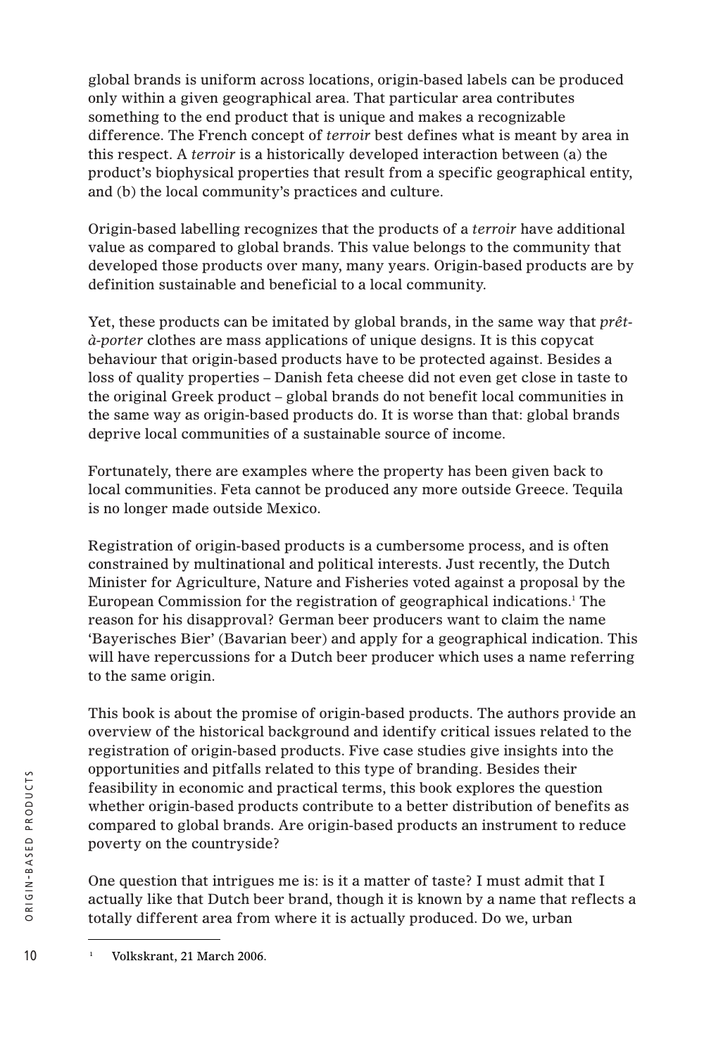global brands is uniform across locations, origin-based labels can be produced only within a given geographical area. That particular area contributes something to the end product that is unique and makes a recognizable difference. The French concept of *terroir* best defines what is meant by area in this respect. A *terroir* is a historically developed interaction between (a) the product's biophysical properties that result from a specific geographical entity, and (b) the local community's practices and culture.

Origin-based labelling recognizes that the products of a *terroir* have additional value as compared to global brands. This value belongs to the community that developed those products over many, many years. Origin-based products are by definition sustainable and beneficial to a local community.

Yet, these products can be imitated by global brands, in the same way that *prêt-à-porter* clothes are mass applications of unique designs. It is this copycat behaviour that origin-based products have to be protected against. Besides a loss of quality properties – Danish feta cheese did not even get close in taste to the original Greek product – global brands do not benefit local communities in the same way as origin-based products do. It is worse than that: global brands deprive local communities of a sustainable source of income.

Fortunately, there are examples where the property has been given back to local communities. Feta cannot be produced any more outside Greece. Tequila is no longer made outside Mexico.

Registration of origin-based products is a cumbersome process, and is often constrained by multinational and political interests. Just recently, the Dutch Minister for Agriculture, Nature and Fisheries voted against a proposal by the European Commission for the registration of geographical indications.[1] The reason for his disapproval? German beer producers want to claim the name 'Bayerisches Bier' (Bavarian beer) and apply for a geographical indication. This will have repercussions for a Dutch beer producer which uses a name referring to the same origin.

This book is about the promise of origin-based products. The authors provide an overview of the historical background and identify critical issues related to the registration of origin-based products. Five case studies give insights into the opportunities and pitfalls related to this type of branding. Besides their feasibility in economic and practical terms, this book explores the question whether origin-based products contribute to a better distribution of benefits as compared to global brands. Are origin-based products an instrument to reduce poverty on the countryside?

One question that intrigues me is: is it a matter of taste? I must admit that I actually like that Dutch beer brand, though it is known by a name that reflects a totally different area from where it is actually produced. Do we, urban

[1] Volkskrant, 21 March 2006.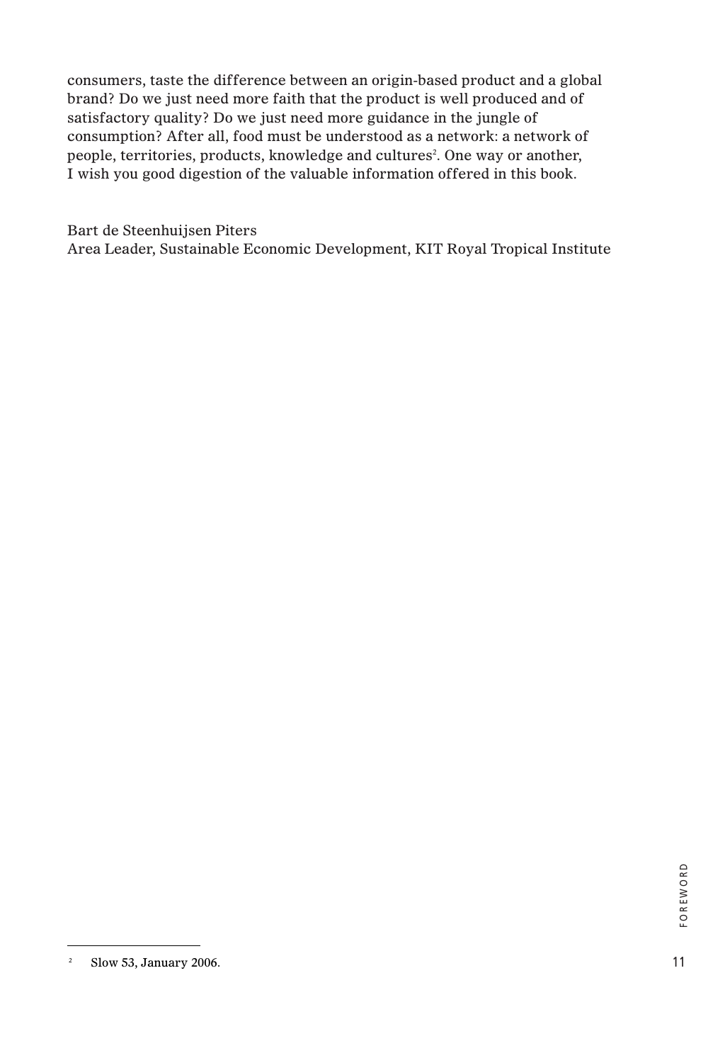consumers, taste the difference between an origin-based product and a global brand? Do we just need more faith that the product is well produced and of satisfactory quality? Do we just need more guidance in the jungle of consumption? After all, food must be understood as a network: a network of people, territories, products, knowledge and cultures[2]. One way or another, I wish you good digestion of the valuable information offered in this book.

Bart de Steenhuijsen Piters
Area Leader, Sustainable Economic Development, KIT Royal Tropical Institute

---

[2] Slow 53, January 2006.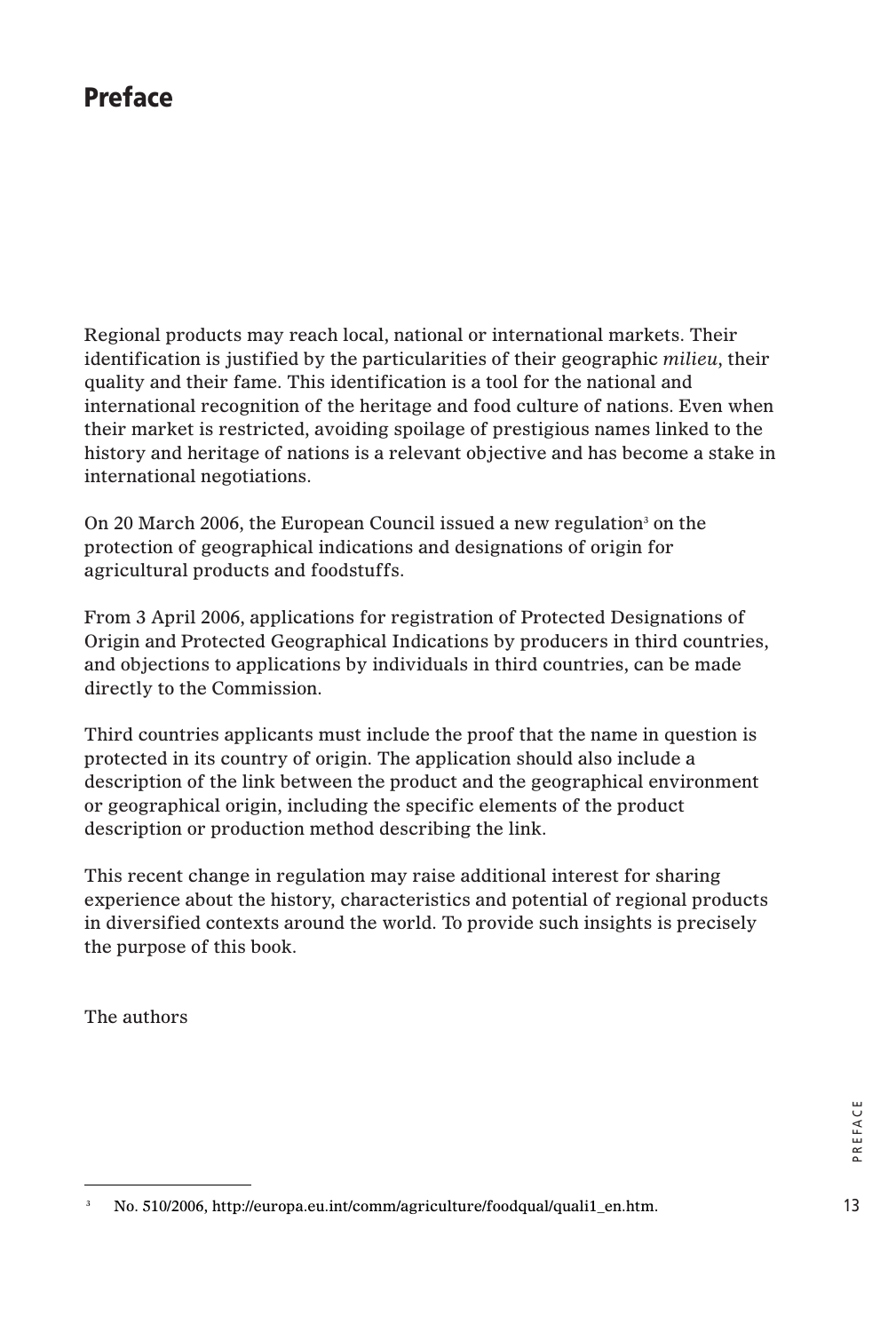# Preface

Regional products may reach local, national or international markets. Their identification is justified by the particularities of their geographic *milieu*, their quality and their fame. This identification is a tool for the national and international recognition of the heritage and food culture of nations. Even when their market is restricted, avoiding spoilage of prestigious names linked to the history and heritage of nations is a relevant objective and has become a stake in international negotiations.

On 20 March 2006, the European Council issued a new regulation[3] on the protection of geographical indications and designations of origin for agricultural products and foodstuffs.

From 3 April 2006, applications for registration of Protected Designations of Origin and Protected Geographical Indications by producers in third countries, and objections to applications by individuals in third countries, can be made directly to the Commission.

Third countries applicants must include the proof that the name in question is protected in its country of origin. The application should also include a description of the link between the product and the geographical environment or geographical origin, including the specific elements of the product description or production method describing the link.

This recent change in regulation may raise additional interest for sharing experience about the history, characteristics and potential of regional products in diversified contexts around the world. To provide such insights is precisely the purpose of this book.

The authors

---

[3] No. 510/2006, http://europa.eu.int/comm/agriculture/foodqual/quali1_en.htm.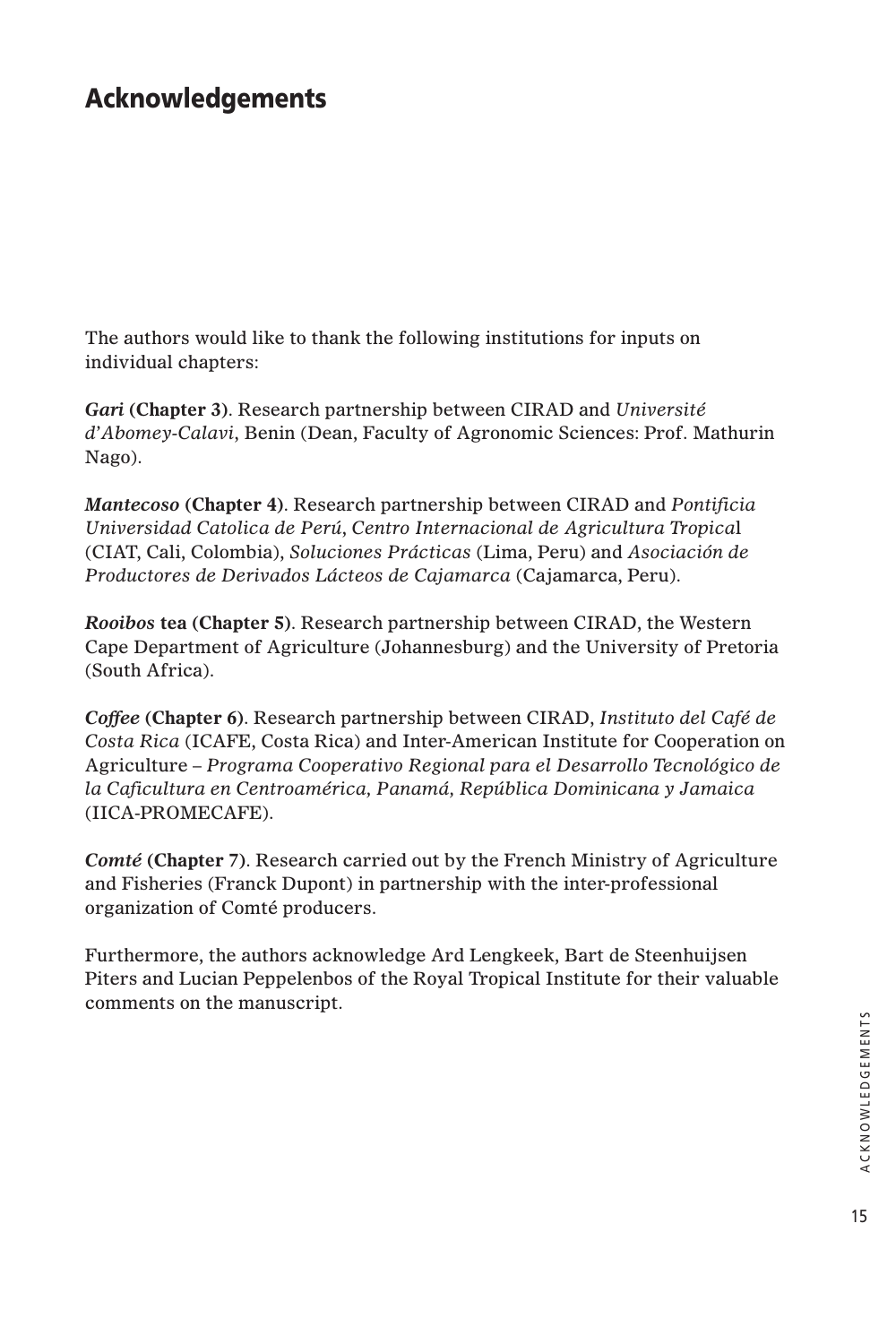# Acknowledgements

The authors would like to thank the following institutions for inputs on individual chapters:

***Gari* (Chapter 3)**. Research partnership between CIRAD and *Université d'Abomey-Calavi*, Benin (Dean, Faculty of Agronomic Sciences: Prof. Mathurin Nago).

***Mantecoso* (Chapter 4)**. Research partnership between CIRAD and *Pontificia Universidad Catolica de Perú*, *Centro Internacional de Agricultura Tropica*l (CIAT, Cali, Colombia), *Soluciones Prácticas* (Lima, Peru) and *Asociación de Productores de Derivados Lácteos de Cajamarca* (Cajamarca, Peru).

***Rooibos* tea (Chapter 5)**. Research partnership between CIRAD, the Western Cape Department of Agriculture (Johannesburg) and the University of Pretoria (South Africa).

***Coffee* (Chapter 6)**. Research partnership between CIRAD, *Instituto del Café de Costa Rica* (ICAFE, Costa Rica) and Inter-American Institute for Cooperation on Agriculture – *Programa Cooperativo Regional para el Desarrollo Tecnológico de la Caficultura en Centroamérica, Panamá, República Dominicana y Jamaica* (IICA-PROMECAFE).

***Comté* (Chapter 7)**. Research carried out by the French Ministry of Agriculture and Fisheries (Franck Dupont) in partnership with the inter-professional organization of Comté producers.

Furthermore, the authors acknowledge Ard Lengkeek, Bart de Steenhuijsen Piters and Lucian Peppelenbos of the Royal Tropical Institute for their valuable comments on the manuscript.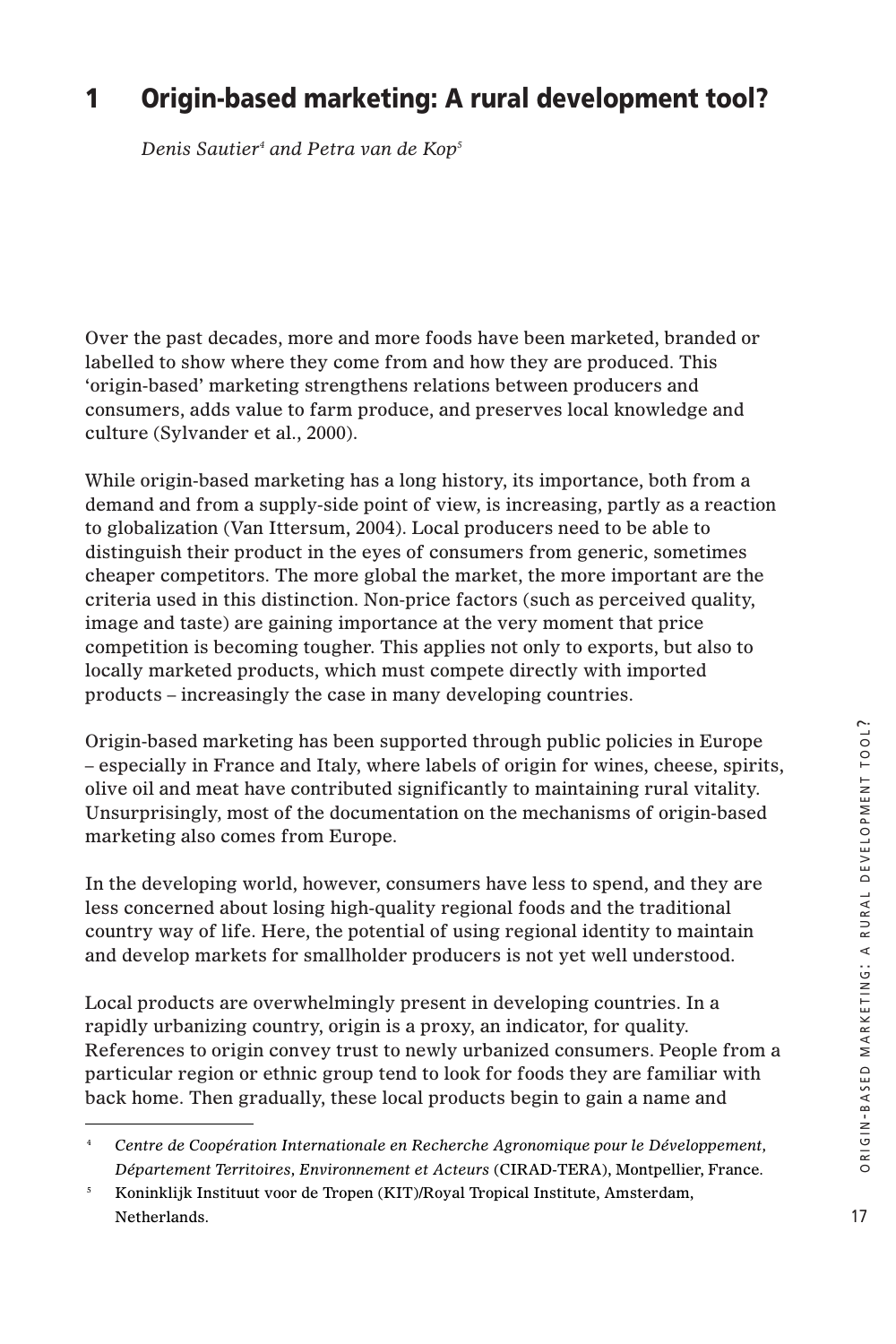# 1 Origin-based marketing: A rural development tool?

*Denis Sautier*[4] *and Petra van de Kop*[5]

Over the past decades, more and more foods have been marketed, branded or labelled to show where they come from and how they are produced. This 'origin-based' marketing strengthens relations between producers and consumers, adds value to farm produce, and preserves local knowledge and culture (Sylvander et al., 2000).

While origin-based marketing has a long history, its importance, both from a demand and from a supply-side point of view, is increasing, partly as a reaction to globalization (Van Ittersum, 2004). Local producers need to be able to distinguish their product in the eyes of consumers from generic, sometimes cheaper competitors. The more global the market, the more important are the criteria used in this distinction. Non-price factors (such as perceived quality, image and taste) are gaining importance at the very moment that price competition is becoming tougher. This applies not only to exports, but also to locally marketed products, which must compete directly with imported products – increasingly the case in many developing countries.

Origin-based marketing has been supported through public policies in Europe – especially in France and Italy, where labels of origin for wines, cheese, spirits, olive oil and meat have contributed significantly to maintaining rural vitality. Unsurprisingly, most of the documentation on the mechanisms of origin-based marketing also comes from Europe.

In the developing world, however, consumers have less to spend, and they are less concerned about losing high-quality regional foods and the traditional country way of life. Here, the potential of using regional identity to maintain and develop markets for smallholder producers is not yet well understood.

Local products are overwhelmingly present in developing countries. In a rapidly urbanizing country, origin is a proxy, an indicator, for quality. References to origin convey trust to newly urbanized consumers. People from a particular region or ethnic group tend to look for foods they are familiar with back home. Then gradually, these local products begin to gain a name and

---

[4] *Centre de Coopération Internationale en Recherche Agronomique pour le Développement, Département Territoires, Environnement et Acteurs* (CIRAD-TERA), Montpellier, France.

[5] Koninklijk Instituut voor de Tropen (KIT)/Royal Tropical Institute, Amsterdam, Netherlands.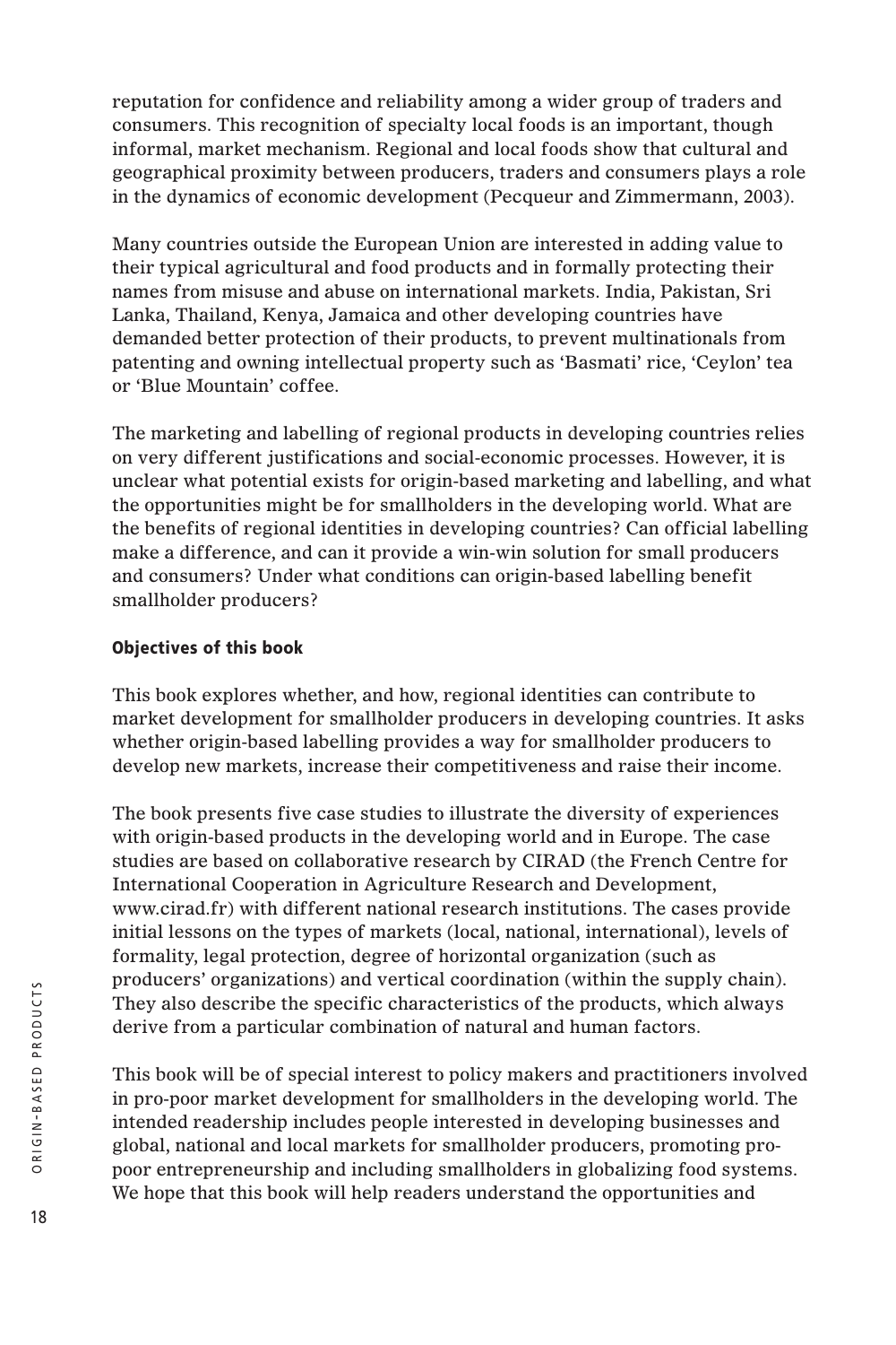reputation for confidence and reliability among a wider group of traders and consumers. This recognition of specialty local foods is an important, though informal, market mechanism. Regional and local foods show that cultural and geographical proximity between producers, traders and consumers plays a role in the dynamics of economic development (Pecqueur and Zimmermann, 2003).

Many countries outside the European Union are interested in adding value to their typical agricultural and food products and in formally protecting their names from misuse and abuse on international markets. India, Pakistan, Sri Lanka, Thailand, Kenya, Jamaica and other developing countries have demanded better protection of their products, to prevent multinationals from patenting and owning intellectual property such as 'Basmati' rice, 'Ceylon' tea or 'Blue Mountain' coffee.

The marketing and labelling of regional products in developing countries relies on very different justifications and social-economic processes. However, it is unclear what potential exists for origin-based marketing and labelling, and what the opportunities might be for smallholders in the developing world. What are the benefits of regional identities in developing countries? Can official labelling make a difference, and can it provide a win-win solution for small producers and consumers? Under what conditions can origin-based labelling benefit smallholder producers?

## Objectives of this book

This book explores whether, and how, regional identities can contribute to market development for smallholder producers in developing countries. It asks whether origin-based labelling provides a way for smallholder producers to develop new markets, increase their competitiveness and raise their income.

The book presents five case studies to illustrate the diversity of experiences with origin-based products in the developing world and in Europe. The case studies are based on collaborative research by CIRAD (the French Centre for International Cooperation in Agriculture Research and Development, www.cirad.fr) with different national research institutions. The cases provide initial lessons on the types of markets (local, national, international), levels of formality, legal protection, degree of horizontal organization (such as producers' organizations) and vertical coordination (within the supply chain). They also describe the specific characteristics of the products, which always derive from a particular combination of natural and human factors.

This book will be of special interest to policy makers and practitioners involved in pro-poor market development for smallholders in the developing world. The intended readership includes people interested in developing businesses and global, national and local markets for smallholder producers, promoting pro-poor entrepreneurship and including smallholders in globalizing food systems. We hope that this book will help readers understand the opportunities and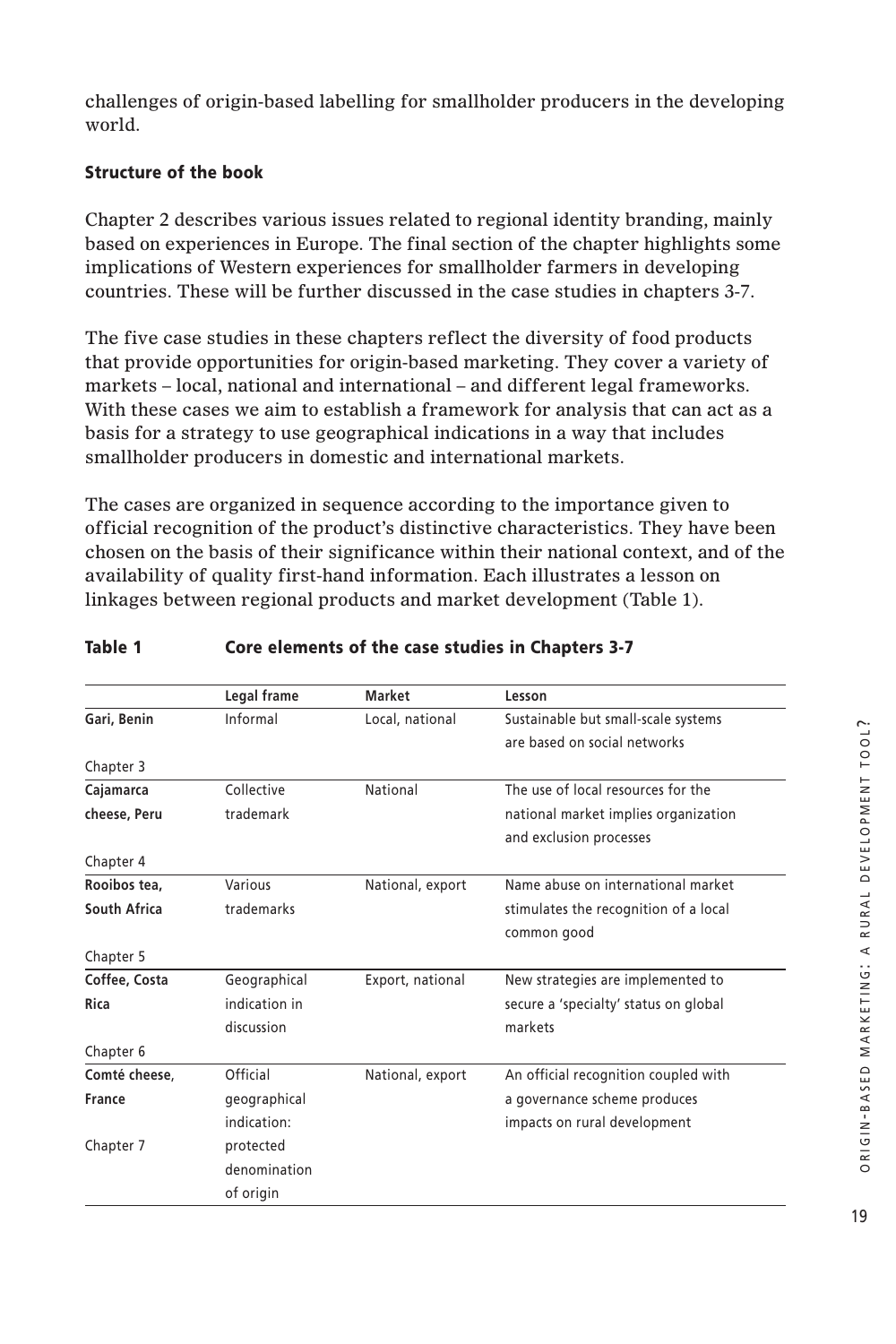challenges of origin-based labelling for smallholder producers in the developing world.

### Structure of the book

Chapter 2 describes various issues related to regional identity branding, mainly based on experiences in Europe. The final section of the chapter highlights some implications of Western experiences for smallholder farmers in developing countries. These will be further discussed in the case studies in chapters 3-7.

The five case studies in these chapters reflect the diversity of food products that provide opportunities for origin-based marketing. They cover a variety of markets – local, national and international – and different legal frameworks. With these cases we aim to establish a framework for analysis that can act as a basis for a strategy to use geographical indications in a way that includes smallholder producers in domestic and international markets.

The cases are organized in sequence according to the importance given to official recognition of the product's distinctive characteristics. They have been chosen on the basis of their significance within their national context, and of the availability of quality first-hand information. Each illustrates a lesson on linkages between regional products and market development (Table 1).

**Table 1 Core elements of the case studies in Chapters 3-7**

| | Legal frame | Market | Lesson |
|---|---|---|---|
| **Gari, Benin** Chapter 3 | Informal | Local, national | Sustainable but small-scale systems are based on social networks |
| **Cajamarca cheese, Peru** Chapter 4 | Collective trademark | National | The use of local resources for the national market implies organization and exclusion processes |
| **Rooibos tea, South Africa** Chapter 5 | Various trademarks | National, export | Name abuse on international market stimulates the recognition of a local common good |
| **Coffee, Costa Rica** Chapter 6 | Geographical indication in discussion | Export, national | New strategies are implemented to secure a 'specialty' status on global markets |
| **Comté cheese, France** Chapter 7 | Official geographical indication: protected denomination of origin | National, export | An official recognition coupled with a governance scheme produces impacts on rural development |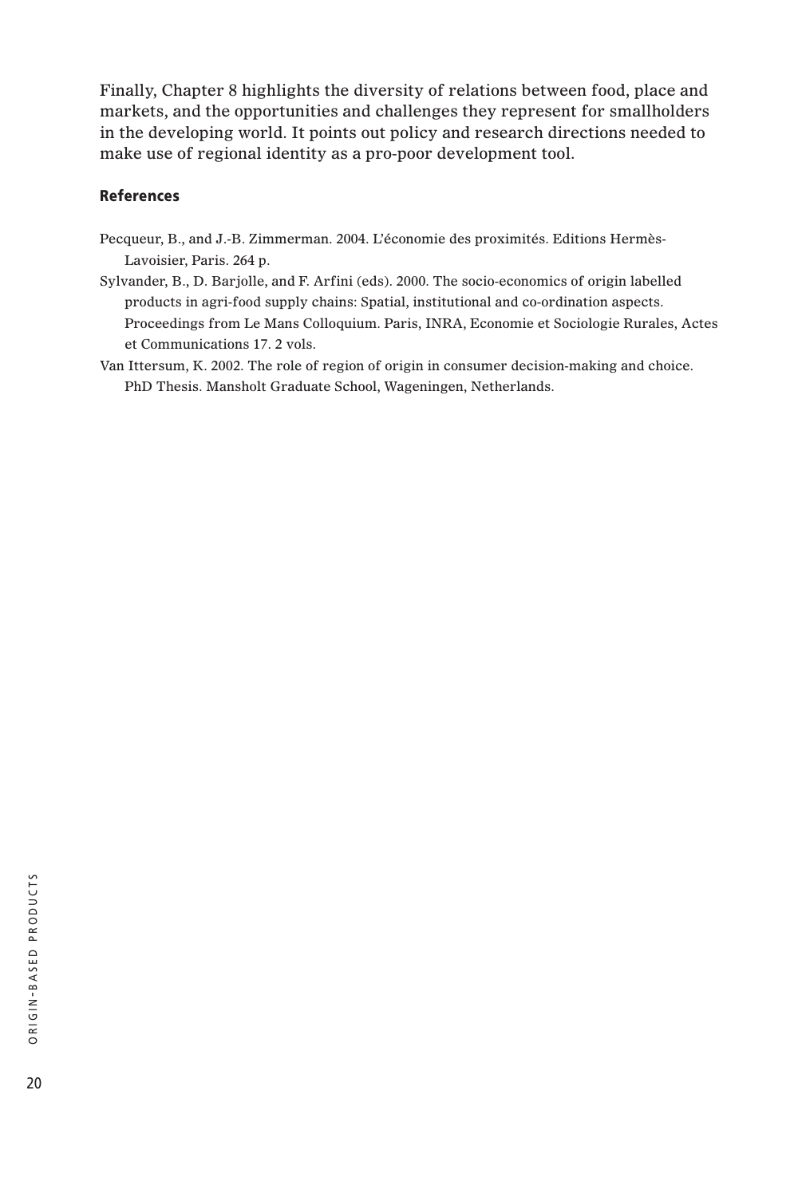Finally, Chapter 8 highlights the diversity of relations between food, place and markets, and the opportunities and challenges they represent for smallholders in the developing world. It points out policy and research directions needed to make use of regional identity as a pro-poor development tool.

## References

Pecqueur, B., and J.-B. Zimmerman. 2004. L'économie des proximités. Editions Hermès-Lavoisier, Paris. 264 p.

Sylvander, B., D. Barjolle, and F. Arfini (eds). 2000. The socio-economics of origin labelled products in agri-food supply chains: Spatial, institutional and co-ordination aspects. Proceedings from Le Mans Colloquium. Paris, INRA, Economie et Sociologie Rurales, Actes et Communications 17. 2 vols.

Van Ittersum, K. 2002. The role of region of origin in consumer decision-making and choice. PhD Thesis. Mansholt Graduate School, Wageningen, Netherlands.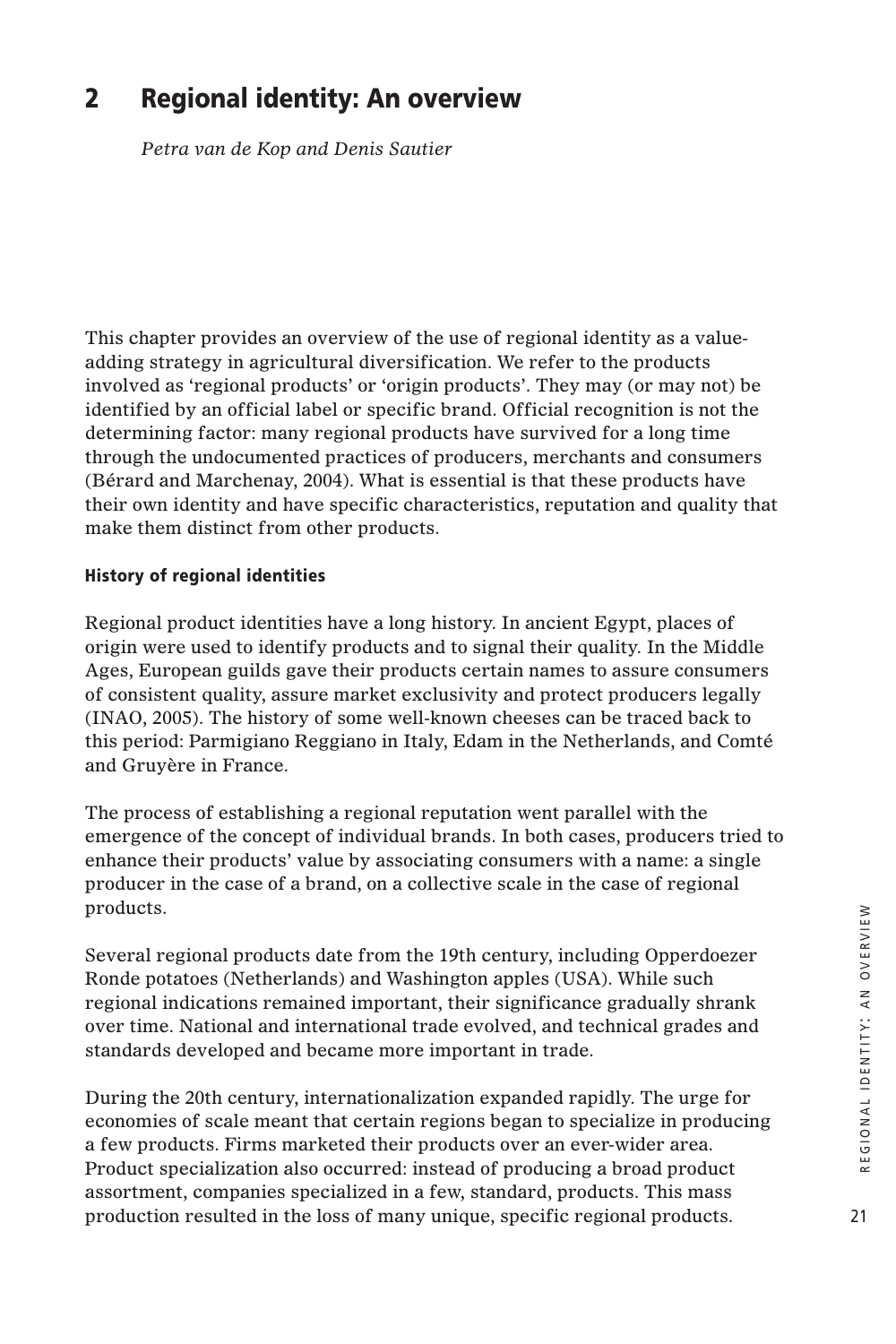# 2 Regional identity: An overview

*Petra van de Kop and Denis Sautier*

This chapter provides an overview of the use of regional identity as a value-adding strategy in agricultural diversification. We refer to the products involved as 'regional products' or 'origin products'. They may (or may not) be identified by an official label or specific brand. Official recognition is not the determining factor: many regional products have survived for a long time through the undocumented practices of producers, merchants and consumers (Bérard and Marchenay, 2004). What is essential is that these products have their own identity and have specific characteristics, reputation and quality that make them distinct from other products.

### History of regional identities

Regional product identities have a long history. In ancient Egypt, places of origin were used to identify products and to signal their quality. In the Middle Ages, European guilds gave their products certain names to assure consumers of consistent quality, assure market exclusivity and protect producers legally (INAO, 2005). The history of some well-known cheeses can be traced back to this period: Parmigiano Reggiano in Italy, Edam in the Netherlands, and Comté and Gruyère in France.

The process of establishing a regional reputation went parallel with the emergence of the concept of individual brands. In both cases, producers tried to enhance their products' value by associating consumers with a name: a single producer in the case of a brand, on a collective scale in the case of regional products.

Several regional products date from the 19th century, including Opperdoezer Ronde potatoes (Netherlands) and Washington apples (USA). While such regional indications remained important, their significance gradually shrank over time. National and international trade evolved, and technical grades and standards developed and became more important in trade.

During the 20th century, internationalization expanded rapidly. The urge for economies of scale meant that certain regions began to specialize in producing a few products. Firms marketed their products over an ever-wider area. Product specialization also occurred: instead of producing a broad product assortment, companies specialized in a few, standard, products. This mass production resulted in the loss of many unique, specific regional products.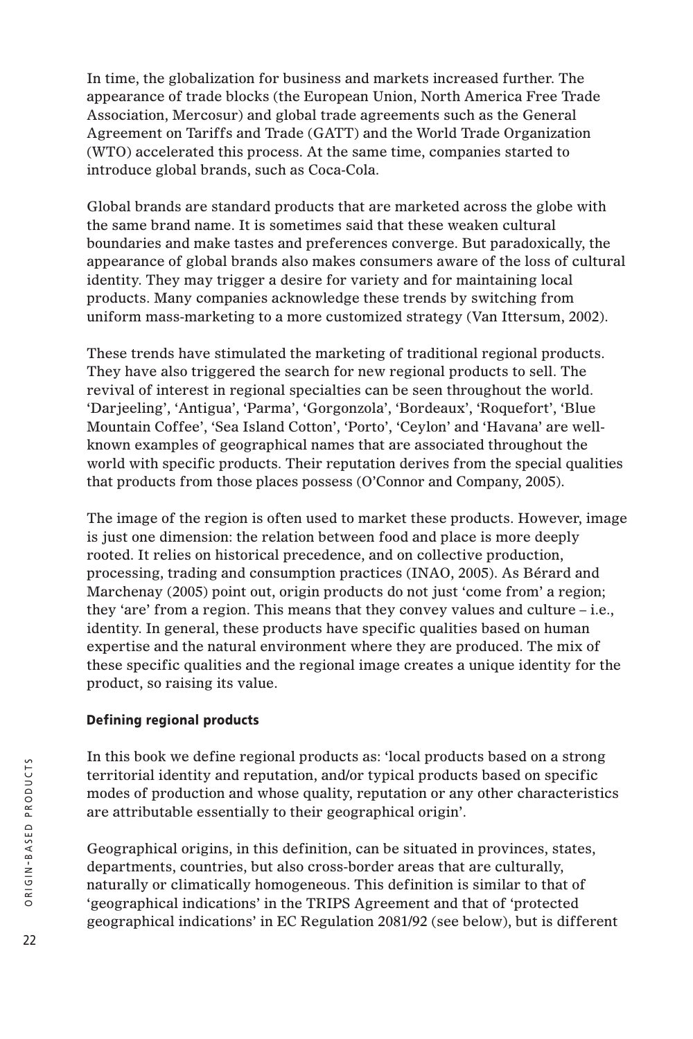In time, the globalization for business and markets increased further. The appearance of trade blocks (the European Union, North America Free Trade Association, Mercosur) and global trade agreements such as the General Agreement on Tariffs and Trade (GATT) and the World Trade Organization (WTO) accelerated this process. At the same time, companies started to introduce global brands, such as Coca-Cola.

Global brands are standard products that are marketed across the globe with the same brand name. It is sometimes said that these weaken cultural boundaries and make tastes and preferences converge. But paradoxically, the appearance of global brands also makes consumers aware of the loss of cultural identity. They may trigger a desire for variety and for maintaining local products. Many companies acknowledge these trends by switching from uniform mass-marketing to a more customized strategy (Van Ittersum, 2002).

These trends have stimulated the marketing of traditional regional products. They have also triggered the search for new regional products to sell. The revival of interest in regional specialties can be seen throughout the world. 'Darjeeling', 'Antigua', 'Parma', 'Gorgonzola', 'Bordeaux', 'Roquefort', 'Blue Mountain Coffee', 'Sea Island Cotton', 'Porto', 'Ceylon' and 'Havana' are well-known examples of geographical names that are associated throughout the world with specific products. Their reputation derives from the special qualities that products from those places possess (O'Connor and Company, 2005).

The image of the region is often used to market these products. However, image is just one dimension: the relation between food and place is more deeply rooted. It relies on historical precedence, and on collective production, processing, trading and consumption practices (INAO, 2005). As Bérard and Marchenay (2005) point out, origin products do not just 'come from' a region; they 'are' from a region. This means that they convey values and culture – i.e., identity. In general, these products have specific qualities based on human expertise and the natural environment where they are produced. The mix of these specific qualities and the regional image creates a unique identity for the product, so raising its value.

### Defining regional products

In this book we define regional products as: 'local products based on a strong territorial identity and reputation, and/or typical products based on specific modes of production and whose quality, reputation or any other characteristics are attributable essentially to their geographical origin'.

Geographical origins, in this definition, can be situated in provinces, states, departments, countries, but also cross-border areas that are culturally, naturally or climatically homogeneous. This definition is similar to that of 'geographical indications' in the TRIPS Agreement and that of 'protected geographical indications' in EC Regulation 2081/92 (see below), but is different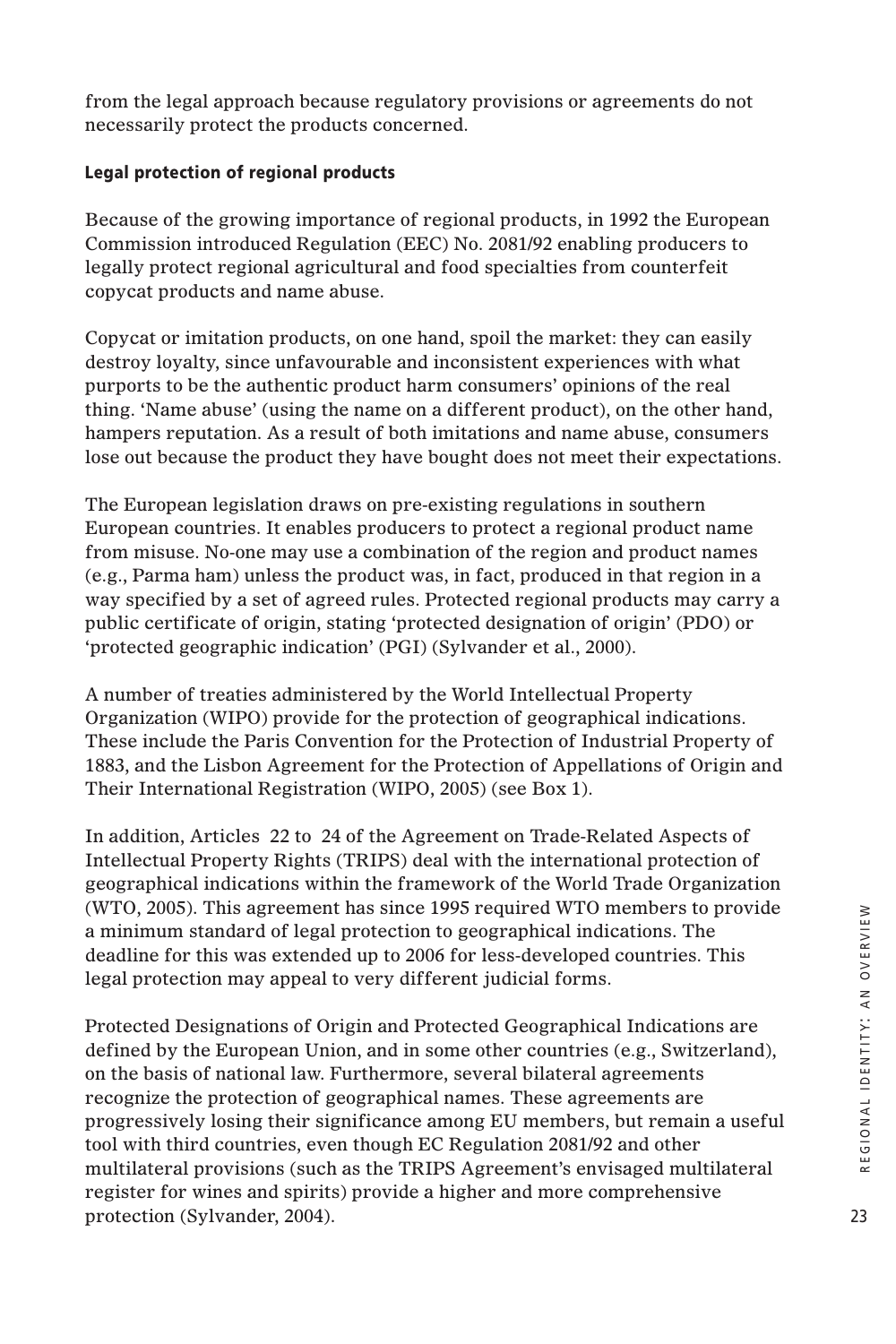from the legal approach because regulatory provisions or agreements do not necessarily protect the products concerned.

### Legal protection of regional products

Because of the growing importance of regional products, in 1992 the European Commission introduced Regulation (EEC) No. 2081/92 enabling producers to legally protect regional agricultural and food specialties from counterfeit copycat products and name abuse.

Copycat or imitation products, on one hand, spoil the market: they can easily destroy loyalty, since unfavourable and inconsistent experiences with what purports to be the authentic product harm consumers' opinions of the real thing. 'Name abuse' (using the name on a different product), on the other hand, hampers reputation. As a result of both imitations and name abuse, consumers lose out because the product they have bought does not meet their expectations.

The European legislation draws on pre-existing regulations in southern European countries. It enables producers to protect a regional product name from misuse. No-one may use a combination of the region and product names (e.g., Parma ham) unless the product was, in fact, produced in that region in a way specified by a set of agreed rules. Protected regional products may carry a public certificate of origin, stating 'protected designation of origin' (PDO) or 'protected geographic indication' (PGI) (Sylvander et al., 2000).

A number of treaties administered by the World Intellectual Property Organization (WIPO) provide for the protection of geographical indications. These include the Paris Convention for the Protection of Industrial Property of 1883, and the Lisbon Agreement for the Protection of Appellations of Origin and Their International Registration (WIPO, 2005) (see Box 1).

In addition, Articles 22 to 24 of the Agreement on Trade-Related Aspects of Intellectual Property Rights (TRIPS) deal with the international protection of geographical indications within the framework of the World Trade Organization (WTO, 2005). This agreement has since 1995 required WTO members to provide a minimum standard of legal protection to geographical indications. The deadline for this was extended up to 2006 for less-developed countries. This legal protection may appeal to very different judicial forms.

Protected Designations of Origin and Protected Geographical Indications are defined by the European Union, and in some other countries (e.g., Switzerland), on the basis of national law. Furthermore, several bilateral agreements recognize the protection of geographical names. These agreements are progressively losing their significance among EU members, but remain a useful tool with third countries, even though EC Regulation 2081/92 and other multilateral provisions (such as the TRIPS Agreement's envisaged multilateral register for wines and spirits) provide a higher and more comprehensive protection (Sylvander, 2004).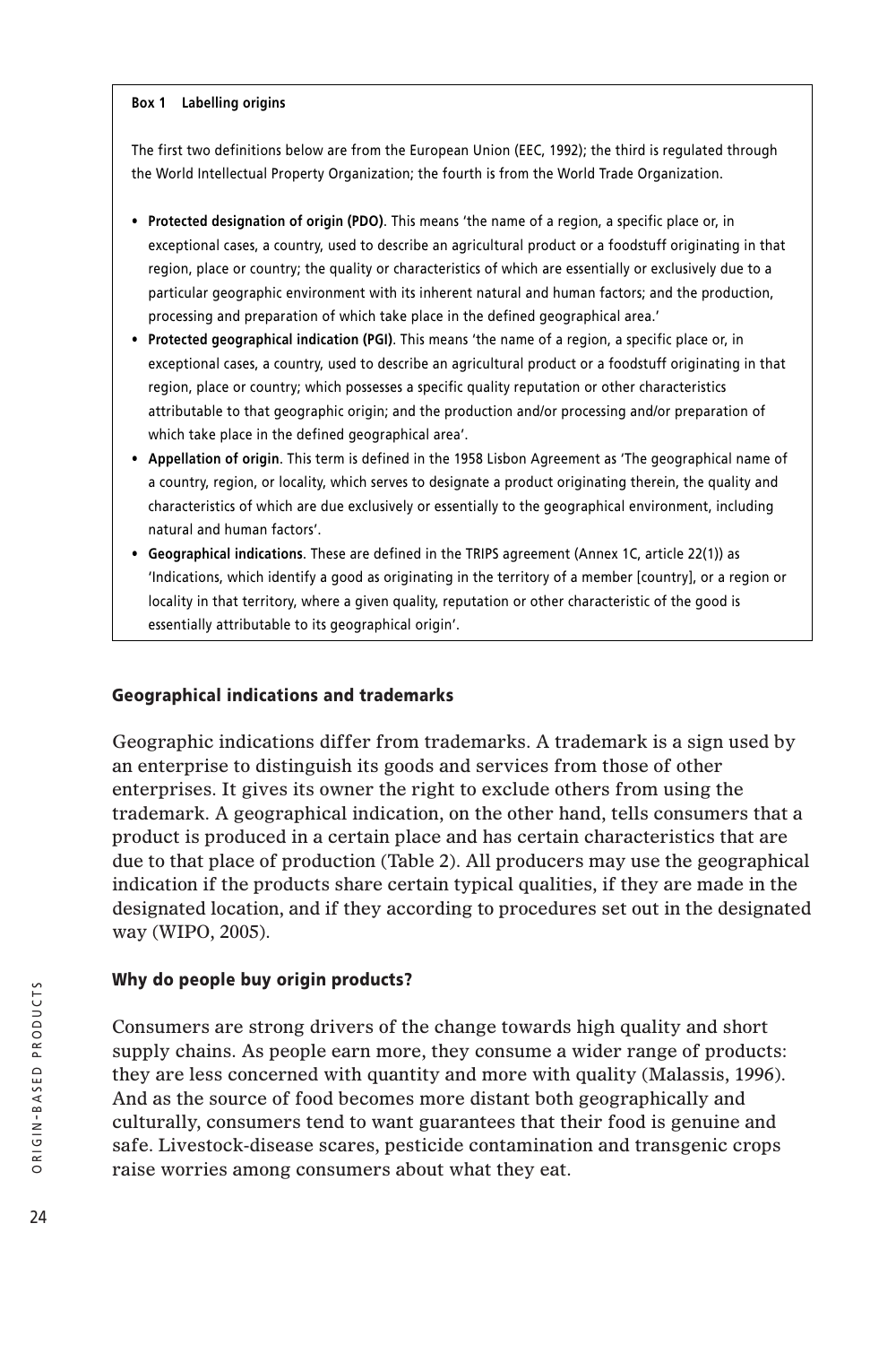**Box 1 Labelling origins**

The first two definitions below are from the European Union (EEC, 1992); the third is regulated through the World Intellectual Property Organization; the fourth is from the World Trade Organization.

- **Protected designation of origin (PDO)**. This means 'the name of a region, a specific place or, in exceptional cases, a country, used to describe an agricultural product or a foodstuff originating in that region, place or country; the quality or characteristics of which are essentially or exclusively due to a particular geographic environment with its inherent natural and human factors; and the production, processing and preparation of which take place in the defined geographical area.'
- **Protected geographical indication (PGI)**. This means 'the name of a region, a specific place or, in exceptional cases, a country, used to describe an agricultural product or a foodstuff originating in that region, place or country; which possesses a specific quality reputation or other characteristics attributable to that geographic origin; and the production and/or processing and/or preparation of which take place in the defined geographical area'.
- **Appellation of origin**. This term is defined in the 1958 Lisbon Agreement as 'The geographical name of a country, region, or locality, which serves to designate a product originating therein, the quality and characteristics of which are due exclusively or essentially to the geographical environment, including natural and human factors'.
- **Geographical indications**. These are defined in the TRIPS agreement (Annex 1C, article 22(1)) as 'Indications, which identify a good as originating in the territory of a member [country], or a region or locality in that territory, where a given quality, reputation or other characteristic of the good is essentially attributable to its geographical origin'.

## Geographical indications and trademarks

Geographic indications differ from trademarks. A trademark is a sign used by an enterprise to distinguish its goods and services from those of other enterprises. It gives its owner the right to exclude others from using the trademark. A geographical indication, on the other hand, tells consumers that a product is produced in a certain place and has certain characteristics that are due to that place of production (Table 2). All producers may use the geographical indication if the products share certain typical qualities, if they are made in the designated location, and if they according to procedures set out in the designated way (WIPO, 2005).

## Why do people buy origin products?

Consumers are strong drivers of the change towards high quality and short supply chains. As people earn more, they consume a wider range of products: they are less concerned with quantity and more with quality (Malassis, 1996). And as the source of food becomes more distant both geographically and culturally, consumers tend to want guarantees that their food is genuine and safe. Livestock-disease scares, pesticide contamination and transgenic crops raise worries among consumers about what they eat.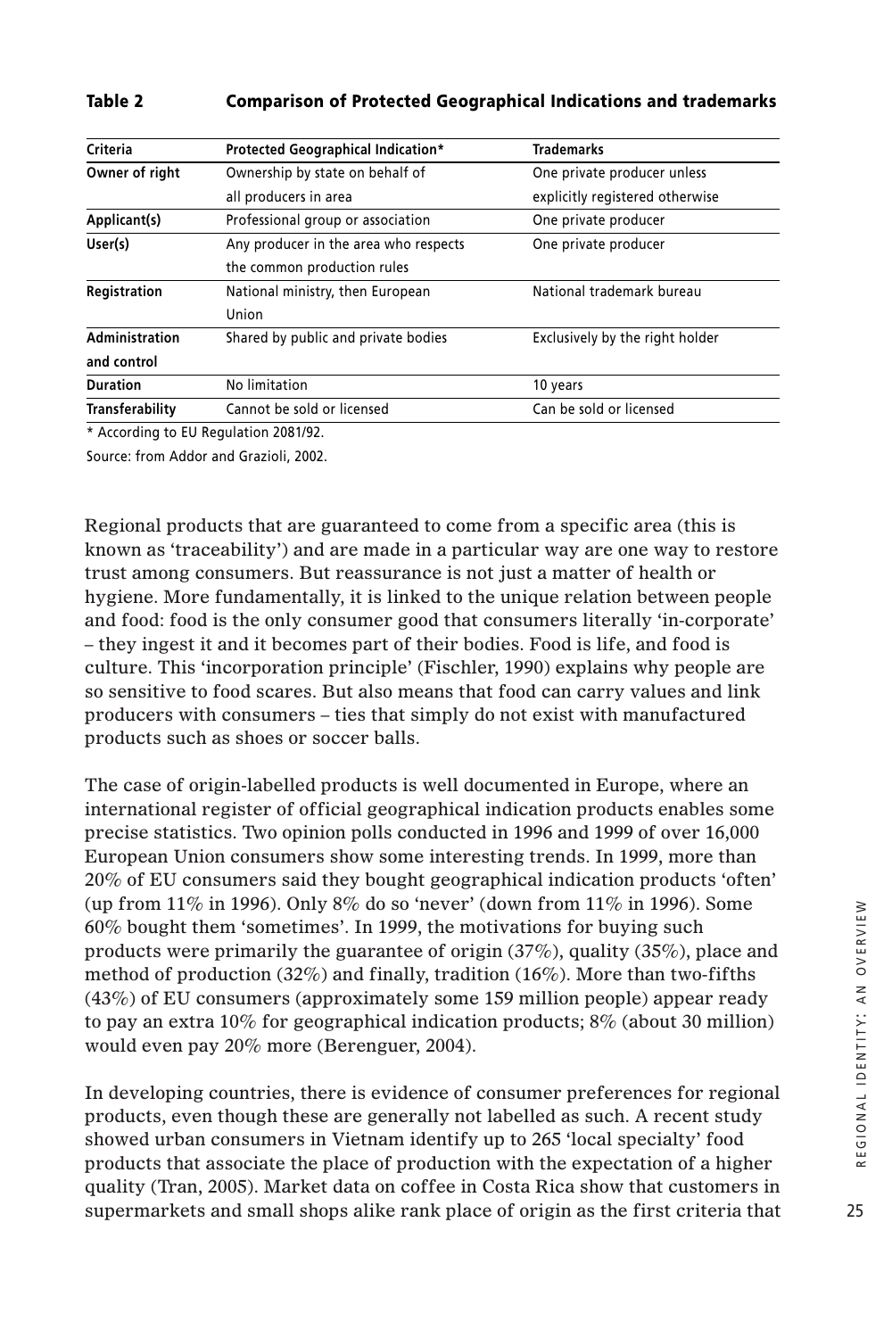**Table 2 Comparison of Protected Geographical Indications and trademarks**

| Criteria | Protected Geographical Indication* | Trademarks |
|---|---|---|
| **Owner of right** | Ownership by state on behalf of all producers in area | One private producer unless explicitly registered otherwise |
| **Applicant(s)** | Professional group or association | One private producer |
| **User(s)** | Any producer in the area who respects the common production rules | One private producer |
| **Registration** | National ministry, then European Union | National trademark bureau |
| **Administration and control** | Shared by public and private bodies | Exclusively by the right holder |
| **Duration** | No limitation | 10 years |
| **Transferability** | Cannot be sold or licensed | Can be sold or licensed |

* According to EU Regulation 2081/92.

Source: from Addor and Grazioli, 2002.

Regional products that are guaranteed to come from a specific area (this is known as 'traceability') and are made in a particular way are one way to restore trust among consumers. But reassurance is not just a matter of health or hygiene. More fundamentally, it is linked to the unique relation between people and food: food is the only consumer good that consumers literally 'in-corporate' – they ingest it and it becomes part of their bodies. Food is life, and food is culture. This 'incorporation principle' (Fischler, 1990) explains why people are so sensitive to food scares. But also means that food can carry values and link producers with consumers – ties that simply do not exist with manufactured products such as shoes or soccer balls.

The case of origin-labelled products is well documented in Europe, where an international register of official geographical indication products enables some precise statistics. Two opinion polls conducted in 1996 and 1999 of over 16,000 European Union consumers show some interesting trends. In 1999, more than 20% of EU consumers said they bought geographical indication products 'often' (up from 11% in 1996). Only 8% do so 'never' (down from 11% in 1996). Some 60% bought them 'sometimes'. In 1999, the motivations for buying such products were primarily the guarantee of origin (37%), quality (35%), place and method of production (32%) and finally, tradition (16%). More than two-fifths (43%) of EU consumers (approximately some 159 million people) appear ready to pay an extra 10% for geographical indication products; 8% (about 30 million) would even pay 20% more (Berenguer, 2004).

In developing countries, there is evidence of consumer preferences for regional products, even though these are generally not labelled as such. A recent study showed urban consumers in Vietnam identify up to 265 'local specialty' food products that associate the place of production with the expectation of a higher quality (Tran, 2005). Market data on coffee in Costa Rica show that customers in supermarkets and small shops alike rank place of origin as the first criteria that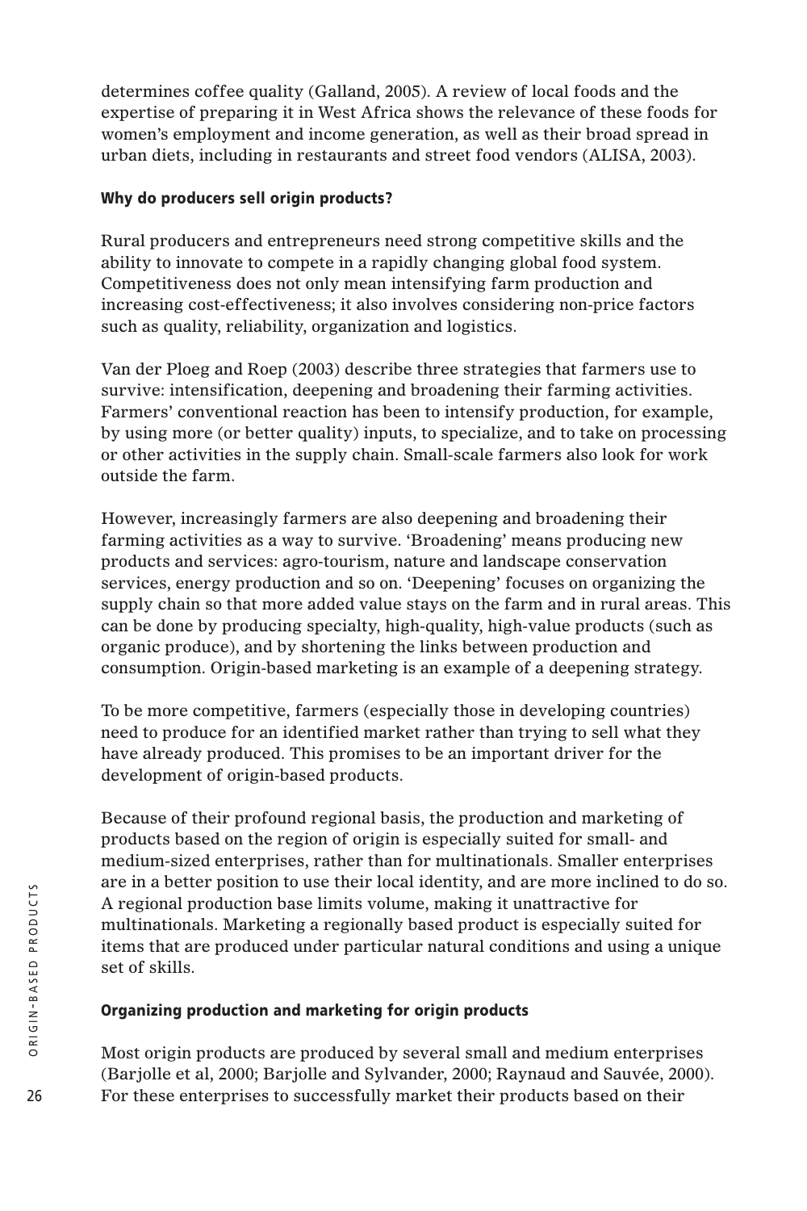determines coffee quality (Galland, 2005). A review of local foods and the expertise of preparing it in West Africa shows the relevance of these foods for women's employment and income generation, as well as their broad spread in urban diets, including in restaurants and street food vendors (ALISA, 2003).

### Why do producers sell origin products?

Rural producers and entrepreneurs need strong competitive skills and the ability to innovate to compete in a rapidly changing global food system. Competitiveness does not only mean intensifying farm production and increasing cost-effectiveness; it also involves considering non-price factors such as quality, reliability, organization and logistics.

Van der Ploeg and Roep (2003) describe three strategies that farmers use to survive: intensification, deepening and broadening their farming activities. Farmers' conventional reaction has been to intensify production, for example, by using more (or better quality) inputs, to specialize, and to take on processing or other activities in the supply chain. Small-scale farmers also look for work outside the farm.

However, increasingly farmers are also deepening and broadening their farming activities as a way to survive. 'Broadening' means producing new products and services: agro-tourism, nature and landscape conservation services, energy production and so on. 'Deepening' focuses on organizing the supply chain so that more added value stays on the farm and in rural areas. This can be done by producing specialty, high-quality, high-value products (such as organic produce), and by shortening the links between production and consumption. Origin-based marketing is an example of a deepening strategy.

To be more competitive, farmers (especially those in developing countries) need to produce for an identified market rather than trying to sell what they have already produced. This promises to be an important driver for the development of origin-based products.

Because of their profound regional basis, the production and marketing of products based on the region of origin is especially suited for small- and medium-sized enterprises, rather than for multinationals. Smaller enterprises are in a better position to use their local identity, and are more inclined to do so. A regional production base limits volume, making it unattractive for multinationals. Marketing a regionally based product is especially suited for items that are produced under particular natural conditions and using a unique set of skills.

### Organizing production and marketing for origin products

Most origin products are produced by several small and medium enterprises (Barjolle et al, 2000; Barjolle and Sylvander, 2000; Raynaud and Sauvée, 2000). For these enterprises to successfully market their products based on their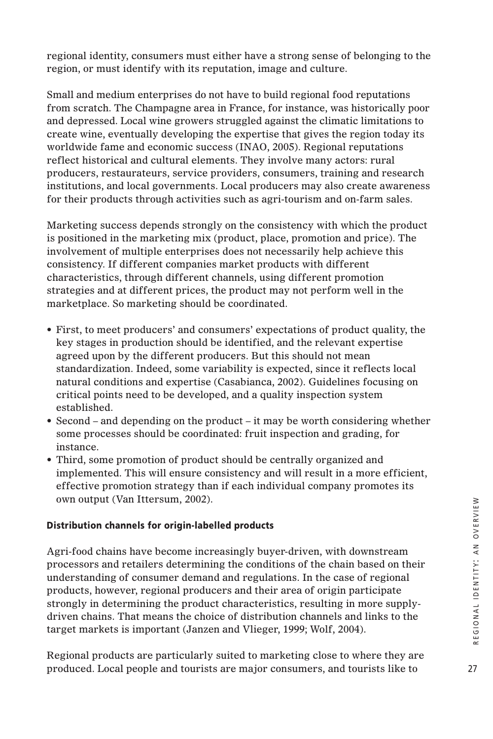regional identity, consumers must either have a strong sense of belonging to the region, or must identify with its reputation, image and culture.

Small and medium enterprises do not have to build regional food reputations from scratch. The Champagne area in France, for instance, was historically poor and depressed. Local wine growers struggled against the climatic limitations to create wine, eventually developing the expertise that gives the region today its worldwide fame and economic success (INAO, 2005). Regional reputations reflect historical and cultural elements. They involve many actors: rural producers, restaurateurs, service providers, consumers, training and research institutions, and local governments. Local producers may also create awareness for their products through activities such as agri-tourism and on-farm sales.

Marketing success depends strongly on the consistency with which the product is positioned in the marketing mix (product, place, promotion and price). The involvement of multiple enterprises does not necessarily help achieve this consistency. If different companies market products with different characteristics, through different channels, using different promotion strategies and at different prices, the product may not perform well in the marketplace. So marketing should be coordinated.

- First, to meet producers' and consumers' expectations of product quality, the key stages in production should be identified, and the relevant expertise agreed upon by the different producers. But this should not mean standardization. Indeed, some variability is expected, since it reflects local natural conditions and expertise (Casabianca, 2002). Guidelines focusing on critical points need to be developed, and a quality inspection system established.
- Second – and depending on the product – it may be worth considering whether some processes should be coordinated: fruit inspection and grading, for instance.
- Third, some promotion of product should be centrally organized and implemented. This will ensure consistency and will result in a more efficient, effective promotion strategy than if each individual company promotes its own output (Van Ittersum, 2002).

### Distribution channels for origin-labelled products

Agri-food chains have become increasingly buyer-driven, with downstream processors and retailers determining the conditions of the chain based on their understanding of consumer demand and regulations. In the case of regional products, however, regional producers and their area of origin participate strongly in determining the product characteristics, resulting in more supply-driven chains. That means the choice of distribution channels and links to the target markets is important (Janzen and Vlieger, 1999; Wolf, 2004).

Regional products are particularly suited to marketing close to where they are produced. Local people and tourists are major consumers, and tourists like to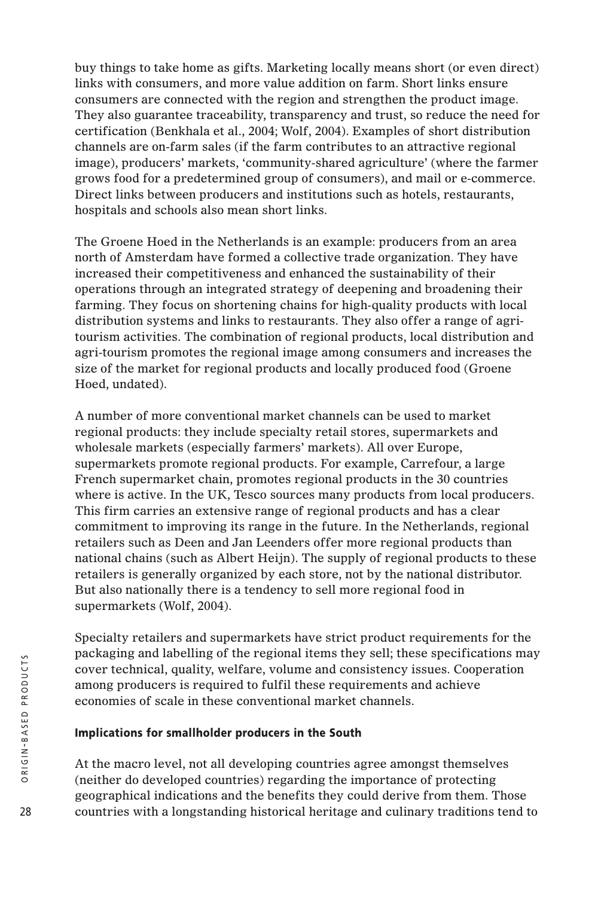buy things to take home as gifts. Marketing locally means short (or even direct) links with consumers, and more value addition on farm. Short links ensure consumers are connected with the region and strengthen the product image. They also guarantee traceability, transparency and trust, so reduce the need for certification (Benkhala et al., 2004; Wolf, 2004). Examples of short distribution channels are on-farm sales (if the farm contributes to an attractive regional image), producers' markets, 'community-shared agriculture' (where the farmer grows food for a predetermined group of consumers), and mail or e-commerce. Direct links between producers and institutions such as hotels, restaurants, hospitals and schools also mean short links.

The Groene Hoed in the Netherlands is an example: producers from an area north of Amsterdam have formed a collective trade organization. They have increased their competitiveness and enhanced the sustainability of their operations through an integrated strategy of deepening and broadening their farming. They focus on shortening chains for high-quality products with local distribution systems and links to restaurants. They also offer a range of agri-tourism activities. The combination of regional products, local distribution and agri-tourism promotes the regional image among consumers and increases the size of the market for regional products and locally produced food (Groene Hoed, undated).

A number of more conventional market channels can be used to market regional products: they include specialty retail stores, supermarkets and wholesale markets (especially farmers' markets). All over Europe, supermarkets promote regional products. For example, Carrefour, a large French supermarket chain, promotes regional products in the 30 countries where is active. In the UK, Tesco sources many products from local producers. This firm carries an extensive range of regional products and has a clear commitment to improving its range in the future. In the Netherlands, regional retailers such as Deen and Jan Leenders offer more regional products than national chains (such as Albert Heijn). The supply of regional products to these retailers is generally organized by each store, not by the national distributor. But also nationally there is a tendency to sell more regional food in supermarkets (Wolf, 2004).

Specialty retailers and supermarkets have strict product requirements for the packaging and labelling of the regional items they sell; these specifications may cover technical, quality, welfare, volume and consistency issues. Cooperation among producers is required to fulfil these requirements and achieve economies of scale in these conventional market channels.

### Implications for smallholder producers in the South

At the macro level, not all developing countries agree amongst themselves (neither do developed countries) regarding the importance of protecting geographical indications and the benefits they could derive from them. Those countries with a longstanding historical heritage and culinary traditions tend to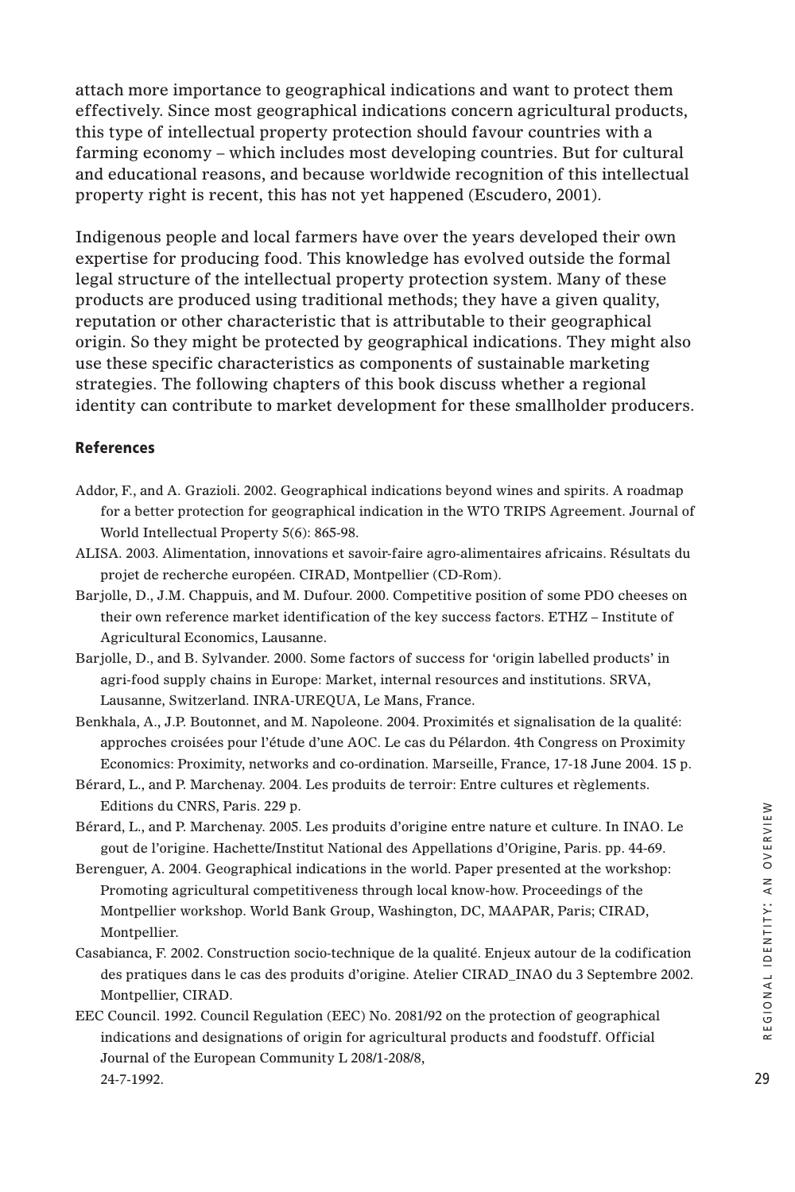attach more importance to geographical indications and want to protect them effectively. Since most geographical indications concern agricultural products, this type of intellectual property protection should favour countries with a farming economy – which includes most developing countries. But for cultural and educational reasons, and because worldwide recognition of this intellectual property right is recent, this has not yet happened (Escudero, 2001).

Indigenous people and local farmers have over the years developed their own expertise for producing food. This knowledge has evolved outside the formal legal structure of the intellectual property protection system. Many of these products are produced using traditional methods; they have a given quality, reputation or other characteristic that is attributable to their geographical origin. So they might be protected by geographical indications. They might also use these specific characteristics as components of sustainable marketing strategies. The following chapters of this book discuss whether a regional identity can contribute to market development for these smallholder producers.

## References

Addor, F., and A. Grazioli. 2002. Geographical indications beyond wines and spirits. A roadmap for a better protection for geographical indication in the WTO TRIPS Agreement. Journal of World Intellectual Property 5(6): 865-98.

ALISA. 2003. Alimentation, innovations et savoir-faire agro-alimentaires africains. Résultats du projet de recherche européen. CIRAD, Montpellier (CD-Rom).

Barjolle, D., J.M. Chappuis, and M. Dufour. 2000. Competitive position of some PDO cheeses on their own reference market identification of the key success factors. ETHZ – Institute of Agricultural Economics, Lausanne.

Barjolle, D., and B. Sylvander. 2000. Some factors of success for 'origin labelled products' in agri-food supply chains in Europe: Market, internal resources and institutions. SRVA, Lausanne, Switzerland. INRA-UREQUA, Le Mans, France.

Benkhala, A., J.P. Boutonnet, and M. Napoleone. 2004. Proximités et signalisation de la qualité: approches croisées pour l'étude d'une AOC. Le cas du Pélardon. 4th Congress on Proximity Economics: Proximity, networks and co-ordination. Marseille, France, 17-18 June 2004. 15 p.

Bérard, L., and P. Marchenay. 2004. Les produits de terroir: Entre cultures et règlements. Editions du CNRS, Paris. 229 p.

Bérard, L., and P. Marchenay. 2005. Les produits d'origine entre nature et culture. In INAO. Le gout de l'origine. Hachette/Institut National des Appellations d'Origine, Paris. pp. 44-69.

Berenguer, A. 2004. Geographical indications in the world. Paper presented at the workshop: Promoting agricultural competitiveness through local know-how. Proceedings of the Montpellier workshop. World Bank Group, Washington, DC, MAAPAR, Paris; CIRAD, Montpellier.

Casabianca, F. 2002. Construction socio-technique de la qualité. Enjeux autour de la codification des pratiques dans le cas des produits d'origine. Atelier CIRAD_INAO du 3 Septembre 2002. Montpellier, CIRAD.

EEC Council. 1992. Council Regulation (EEC) No. 2081/92 on the protection of geographical indications and designations of origin for agricultural products and foodstuff. Official Journal of the European Community L 208/1-208/8, 24-7-1992.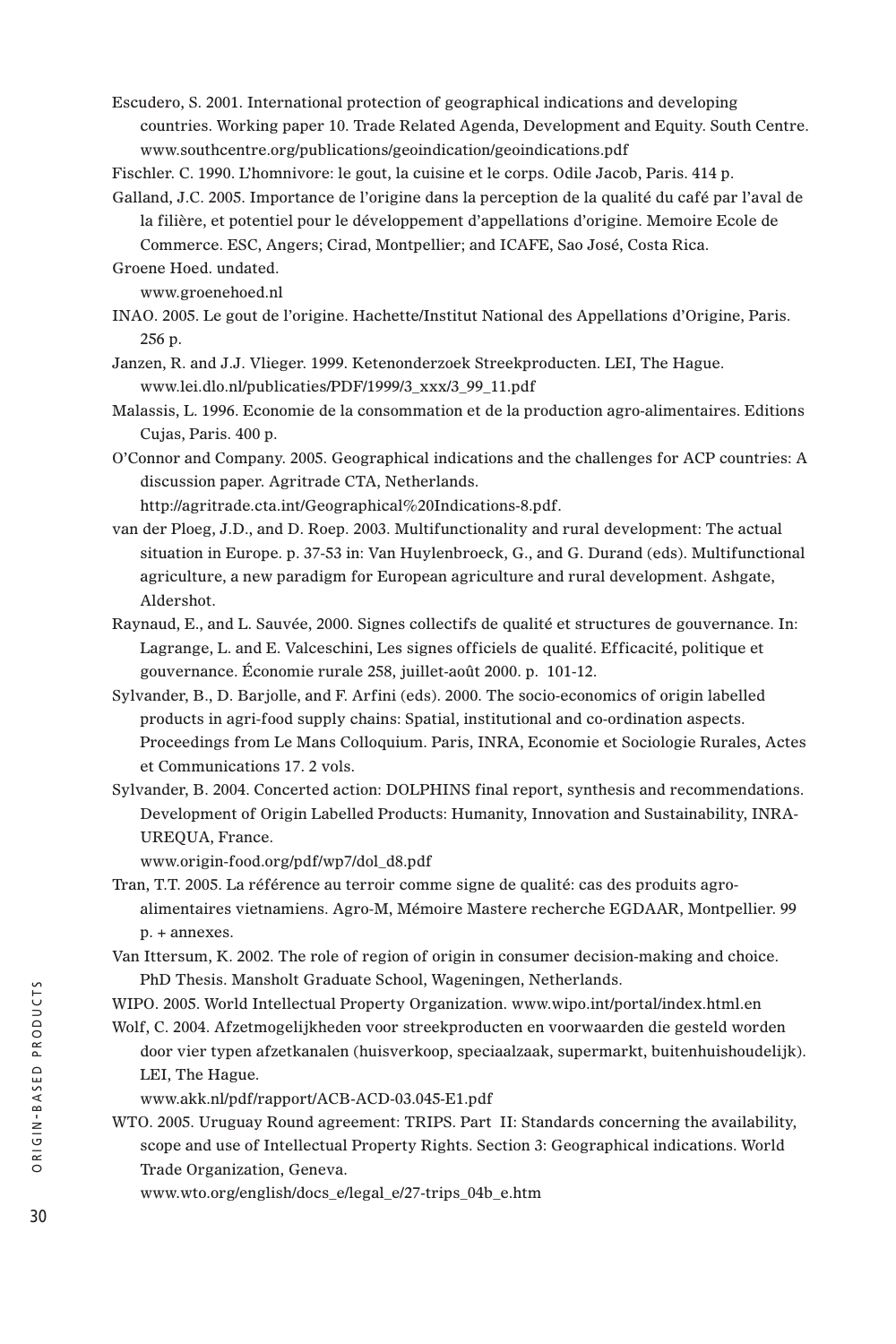Escudero, S. 2001. International protection of geographical indications and developing countries. Working paper 10. Trade Related Agenda, Development and Equity. South Centre. www.southcentre.org/publications/geoindication/geoindications.pdf

Fischler. C. 1990. L'homnivore: le gout, la cuisine et le corps. Odile Jacob, Paris. 414 p.

Galland, J.C. 2005. Importance de l'origine dans la perception de la qualité du café par l'aval de la filière, et potentiel pour le développement d'appellations d'origine. Memoire Ecole de Commerce. ESC, Angers; Cirad, Montpellier; and ICAFE, Sao José, Costa Rica.

Groene Hoed. undated.
www.groenehoed.nl

INAO. 2005. Le gout de l'origine. Hachette/Institut National des Appellations d'Origine, Paris. 256 p.

Janzen, R. and J.J. Vlieger. 1999. Ketenonderzoek Streekproducten. LEI, The Hague. www.lei.dlo.nl/publicaties/PDF/1999/3_xxx/3_99_11.pdf

Malassis, L. 1996. Economie de la consommation et de la production agro-alimentaires. Editions Cujas, Paris. 400 p.

O'Connor and Company. 2005. Geographical indications and the challenges for ACP countries: A discussion paper. Agritrade CTA, Netherlands.
http://agritrade.cta.int/Geographical%20Indications-8.pdf.

van der Ploeg, J.D., and D. Roep. 2003. Multifunctionality and rural development: The actual situation in Europe. p. 37-53 in: Van Huylenbroeck, G., and G. Durand (eds). Multifunctional agriculture, a new paradigm for European agriculture and rural development. Ashgate, Aldershot.

Raynaud, E., and L. Sauvée, 2000. Signes collectifs de qualité et structures de gouvernance. In: Lagrange, L. and E. Valceschini, Les signes officiels de qualité. Efficacité, politique et gouvernance. Économie rurale 258, juillet-août 2000. p. 101-12.

Sylvander, B., D. Barjolle, and F. Arfini (eds). 2000. The socio-economics of origin labelled products in agri-food supply chains: Spatial, institutional and co-ordination aspects. Proceedings from Le Mans Colloquium. Paris, INRA, Economie et Sociologie Rurales, Actes et Communications 17. 2 vols.

Sylvander, B. 2004. Concerted action: DOLPHINS final report, synthesis and recommendations. Development of Origin Labelled Products: Humanity, Innovation and Sustainability, INRA-UREQUA, France.
www.origin-food.org/pdf/wp7/dol_d8.pdf

Tran, T.T. 2005. La référence au terroir comme signe de qualité: cas des produits agro-alimentaires vietnamiens. Agro-M, Mémoire Mastere recherche EGDAAR, Montpellier. 99 p. + annexes.

Van Ittersum, K. 2002. The role of region of origin in consumer decision-making and choice. PhD Thesis. Mansholt Graduate School, Wageningen, Netherlands.

WIPO. 2005. World Intellectual Property Organization. www.wipo.int/portal/index.html.en

Wolf, C. 2004. Afzetmogelijkheden voor streekproducten en voorwaarden die gesteld worden door vier typen afzetkanalen (huisverkoop, speciaalzaak, supermarkt, buitenhuishoudelijk). LEI, The Hague.
www.akk.nl/pdf/rapport/ACB-ACD-03.045-E1.pdf

WTO. 2005. Uruguay Round agreement: TRIPS. Part II: Standards concerning the availability, scope and use of Intellectual Property Rights. Section 3: Geographical indications. World Trade Organization, Geneva.
www.wto.org/english/docs_e/legal_e/27-trips_04b_e.htm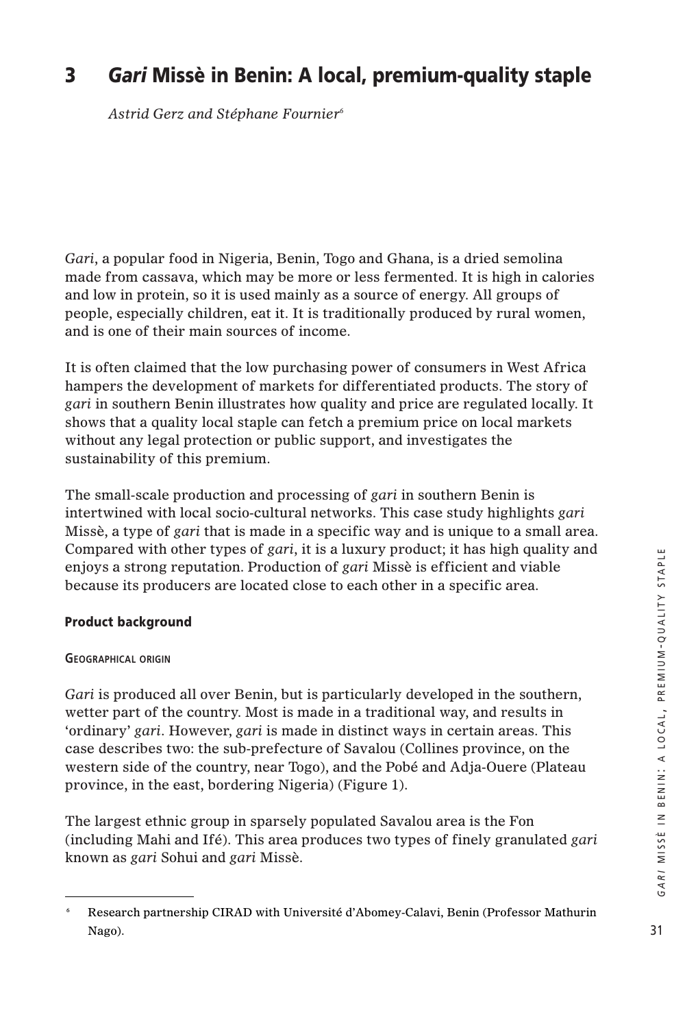# 3 *Gari* Missè in Benin: A local, premium-quality staple

*Astrid Gerz and Stéphane Fournier*[6]

*Gari*, a popular food in Nigeria, Benin, Togo and Ghana, is a dried semolina made from cassava, which may be more or less fermented. It is high in calories and low in protein, so it is used mainly as a source of energy. All groups of people, especially children, eat it. It is traditionally produced by rural women, and is one of their main sources of income.

It is often claimed that the low purchasing power of consumers in West Africa hampers the development of markets for differentiated products. The story of *gari* in southern Benin illustrates how quality and price are regulated locally. It shows that a quality local staple can fetch a premium price on local markets without any legal protection or public support, and investigates the sustainability of this premium.

The small-scale production and processing of *gari* in southern Benin is intertwined with local socio-cultural networks. This case study highlights *gari* Missè, a type of *gari* that is made in a specific way and is unique to a small area. Compared with other types of *gari*, it is a luxury product; it has high quality and enjoys a strong reputation. Production of *gari* Missè is efficient and viable because its producers are located close to each other in a specific area.

## Product background

### Geographical origin

*Gari* is produced all over Benin, but is particularly developed in the southern, wetter part of the country. Most is made in a traditional way, and results in 'ordinary' *gari*. However, *gari* is made in distinct ways in certain areas. This case describes two: the sub-prefecture of Savalou (Collines province, on the western side of the country, near Togo), and the Pobé and Adja-Ouere (Plateau province, in the east, bordering Nigeria) (Figure 1).

The largest ethnic group in sparsely populated Savalou area is the Fon (including Mahi and Ifé). This area produces two types of finely granulated *gari* known as *gari* Sohui and *gari* Missè.

---

[6] Research partnership CIRAD with Université d'Abomey-Calavi, Benin (Professor Mathurin Nago).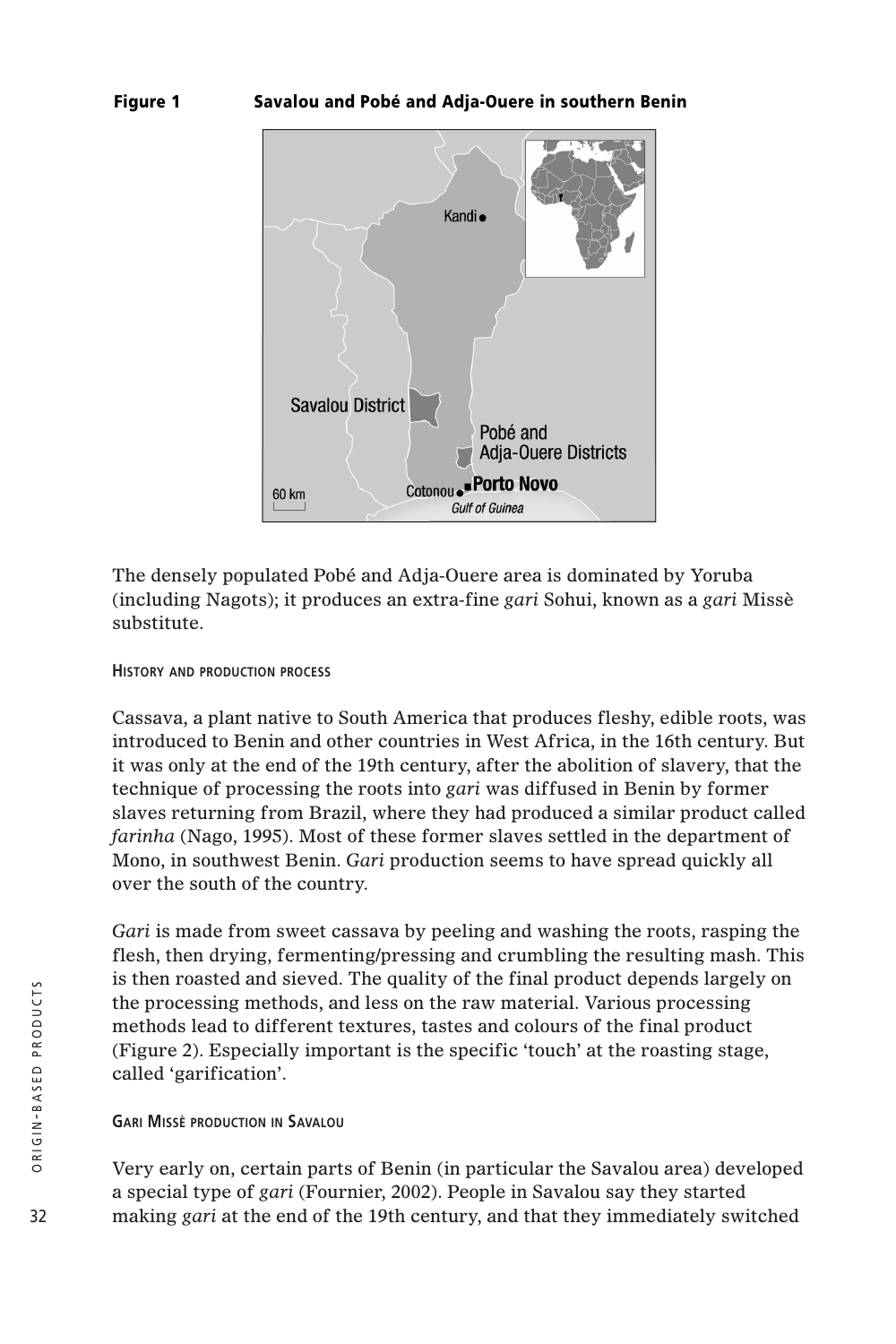**Figure 1 Savalou and Pobé and Adja-Ouere in southern Benin**

The densely populated Pobé and Adja-Ouere area is dominated by Yoruba (including Nagots); it produces an extra-fine *gari* Sohui, known as a *gari* Missè substitute.

#### History and production process

Cassava, a plant native to South America that produces fleshy, edible roots, was introduced to Benin and other countries in West Africa, in the 16th century. But it was only at the end of the 19th century, after the abolition of slavery, that the technique of processing the roots into *gari* was diffused in Benin by former slaves returning from Brazil, where they had produced a similar product called *farinha* (Nago, 1995). Most of these former slaves settled in the department of Mono, in southwest Benin. *Gari* production seems to have spread quickly all over the south of the country.

*Gari* is made from sweet cassava by peeling and washing the roots, rasping the flesh, then drying, fermenting/pressing and crumbling the resulting mash. This is then roasted and sieved. The quality of the final product depends largely on the processing methods, and less on the raw material. Various processing methods lead to different textures, tastes and colours of the final product (Figure 2). Especially important is the specific 'touch' at the roasting stage, called 'garification'.

#### Gari Missè production in Savalou

Very early on, certain parts of Benin (in particular the Savalou area) developed a special type of *gari* (Fournier, 2002). People in Savalou say they started making *gari* at the end of the 19th century, and that they immediately switched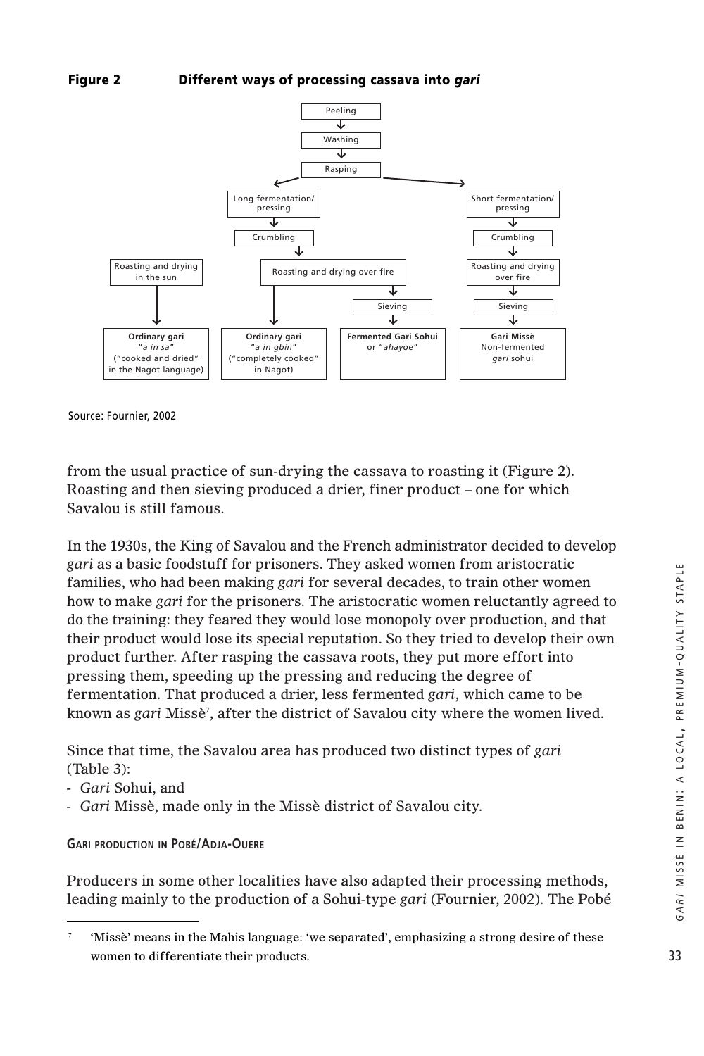**Figure 2 Different ways of processing cassava into *gari***

Peeling → Washing → Rasping

- Long fermentation/pressing → Crumbling → Roasting and drying over fire
  - → **Ordinary gari** "*a in gbin*" ("completely cooked" in Nagot)
  - → Sieving → **Fermented Gari Sohui** or "*ahayoe*"
- Roasting and drying in the sun → **Ordinary gari** "*a in sa*" ("cooked and dried" in the Nagot language)
- Short fermentation/pressing → Crumbling → Roasting and drying over fire → Sieving → **Gari Missè** Non-fermented *gari* sohui

Source: Fournier, 2002

from the usual practice of sun-drying the cassava to roasting it (Figure 2). Roasting and then sieving produced a drier, finer product – one for which Savalou is still famous.

In the 1930s, the King of Savalou and the French administrator decided to develop *gari* as a basic foodstuff for prisoners. They asked women from aristocratic families, who had been making *gari* for several decades, to train other women how to make *gari* for the prisoners. The aristocratic women reluctantly agreed to do the training: they feared they would lose monopoly over production, and that their product would lose its special reputation. So they tried to develop their own product further. After rasping the cassava roots, they put more effort into pressing them, speeding up the pressing and reducing the degree of fermentation. That produced a drier, less fermented *gari*, which came to be known as *gari* Missè[7], after the district of Savalou city where the women lived.

Since that time, the Savalou area has produced two distinct types of *gari* (Table 3):

- *Gari* Sohui, and
- *Gari* Missè, made only in the Missè district of Savalou city.

#### GARI PRODUCTION IN POBÉ/ADJA-OUERE

Producers in some other localities have also adapted their processing methods, leading mainly to the production of a Sohui-type *gari* (Fournier, 2002). The Pobé

[7] 'Missè' means in the Mahis language: 'we separated', emphasizing a strong desire of these women to differentiate their products.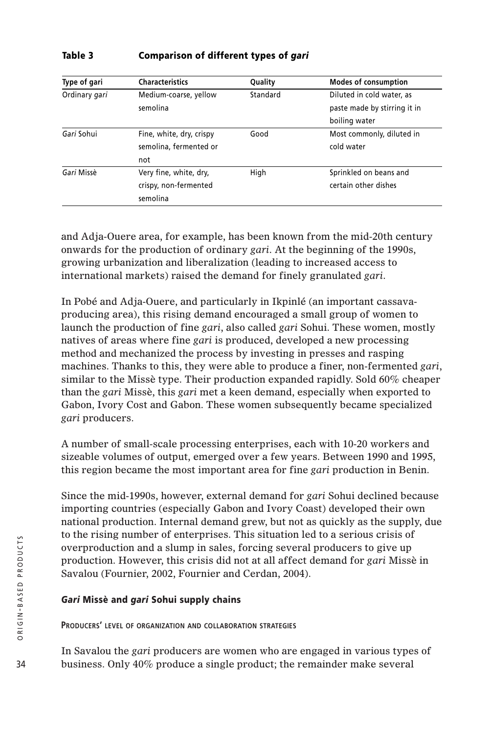**Table 3 Comparison of different types of *gari***

| Type of gari | Characteristics | Quality | Modes of consumption |
|---|---|---|---|
| Ordinary *gari* | Medium-coarse, yellow semolina | Standard | Diluted in cold water, as paste made by stirring it in boiling water |
| *Gari* Sohui | Fine, white, dry, crispy semolina, fermented or not | Good | Most commonly, diluted in cold water |
| *Gari* Missè | Very fine, white, dry, crispy, non-fermented semolina | High | Sprinkled on beans and certain other dishes |

and Adja-Ouere area, for example, has been known from the mid-20th century onwards for the production of ordinary *gari*. At the beginning of the 1990s, growing urbanization and liberalization (leading to increased access to international markets) raised the demand for finely granulated *gari*.

In Pobé and Adja-Ouere, and particularly in Ikpinlé (an important cassava-producing area), this rising demand encouraged a small group of women to launch the production of fine *gari*, also called *gari* Sohui. These women, mostly natives of areas where fine *gari* is produced, developed a new processing method and mechanized the process by investing in presses and rasping machines. Thanks to this, they were able to produce a finer, non-fermented *gari*, similar to the Missè type. Their production expanded rapidly. Sold 60% cheaper than the *gari* Missè, this *gari* met a keen demand, especially when exported to Gabon, Ivory Cost and Gabon. These women subsequently became specialized *gari* producers.

A number of small-scale processing enterprises, each with 10-20 workers and sizeable volumes of output, emerged over a few years. Between 1990 and 1995, this region became the most important area for fine *gari* production in Benin.

Since the mid-1990s, however, external demand for *gari* Sohui declined because importing countries (especially Gabon and Ivory Coast) developed their own national production. Internal demand grew, but not as quickly as the supply, due to the rising number of enterprises. This situation led to a serious crisis of overproduction and a slump in sales, forcing several producers to give up production. However, this crisis did not at all affect demand for *gari* Missè in Savalou (Fournier, 2002, Fournier and Cerdan, 2004).

### *Gari* Missè and *gari* Sohui supply chains

#### Producers' level of organization and collaboration strategies

In Savalou the *gari* producers are women who are engaged in various types of business. Only 40% produce a single product; the remainder make several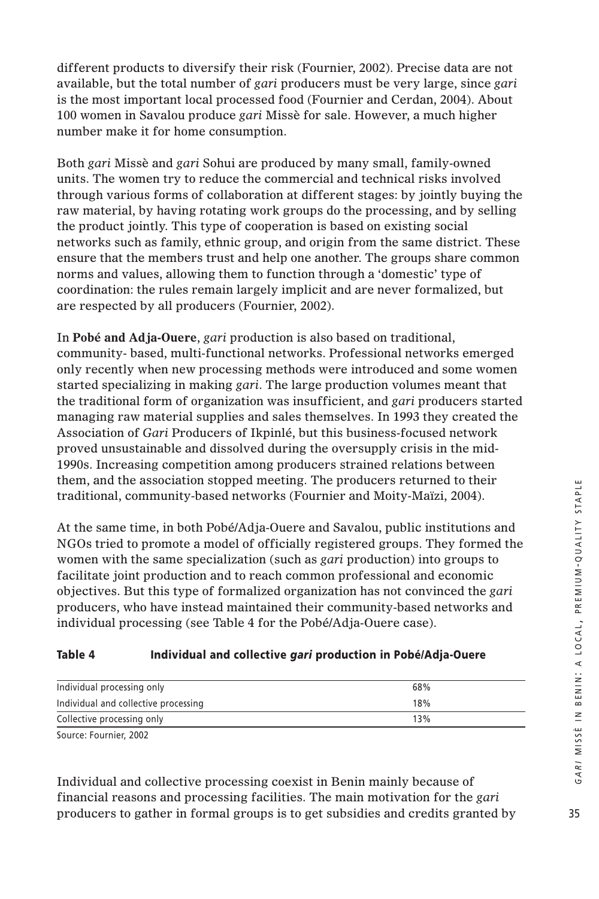different products to diversify their risk (Fournier, 2002). Precise data are not available, but the total number of *gari* producers must be very large, since *gari* is the most important local processed food (Fournier and Cerdan, 2004). About 100 women in Savalou produce *gari* Missè for sale. However, a much higher number make it for home consumption.

Both *gari* Missè and *gari* Sohui are produced by many small, family-owned units. The women try to reduce the commercial and technical risks involved through various forms of collaboration at different stages: by jointly buying the raw material, by having rotating work groups do the processing, and by selling the product jointly. This type of cooperation is based on existing social networks such as family, ethnic group, and origin from the same district. These ensure that the members trust and help one another. The groups share common norms and values, allowing them to function through a 'domestic' type of coordination: the rules remain largely implicit and are never formalized, but are respected by all producers (Fournier, 2002).

In **Pobé and Adja-Ouere**, *gari* production is also based on traditional, community- based, multi-functional networks. Professional networks emerged only recently when new processing methods were introduced and some women started specializing in making *gari*. The large production volumes meant that the traditional form of organization was insufficient, and *gari* producers started managing raw material supplies and sales themselves. In 1993 they created the Association of *Gari* Producers of Ikpinlé, but this business-focused network proved unsustainable and dissolved during the oversupply crisis in the mid-1990s. Increasing competition among producers strained relations between them, and the association stopped meeting. The producers returned to their traditional, community-based networks (Fournier and Moity-Maïzi, 2004).

At the same time, in both Pobé/Adja-Ouere and Savalou, public institutions and NGOs tried to promote a model of officially registered groups. They formed the women with the same specialization (such as *gari* production) into groups to facilitate joint production and to reach common professional and economic objectives. But this type of formalized organization has not convinced the *gari* producers, who have instead maintained their community-based networks and individual processing (see Table 4 for the Pobé/Adja-Ouere case).

**Table 4 Individual and collective *gari* production in Pobé/Adja-Ouere**

| | |
|---|---|
| Individual processing only | 68% |
| Individual and collective processing | 18% |
| Collective processing only | 13% |

Source: Fournier, 2002

Individual and collective processing coexist in Benin mainly because of financial reasons and processing facilities. The main motivation for the *gari* producers to gather in formal groups is to get subsidies and credits granted by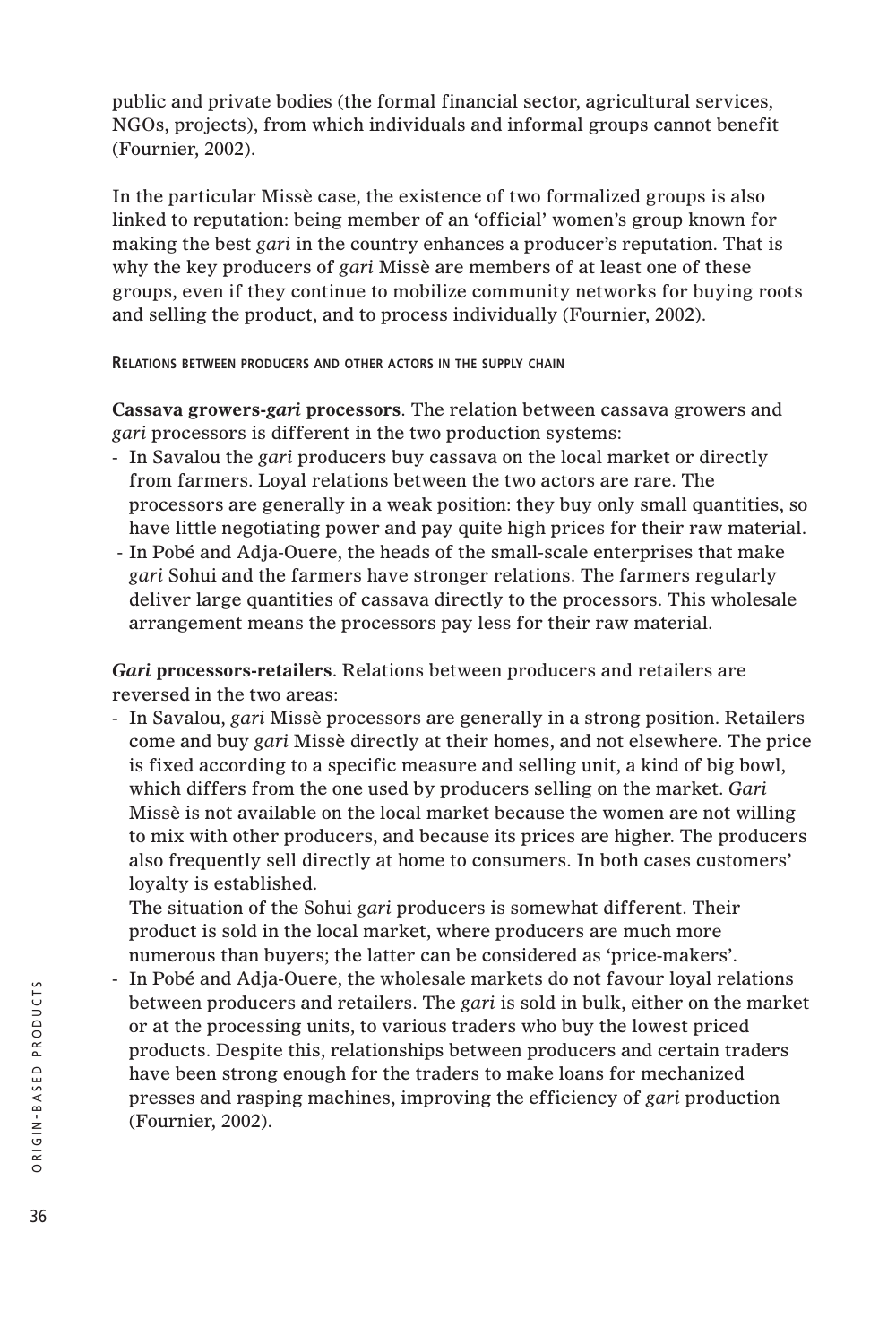public and private bodies (the formal financial sector, agricultural services, NGOs, projects), from which individuals and informal groups cannot benefit (Fournier, 2002).

In the particular Missè case, the existence of two formalized groups is also linked to reputation: being member of an 'official' women's group known for making the best *gari* in the country enhances a producer's reputation. That is why the key producers of *gari* Missè are members of at least one of these groups, even if they continue to mobilize community networks for buying roots and selling the product, and to process individually (Fournier, 2002).

#### RELATIONS BETWEEN PRODUCERS AND OTHER ACTORS IN THE SUPPLY CHAIN

**Cassava growers-*gari* processors**. The relation between cassava growers and *gari* processors is different in the two production systems:

- In Savalou the *gari* producers buy cassava on the local market or directly from farmers. Loyal relations between the two actors are rare. The processors are generally in a weak position: they buy only small quantities, so have little negotiating power and pay quite high prices for their raw material.
- In Pobé and Adja-Ouere, the heads of the small-scale enterprises that make *gari* Sohui and the farmers have stronger relations. The farmers regularly deliver large quantities of cassava directly to the processors. This wholesale arrangement means the processors pay less for their raw material.

***Gari* processors-retailers**. Relations between producers and retailers are reversed in the two areas:

- In Savalou, *gari* Missè processors are generally in a strong position. Retailers come and buy *gari* Missè directly at their homes, and not elsewhere. The price is fixed according to a specific measure and selling unit, a kind of big bowl, which differs from the one used by producers selling on the market. *Gari* Missè is not available on the local market because the women are not willing to mix with other producers, and because its prices are higher. The producers also frequently sell directly at home to consumers. In both cases customers' loyalty is established.
  The situation of the Sohui *gari* producers is somewhat different. Their product is sold in the local market, where producers are much more numerous than buyers; the latter can be considered as 'price-makers'.
- In Pobé and Adja-Ouere, the wholesale markets do not favour loyal relations between producers and retailers. The *gari* is sold in bulk, either on the market or at the processing units, to various traders who buy the lowest priced products. Despite this, relationships between producers and certain traders have been strong enough for the traders to make loans for mechanized presses and rasping machines, improving the efficiency of *gari* production (Fournier, 2002).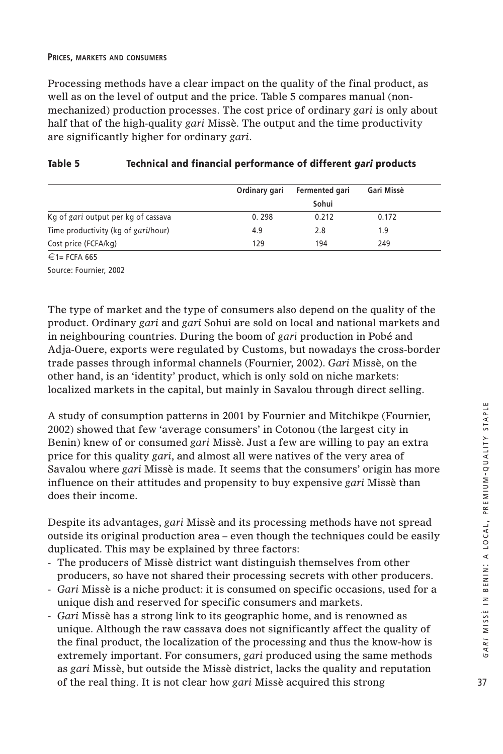**PRICES, MARKETS AND CONSUMERS**

Processing methods have a clear impact on the quality of the final product, as well as on the level of output and the price. Table 5 compares manual (non-mechanized) production processes. The cost price of ordinary *gari* is only about half that of the high-quality *gari* Missè. The output and the time productivity are significantly higher for ordinary *gari*.

**Table 5 Technical and financial performance of different *gari* products**

| | Ordinary gari | Fermented gari Sohui | Gari Missè |
|---|---|---|---|
| Kg of *gari* output per kg of cassava | 0. 298 | 0.212 | 0.172 |
| Time productivity (kg of *gari*/hour) | 4.9 | 2.8 | 1.9 |
| Cost price (FCFA/kg) | 129 | 194 | 249 |

€1= FCFA 665

Source: Fournier, 2002

The type of market and the type of consumers also depend on the quality of the product. Ordinary *gari* and *gari* Sohui are sold on local and national markets and in neighbouring countries. During the boom of *gari* production in Pobé and Adja-Ouere, exports were regulated by Customs, but nowadays the cross-border trade passes through informal channels (Fournier, 2002). *Gari* Missè, on the other hand, is an 'identity' product, which is only sold on niche markets: localized markets in the capital, but mainly in Savalou through direct selling.

A study of consumption patterns in 2001 by Fournier and Mitchikpe (Fournier, 2002) showed that few 'average consumers' in Cotonou (the largest city in Benin) knew of or consumed *gari* Missè. Just a few are willing to pay an extra price for this quality *gari*, and almost all were natives of the very area of Savalou where *gari* Missè is made. It seems that the consumers' origin has more influence on their attitudes and propensity to buy expensive *gari* Missè than does their income.

Despite its advantages, *gari* Missè and its processing methods have not spread outside its original production area – even though the techniques could be easily duplicated. This may be explained by three factors:

- The producers of Missè district want distinguish themselves from other producers, so have not shared their processing secrets with other producers.
- *Gari* Missè is a niche product: it is consumed on specific occasions, used for a unique dish and reserved for specific consumers and markets.
- *Gari* Missè has a strong link to its geographic home, and is renowned as unique. Although the raw cassava does not significantly affect the quality of the final product, the localization of the processing and thus the know-how is extremely important. For consumers, *gari* produced using the same methods as *gari* Missè, but outside the Missè district, lacks the quality and reputation of the real thing. It is not clear how *gari* Missè acquired this strong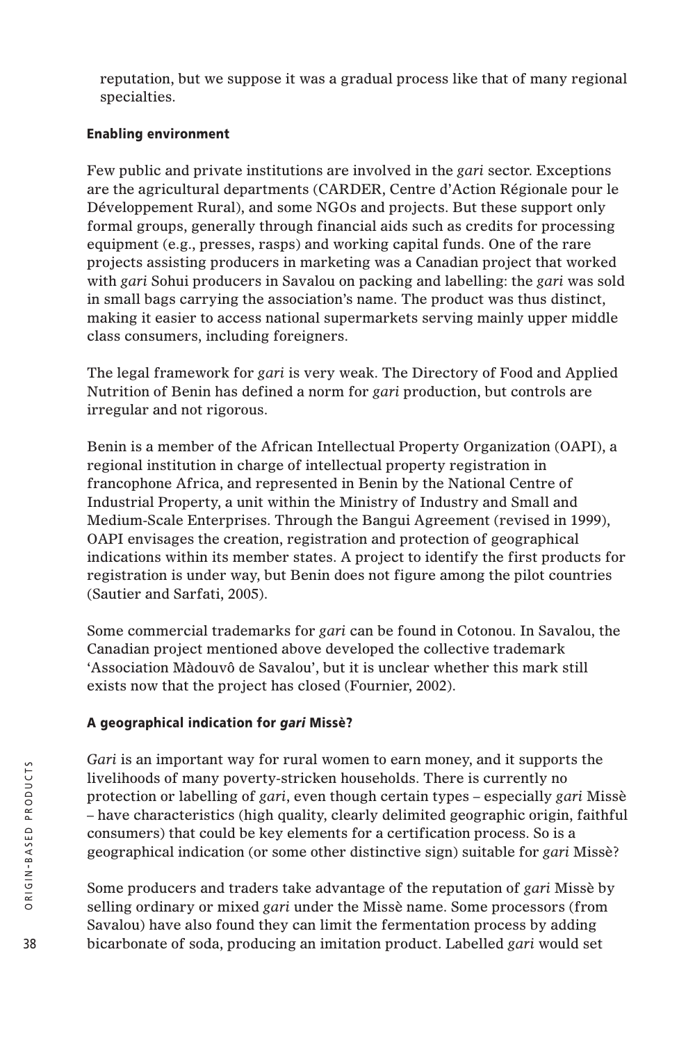reputation, but we suppose it was a gradual process like that of many regional specialties.

### Enabling environment

Few public and private institutions are involved in the *gari* sector. Exceptions are the agricultural departments (CARDER, Centre d'Action Régionale pour le Développement Rural), and some NGOs and projects. But these support only formal groups, generally through financial aids such as credits for processing equipment (e.g., presses, rasps) and working capital funds. One of the rare projects assisting producers in marketing was a Canadian project that worked with *gari* Sohui producers in Savalou on packing and labelling: the *gari* was sold in small bags carrying the association's name. The product was thus distinct, making it easier to access national supermarkets serving mainly upper middle class consumers, including foreigners.

The legal framework for *gari* is very weak. The Directory of Food and Applied Nutrition of Benin has defined a norm for *gari* production, but controls are irregular and not rigorous.

Benin is a member of the African Intellectual Property Organization (OAPI), a regional institution in charge of intellectual property registration in francophone Africa, and represented in Benin by the National Centre of Industrial Property, a unit within the Ministry of Industry and Small and Medium-Scale Enterprises. Through the Bangui Agreement (revised in 1999), OAPI envisages the creation, registration and protection of geographical indications within its member states. A project to identify the first products for registration is under way, but Benin does not figure among the pilot countries (Sautier and Sarfati, 2005).

Some commercial trademarks for *gari* can be found in Cotonou. In Savalou, the Canadian project mentioned above developed the collective trademark 'Association Màdouvô de Savalou', but it is unclear whether this mark still exists now that the project has closed (Fournier, 2002).

### A geographical indication for *gari* Missè?

*Gari* is an important way for rural women to earn money, and it supports the livelihoods of many poverty-stricken households. There is currently no protection or labelling of *gari*, even though certain types – especially *gari* Missè – have characteristics (high quality, clearly delimited geographic origin, faithful consumers) that could be key elements for a certification process. So is a geographical indication (or some other distinctive sign) suitable for *gari* Missè?

Some producers and traders take advantage of the reputation of *gari* Missè by selling ordinary or mixed *gari* under the Missè name. Some processors (from Savalou) have also found they can limit the fermentation process by adding bicarbonate of soda, producing an imitation product. Labelled *gari* would set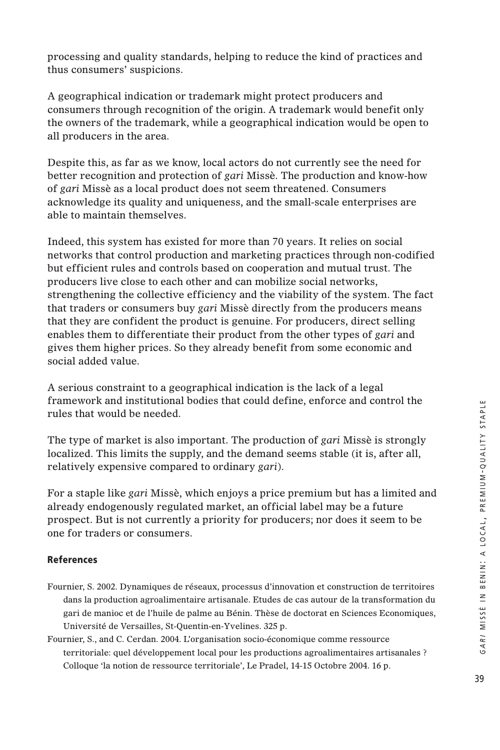processing and quality standards, helping to reduce the kind of practices and thus consumers' suspicions.

A geographical indication or trademark might protect producers and consumers through recognition of the origin. A trademark would benefit only the owners of the trademark, while a geographical indication would be open to all producers in the area.

Despite this, as far as we know, local actors do not currently see the need for better recognition and protection of *gari* Missè. The production and know-how of *gari* Missè as a local product does not seem threatened. Consumers acknowledge its quality and uniqueness, and the small-scale enterprises are able to maintain themselves.

Indeed, this system has existed for more than 70 years. It relies on social networks that control production and marketing practices through non-codified but efficient rules and controls based on cooperation and mutual trust. The producers live close to each other and can mobilize social networks, strengthening the collective efficiency and the viability of the system. The fact that traders or consumers buy *gari* Missè directly from the producers means that they are confident the product is genuine. For producers, direct selling enables them to differentiate their product from the other types of *gari* and gives them higher prices. So they already benefit from some economic and social added value.

A serious constraint to a geographical indication is the lack of a legal framework and institutional bodies that could define, enforce and control the rules that would be needed.

The type of market is also important. The production of *gari* Missè is strongly localized. This limits the supply, and the demand seems stable (it is, after all, relatively expensive compared to ordinary *gari*).

For a staple like *gari* Missè, which enjoys a price premium but has a limited and already endogenously regulated market, an official label may be a future prospect. But is not currently a priority for producers; nor does it seem to be one for traders or consumers.

## References

Fournier, S. 2002. Dynamiques de réseaux, processus d'innovation et construction de territoires dans la production agroalimentaire artisanale. Etudes de cas autour de la transformation du gari de manioc et de l'huile de palme au Bénin. Thèse de doctorat en Sciences Economiques, Université de Versailles, St-Quentin-en-Yvelines. 325 p.

Fournier, S., and C. Cerdan. 2004. L'organisation socio-économique comme ressource territoriale: quel développement local pour les productions agroalimentaires artisanales ? Colloque 'la notion de ressource territoriale', Le Pradel, 14-15 Octobre 2004. 16 p.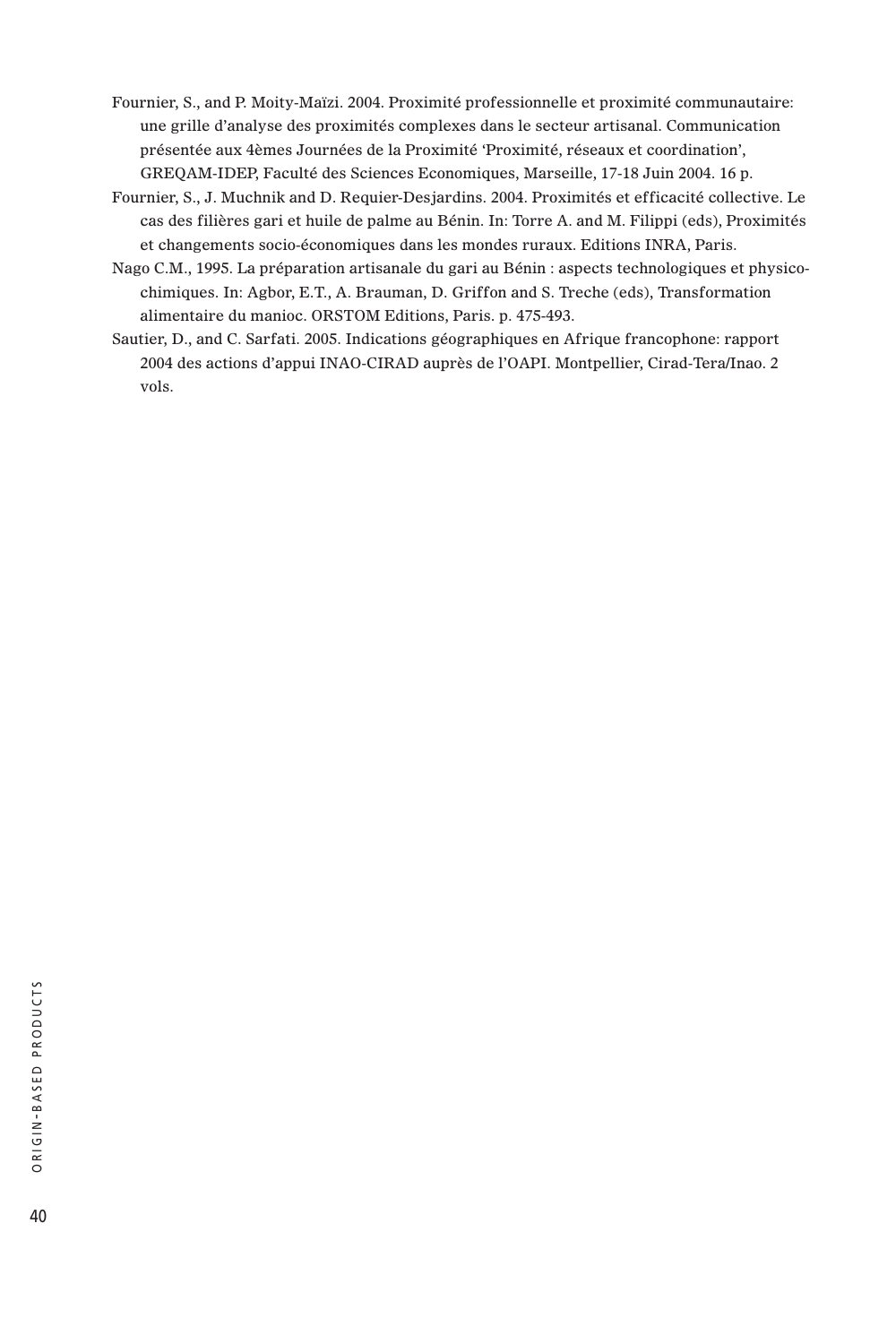Fournier, S., and P. Moity-Maïzi. 2004. Proximité professionnelle et proximité communautaire: une grille d'analyse des proximités complexes dans le secteur artisanal. Communication présentée aux 4èmes Journées de la Proximité 'Proximité, réseaux et coordination', GREQAM-IDEP, Faculté des Sciences Economiques, Marseille, 17-18 Juin 2004. 16 p.

Fournier, S., J. Muchnik and D. Requier-Desjardins. 2004. Proximités et efficacité collective. Le cas des filières gari et huile de palme au Bénin. In: Torre A. and M. Filippi (eds), Proximités et changements socio-économiques dans les mondes ruraux. Editions INRA, Paris.

Nago C.M., 1995. La préparation artisanale du gari au Bénin : aspects technologiques et physico-chimiques. In: Agbor, E.T., A. Brauman, D. Griffon and S. Treche (eds), Transformation alimentaire du manioc. ORSTOM Editions, Paris. p. 475-493.

Sautier, D., and C. Sarfati. 2005. Indications géographiques en Afrique francophone: rapport 2004 des actions d'appui INAO-CIRAD auprès de l'OAPI. Montpellier, Cirad-Tera/Inao. 2 vols.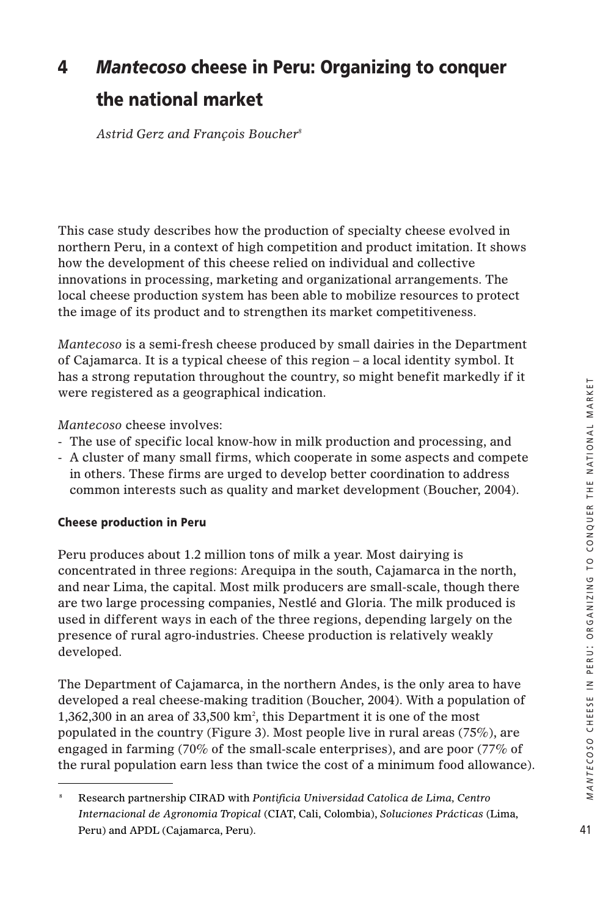# 4 *Mantecoso* cheese in Peru: Organizing to conquer the national market

*Astrid Gerz and François Boucher*[8]

This case study describes how the production of specialty cheese evolved in northern Peru, in a context of high competition and product imitation. It shows how the development of this cheese relied on individual and collective innovations in processing, marketing and organizational arrangements. The local cheese production system has been able to mobilize resources to protect the image of its product and to strengthen its market competitiveness.

*Mantecoso* is a semi-fresh cheese produced by small dairies in the Department of Cajamarca. It is a typical cheese of this region – a local identity symbol. It has a strong reputation throughout the country, so might benefit markedly if it were registered as a geographical indication.

*Mantecoso* cheese involves:

- The use of specific local know-how in milk production and processing, and
- A cluster of many small firms, which cooperate in some aspects and compete in others. These firms are urged to develop better coordination to address common interests such as quality and market development (Boucher, 2004).

### Cheese production in Peru

Peru produces about 1.2 million tons of milk a year. Most dairying is concentrated in three regions: Arequipa in the south, Cajamarca in the north, and near Lima, the capital. Most milk producers are small-scale, though there are two large processing companies, Nestlé and Gloria. The milk produced is used in different ways in each of the three regions, depending largely on the presence of rural agro-industries. Cheese production is relatively weakly developed.

The Department of Cajamarca, in the northern Andes, is the only area to have developed a real cheese-making tradition (Boucher, 2004). With a population of 1,362,300 in an area of 33,500 km$^2$, this Department it is one of the most populated in the country (Figure 3). Most people live in rural areas (75%), are engaged in farming (70% of the small-scale enterprises), and are poor (77% of the rural population earn less than twice the cost of a minimum food allowance).

---

[8] Research partnership CIRAD with *Pontificia Universidad Catolica de Lima*, *Centro Internacional de Agronomia Tropical* (CIAT, Cali, Colombia), *Soluciones Prácticas* (Lima, Peru) and APDL (Cajamarca, Peru).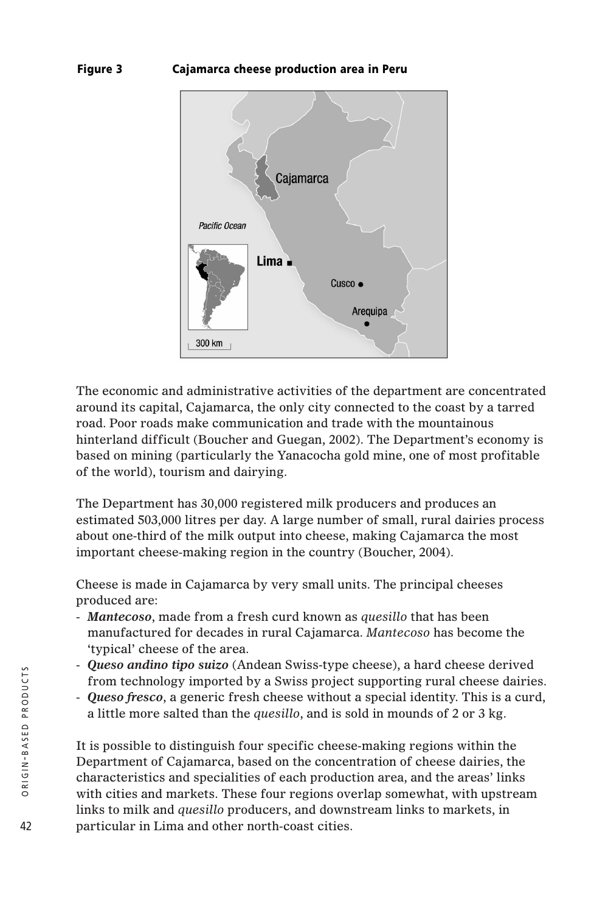**Figure 3 Cajamarca cheese production area in Peru**

The economic and administrative activities of the department are concentrated around its capital, Cajamarca, the only city connected to the coast by a tarred road. Poor roads make communication and trade with the mountainous hinterland difficult (Boucher and Guegan, 2002). The Department's economy is based on mining (particularly the Yanacocha gold mine, one of most profitable of the world), tourism and dairying.

The Department has 30,000 registered milk producers and produces an estimated 503,000 litres per day. A large number of small, rural dairies process about one-third of the milk output into cheese, making Cajamarca the most important cheese-making region in the country (Boucher, 2004).

Cheese is made in Cajamarca by very small units. The principal cheeses produced are:

- ***Mantecoso***, made from a fresh curd known as *quesillo* that has been manufactured for decades in rural Cajamarca. *Mantecoso* has become the 'typical' cheese of the area.
- ***Queso andino tipo suizo*** (Andean Swiss-type cheese), a hard cheese derived from technology imported by a Swiss project supporting rural cheese dairies.
- ***Queso fresco***, a generic fresh cheese without a special identity. This is a curd, a little more salted than the *quesillo*, and is sold in mounds of 2 or 3 kg.

It is possible to distinguish four specific cheese-making regions within the Department of Cajamarca, based on the concentration of cheese dairies, the characteristics and specialities of each production area, and the areas' links with cities and markets. These four regions overlap somewhat, with upstream links to milk and *quesillo* producers, and downstream links to markets, in particular in Lima and other north-coast cities.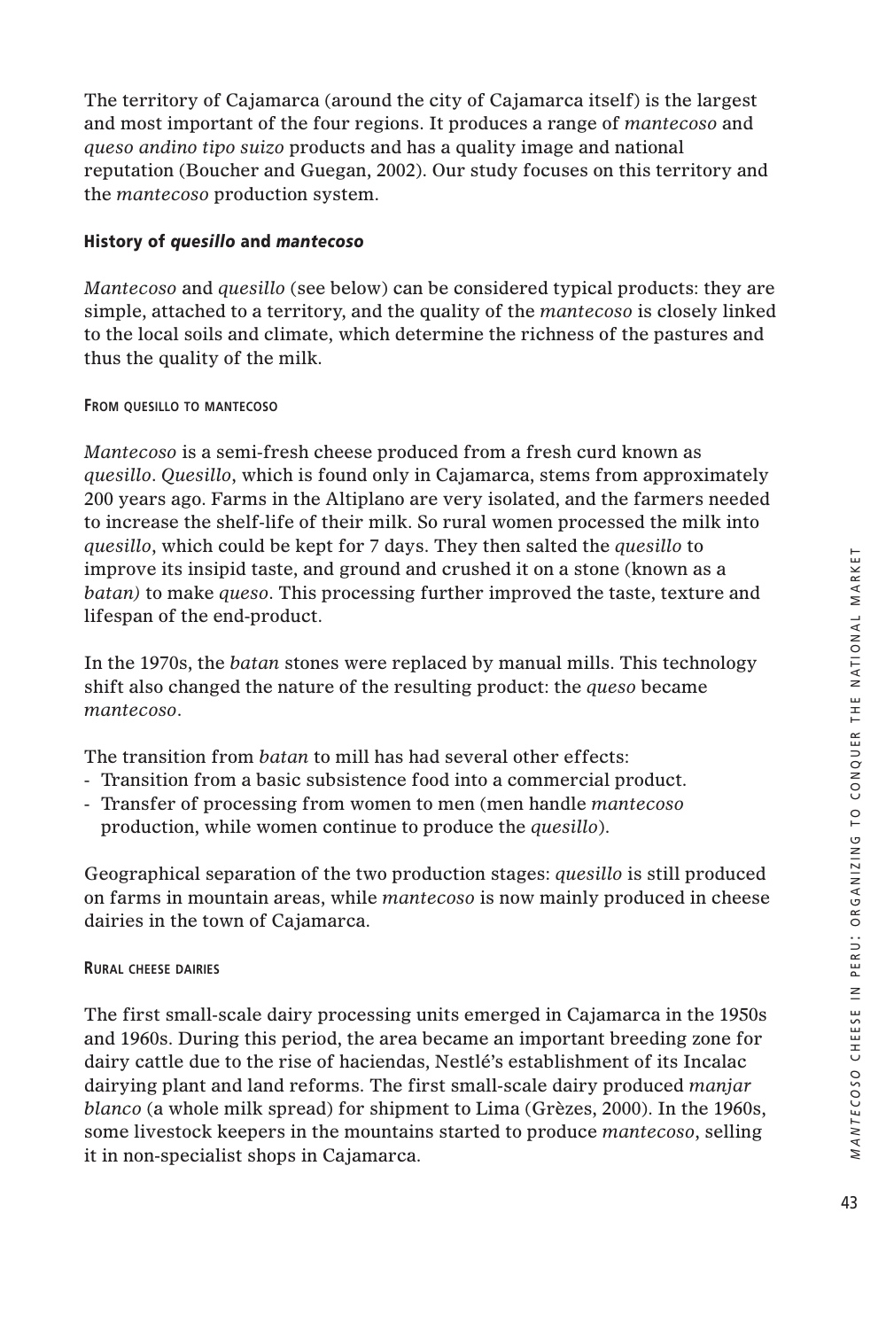The territory of Cajamarca (around the city of Cajamarca itself) is the largest and most important of the four regions. It produces a range of *mantecoso* and *queso andino tipo suizo* products and has a quality image and national reputation (Boucher and Guegan, 2002). Our study focuses on this territory and the *mantecoso* production system.

### History of *quesillo* and *mantecoso*

*Mantecoso* and *quesillo* (see below) can be considered typical products: they are simple, attached to a territory, and the quality of the *mantecoso* is closely linked to the local soils and climate, which determine the richness of the pastures and thus the quality of the milk.

#### From quesillo to mantecoso

*Mantecoso* is a semi-fresh cheese produced from a fresh curd known as *quesillo*. *Quesillo*, which is found only in Cajamarca, stems from approximately 200 years ago. Farms in the Altiplano are very isolated, and the farmers needed to increase the shelf-life of their milk. So rural women processed the milk into *quesillo*, which could be kept for 7 days. They then salted the *quesillo* to improve its insipid taste, and ground and crushed it on a stone (known as a *batan)* to make *queso*. This processing further improved the taste, texture and lifespan of the end-product.

In the 1970s, the *batan* stones were replaced by manual mills. This technology shift also changed the nature of the resulting product: the *queso* became *mantecoso*.

The transition from *batan* to mill has had several other effects:
- Transition from a basic subsistence food into a commercial product.
- Transfer of processing from women to men (men handle *mantecoso* production, while women continue to produce the *quesillo*).

Geographical separation of the two production stages: *quesillo* is still produced on farms in mountain areas, while *mantecoso* is now mainly produced in cheese dairies in the town of Cajamarca.

#### Rural cheese dairies

The first small-scale dairy processing units emerged in Cajamarca in the 1950s and 1960s. During this period, the area became an important breeding zone for dairy cattle due to the rise of haciendas, Nestlé's establishment of its Incalac dairying plant and land reforms. The first small-scale dairy produced *manjar blanco* (a whole milk spread) for shipment to Lima (Grèzes, 2000). In the 1960s, some livestock keepers in the mountains started to produce *mantecoso*, selling it in non-specialist shops in Cajamarca.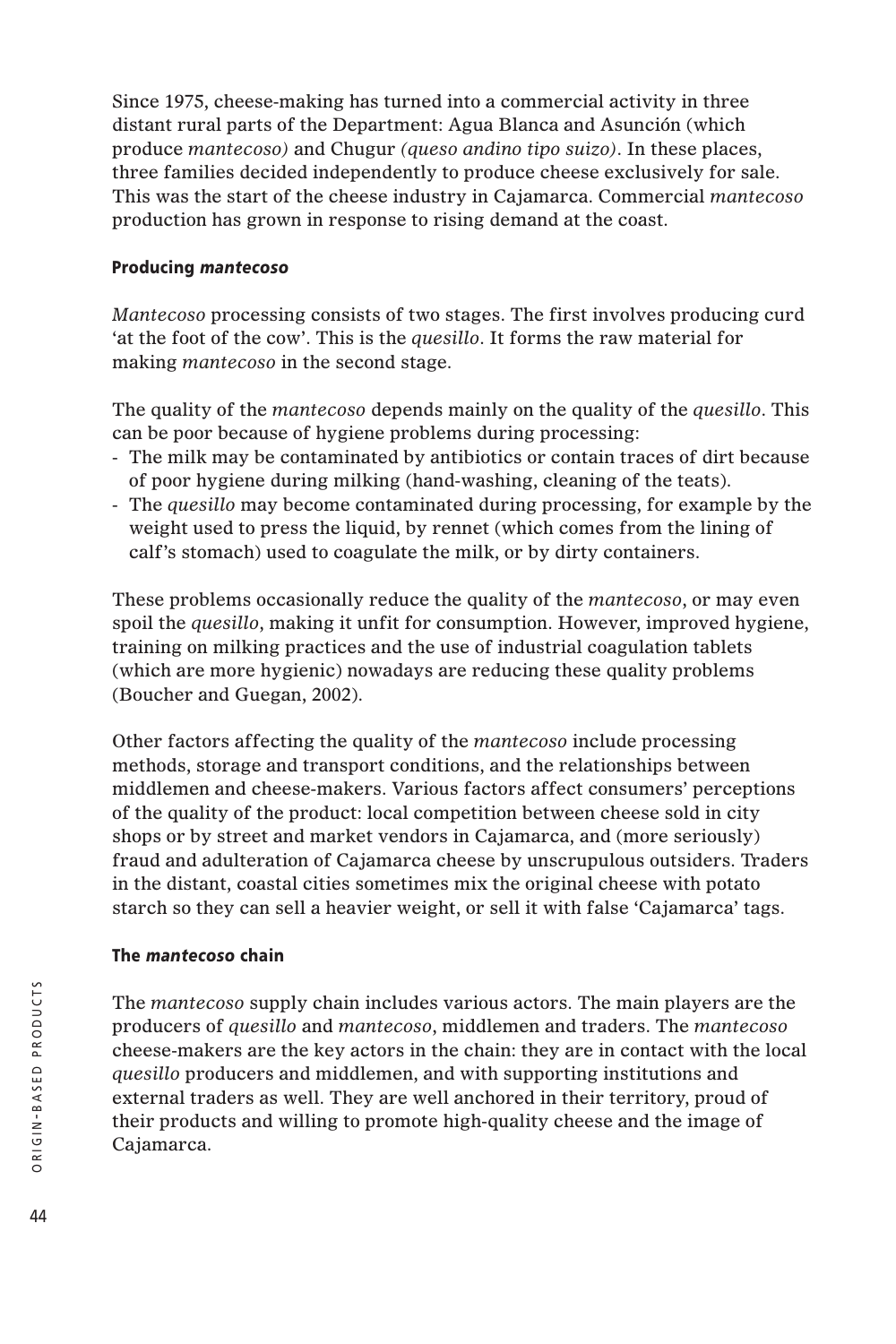Since 1975, cheese-making has turned into a commercial activity in three distant rural parts of the Department: Agua Blanca and Asunción (which produce *mantecoso)* and Chugur *(queso andino tipo suizo)*. In these places, three families decided independently to produce cheese exclusively for sale. This was the start of the cheese industry in Cajamarca. Commercial *mantecoso* production has grown in response to rising demand at the coast.

### Producing *mantecoso*

*Mantecoso* processing consists of two stages. The first involves producing curd 'at the foot of the cow'. This is the *quesillo*. It forms the raw material for making *mantecoso* in the second stage.

The quality of the *mantecoso* depends mainly on the quality of the *quesillo*. This can be poor because of hygiene problems during processing:

- The milk may be contaminated by antibiotics or contain traces of dirt because of poor hygiene during milking (hand-washing, cleaning of the teats).
- The *quesillo* may become contaminated during processing, for example by the weight used to press the liquid, by rennet (which comes from the lining of calf's stomach) used to coagulate the milk, or by dirty containers.

These problems occasionally reduce the quality of the *mantecoso*, or may even spoil the *quesillo*, making it unfit for consumption. However, improved hygiene, training on milking practices and the use of industrial coagulation tablets (which are more hygienic) nowadays are reducing these quality problems (Boucher and Guegan, 2002).

Other factors affecting the quality of the *mantecoso* include processing methods, storage and transport conditions, and the relationships between middlemen and cheese-makers. Various factors affect consumers' perceptions of the quality of the product: local competition between cheese sold in city shops or by street and market vendors in Cajamarca, and (more seriously) fraud and adulteration of Cajamarca cheese by unscrupulous outsiders. Traders in the distant, coastal cities sometimes mix the original cheese with potato starch so they can sell a heavier weight, or sell it with false 'Cajamarca' tags.

### The *mantecoso* chain

The *mantecoso* supply chain includes various actors. The main players are the producers of *quesillo* and *mantecoso*, middlemen and traders. The *mantecoso* cheese-makers are the key actors in the chain: they are in contact with the local *quesillo* producers and middlemen, and with supporting institutions and external traders as well. They are well anchored in their territory, proud of their products and willing to promote high-quality cheese and the image of Cajamarca.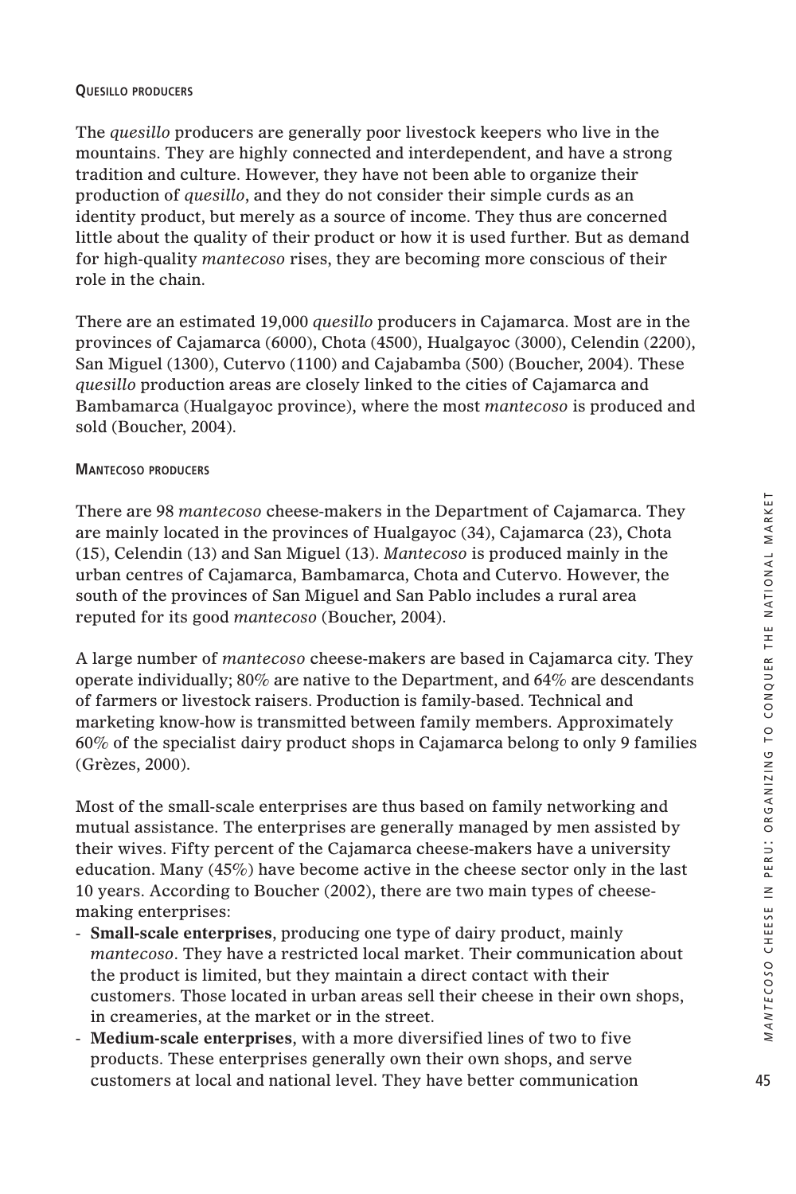#### Quesillo producers

The *quesillo* producers are generally poor livestock keepers who live in the mountains. They are highly connected and interdependent, and have a strong tradition and culture. However, they have not been able to organize their production of *quesillo*, and they do not consider their simple curds as an identity product, but merely as a source of income. They thus are concerned little about the quality of their product or how it is used further. But as demand for high-quality *mantecoso* rises, they are becoming more conscious of their role in the chain.

There are an estimated 19,000 *quesillo* producers in Cajamarca. Most are in the provinces of Cajamarca (6000), Chota (4500), Hualgayoc (3000), Celendin (2200), San Miguel (1300), Cutervo (1100) and Cajabamba (500) (Boucher, 2004). These *quesillo* production areas are closely linked to the cities of Cajamarca and Bambamarca (Hualgayoc province), where the most *mantecoso* is produced and sold (Boucher, 2004).

#### Mantecoso producers

There are 98 *mantecoso* cheese-makers in the Department of Cajamarca. They are mainly located in the provinces of Hualgayoc (34), Cajamarca (23), Chota (15), Celendin (13) and San Miguel (13). *Mantecoso* is produced mainly in the urban centres of Cajamarca, Bambamarca, Chota and Cutervo. However, the south of the provinces of San Miguel and San Pablo includes a rural area reputed for its good *mantecoso* (Boucher, 2004).

A large number of *mantecoso* cheese-makers are based in Cajamarca city. They operate individually; 80% are native to the Department, and 64% are descendants of farmers or livestock raisers. Production is family-based. Technical and marketing know-how is transmitted between family members. Approximately 60% of the specialist dairy product shops in Cajamarca belong to only 9 families (Grèzes, 2000).

Most of the small-scale enterprises are thus based on family networking and mutual assistance. The enterprises are generally managed by men assisted by their wives. Fifty percent of the Cajamarca cheese-makers have a university education. Many (45%) have become active in the cheese sector only in the last 10 years. According to Boucher (2002), there are two main types of cheese-making enterprises:

- **Small-scale enterprises**, producing one type of dairy product, mainly *mantecoso*. They have a restricted local market. Their communication about the product is limited, but they maintain a direct contact with their customers. Those located in urban areas sell their cheese in their own shops, in creameries, at the market or in the street.
- **Medium-scale enterprises**, with a more diversified lines of two to five products. These enterprises generally own their own shops, and serve customers at local and national level. They have better communication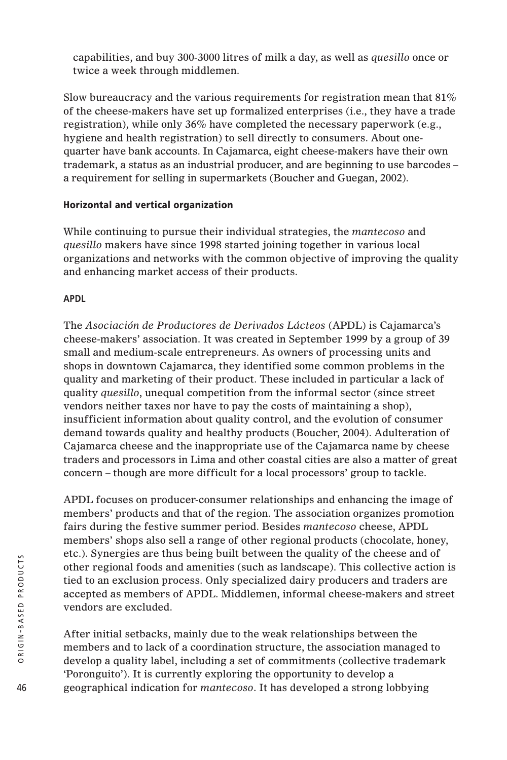capabilities, and buy 300-3000 litres of milk a day, as well as *quesillo* once or twice a week through middlemen.

Slow bureaucracy and the various requirements for registration mean that 81% of the cheese-makers have set up formalized enterprises (i.e., they have a trade registration), while only 36% have completed the necessary paperwork (e.g., hygiene and health registration) to sell directly to consumers. About one-quarter have bank accounts. In Cajamarca, eight cheese-makers have their own trademark, a status as an industrial producer, and are beginning to use barcodes – a requirement for selling in supermarkets (Boucher and Guegan, 2002).

### Horizontal and vertical organization

While continuing to pursue their individual strategies, the *mantecoso* and *quesillo* makers have since 1998 started joining together in various local organizations and networks with the common objective of improving the quality and enhancing market access of their products.

#### APDL

The *Asociación de Productores de Derivados Lácteos* (APDL) is Cajamarca's cheese-makers' association. It was created in September 1999 by a group of 39 small and medium-scale entrepreneurs. As owners of processing units and shops in downtown Cajamarca, they identified some common problems in the quality and marketing of their product. These included in particular a lack of quality *quesillo*, unequal competition from the informal sector (since street vendors neither taxes nor have to pay the costs of maintaining a shop), insufficient information about quality control, and the evolution of consumer demand towards quality and healthy products (Boucher, 2004). Adulteration of Cajamarca cheese and the inappropriate use of the Cajamarca name by cheese traders and processors in Lima and other coastal cities are also a matter of great concern – though are more difficult for a local processors' group to tackle.

APDL focuses on producer-consumer relationships and enhancing the image of members' products and that of the region. The association organizes promotion fairs during the festive summer period. Besides *mantecoso* cheese, APDL members' shops also sell a range of other regional products (chocolate, honey, etc.). Synergies are thus being built between the quality of the cheese and of other regional foods and amenities (such as landscape). This collective action is tied to an exclusion process. Only specialized dairy producers and traders are accepted as members of APDL. Middlemen, informal cheese-makers and street vendors are excluded.

After initial setbacks, mainly due to the weak relationships between the members and to lack of a coordination structure, the association managed to develop a quality label, including a set of commitments (collective trademark 'Poronguito'). It is currently exploring the opportunity to develop a geographical indication for *mantecoso*. It has developed a strong lobbying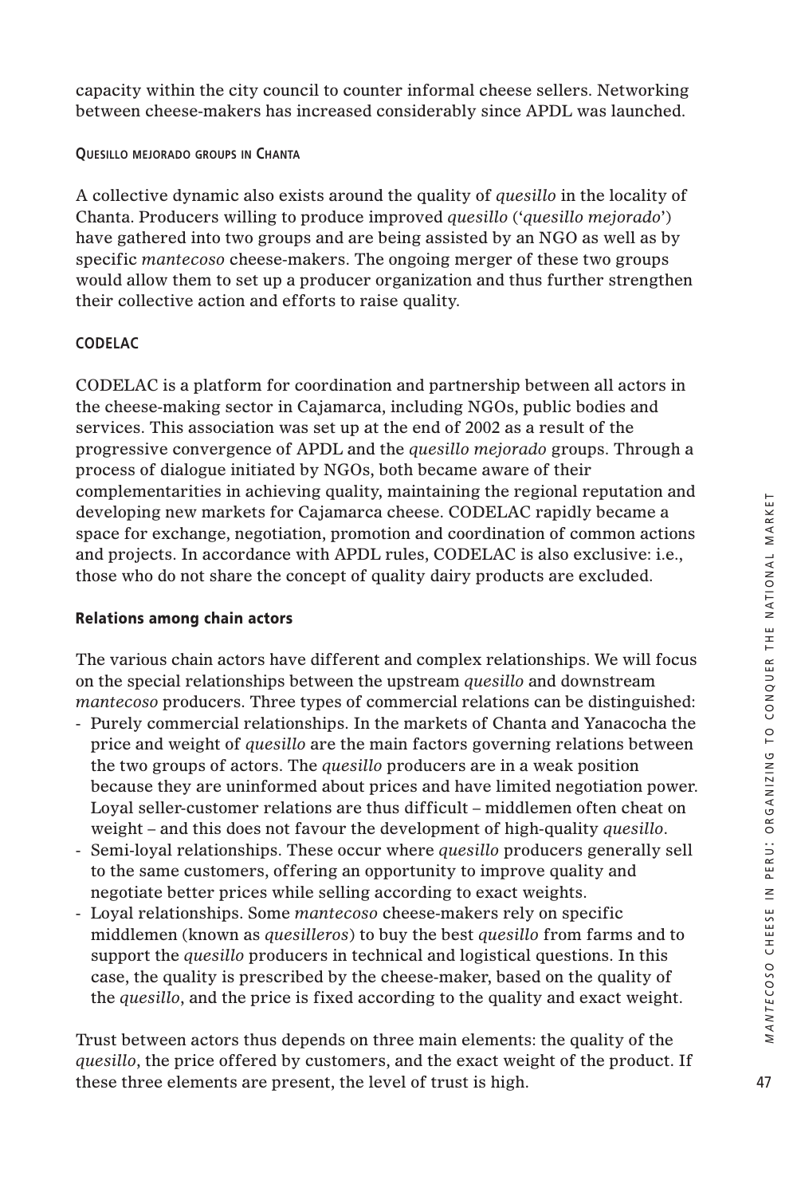capacity within the city council to counter informal cheese sellers. Networking between cheese-makers has increased considerably since APDL was launched.

#### Quesillo mejorado groups in Chanta

A collective dynamic also exists around the quality of *quesillo* in the locality of Chanta. Producers willing to produce improved *quesillo* ('*quesillo mejorado*') have gathered into two groups and are being assisted by an NGO as well as by specific *mantecoso* cheese-makers. The ongoing merger of these two groups would allow them to set up a producer organization and thus further strengthen their collective action and efforts to raise quality.

#### CODELAC

CODELAC is a platform for coordination and partnership between all actors in the cheese-making sector in Cajamarca, including NGOs, public bodies and services. This association was set up at the end of 2002 as a result of the progressive convergence of APDL and the *quesillo mejorado* groups. Through a process of dialogue initiated by NGOs, both became aware of their complementarities in achieving quality, maintaining the regional reputation and developing new markets for Cajamarca cheese. CODELAC rapidly became a space for exchange, negotiation, promotion and coordination of common actions and projects. In accordance with APDL rules, CODELAC is also exclusive: i.e., those who do not share the concept of quality dairy products are excluded.

### Relations among chain actors

The various chain actors have different and complex relationships. We will focus on the special relationships between the upstream *quesillo* and downstream *mantecoso* producers. Three types of commercial relations can be distinguished:

- Purely commercial relationships. In the markets of Chanta and Yanacocha the price and weight of *quesillo* are the main factors governing relations between the two groups of actors. The *quesillo* producers are in a weak position because they are uninformed about prices and have limited negotiation power. Loyal seller-customer relations are thus difficult – middlemen often cheat on weight – and this does not favour the development of high-quality *quesillo*.
- Semi-loyal relationships. These occur where *quesillo* producers generally sell to the same customers, offering an opportunity to improve quality and negotiate better prices while selling according to exact weights.
- Loyal relationships. Some *mantecoso* cheese-makers rely on specific middlemen (known as *quesilleros*) to buy the best *quesillo* from farms and to support the *quesillo* producers in technical and logistical questions. In this case, the quality is prescribed by the cheese-maker, based on the quality of the *quesillo*, and the price is fixed according to the quality and exact weight.

Trust between actors thus depends on three main elements: the quality of the *quesillo*, the price offered by customers, and the exact weight of the product. If these three elements are present, the level of trust is high.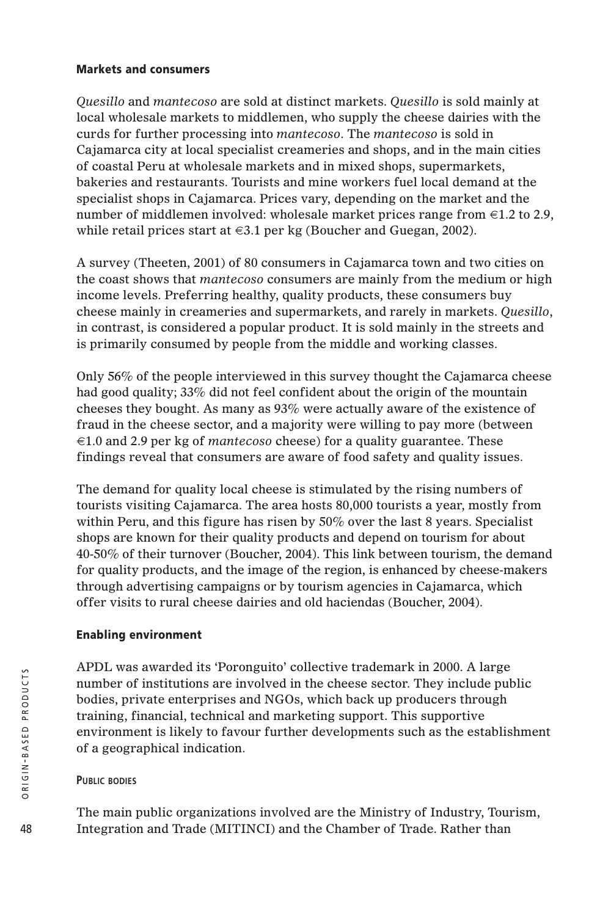### Markets and consumers

*Quesillo* and *mantecoso* are sold at distinct markets. *Quesillo* is sold mainly at local wholesale markets to middlemen, who supply the cheese dairies with the curds for further processing into *mantecoso*. The *mantecoso* is sold in Cajamarca city at local specialist creameries and shops, and in the main cities of coastal Peru at wholesale markets and in mixed shops, supermarkets, bakeries and restaurants. Tourists and mine workers fuel local demand at the specialist shops in Cajamarca. Prices vary, depending on the market and the number of middlemen involved: wholesale market prices range from €1.2 to 2.9, while retail prices start at €3.1 per kg (Boucher and Guegan, 2002).

A survey (Theeten, 2001) of 80 consumers in Cajamarca town and two cities on the coast shows that *mantecoso* consumers are mainly from the medium or high income levels. Preferring healthy, quality products, these consumers buy cheese mainly in creameries and supermarkets, and rarely in markets. *Quesillo*, in contrast, is considered a popular product. It is sold mainly in the streets and is primarily consumed by people from the middle and working classes.

Only 56% of the people interviewed in this survey thought the Cajamarca cheese had good quality; 33% did not feel confident about the origin of the mountain cheeses they bought. As many as 93% were actually aware of the existence of fraud in the cheese sector, and a majority were willing to pay more (between €1.0 and 2.9 per kg of *mantecoso* cheese) for a quality guarantee. These findings reveal that consumers are aware of food safety and quality issues.

The demand for quality local cheese is stimulated by the rising numbers of tourists visiting Cajamarca. The area hosts 80,000 tourists a year, mostly from within Peru, and this figure has risen by 50% over the last 8 years. Specialist shops are known for their quality products and depend on tourism for about 40-50% of their turnover (Boucher, 2004). This link between tourism, the demand for quality products, and the image of the region, is enhanced by cheese-makers through advertising campaigns or by tourism agencies in Cajamarca, which offer visits to rural cheese dairies and old haciendas (Boucher, 2004).

### Enabling environment

APDL was awarded its 'Poronguito' collective trademark in 2000. A large number of institutions are involved in the cheese sector. They include public bodies, private enterprises and NGOs, which back up producers through training, financial, technical and marketing support. This supportive environment is likely to favour further developments such as the establishment of a geographical indication.

#### Public bodies

The main public organizations involved are the Ministry of Industry, Tourism, Integration and Trade (MITINCI) and the Chamber of Trade. Rather than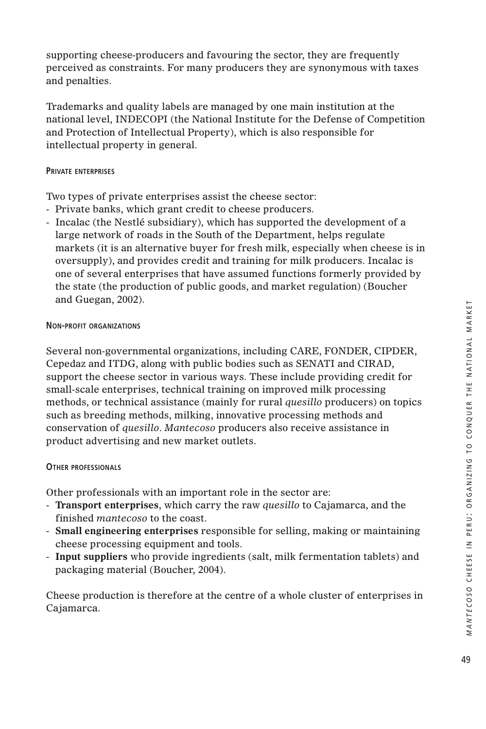supporting cheese-producers and favouring the sector, they are frequently perceived as constraints. For many producers they are synonymous with taxes and penalties.

Trademarks and quality labels are managed by one main institution at the national level, INDECOPI (the National Institute for the Defense of Competition and Protection of Intellectual Property), which is also responsible for intellectual property in general.

#### Private enterprises

Two types of private enterprises assist the cheese sector:

- Private banks, which grant credit to cheese producers.
- Incalac (the Nestlé subsidiary), which has supported the development of a large network of roads in the South of the Department, helps regulate markets (it is an alternative buyer for fresh milk, especially when cheese is in oversupply), and provides credit and training for milk producers. Incalac is one of several enterprises that have assumed functions formerly provided by the state (the production of public goods, and market regulation) (Boucher and Guegan, 2002).

#### Non-profit organizations

Several non-governmental organizations, including CARE, FONDER, CIPDER, Cepedaz and ITDG, along with public bodies such as SENATI and CIRAD, support the cheese sector in various ways. These include providing credit for small-scale enterprises, technical training on improved milk processing methods, or technical assistance (mainly for rural *quesillo* producers) on topics such as breeding methods, milking, innovative processing methods and conservation of *quesillo*. *Mantecoso* producers also receive assistance in product advertising and new market outlets.

#### Other professionals

Other professionals with an important role in the sector are:

- **Transport enterprises**, which carry the raw *quesillo* to Cajamarca, and the finished *mantecoso* to the coast.
- **Small engineering enterprises** responsible for selling, making or maintaining cheese processing equipment and tools.
- **Input suppliers** who provide ingredients (salt, milk fermentation tablets) and packaging material (Boucher, 2004).

Cheese production is therefore at the centre of a whole cluster of enterprises in Cajamarca.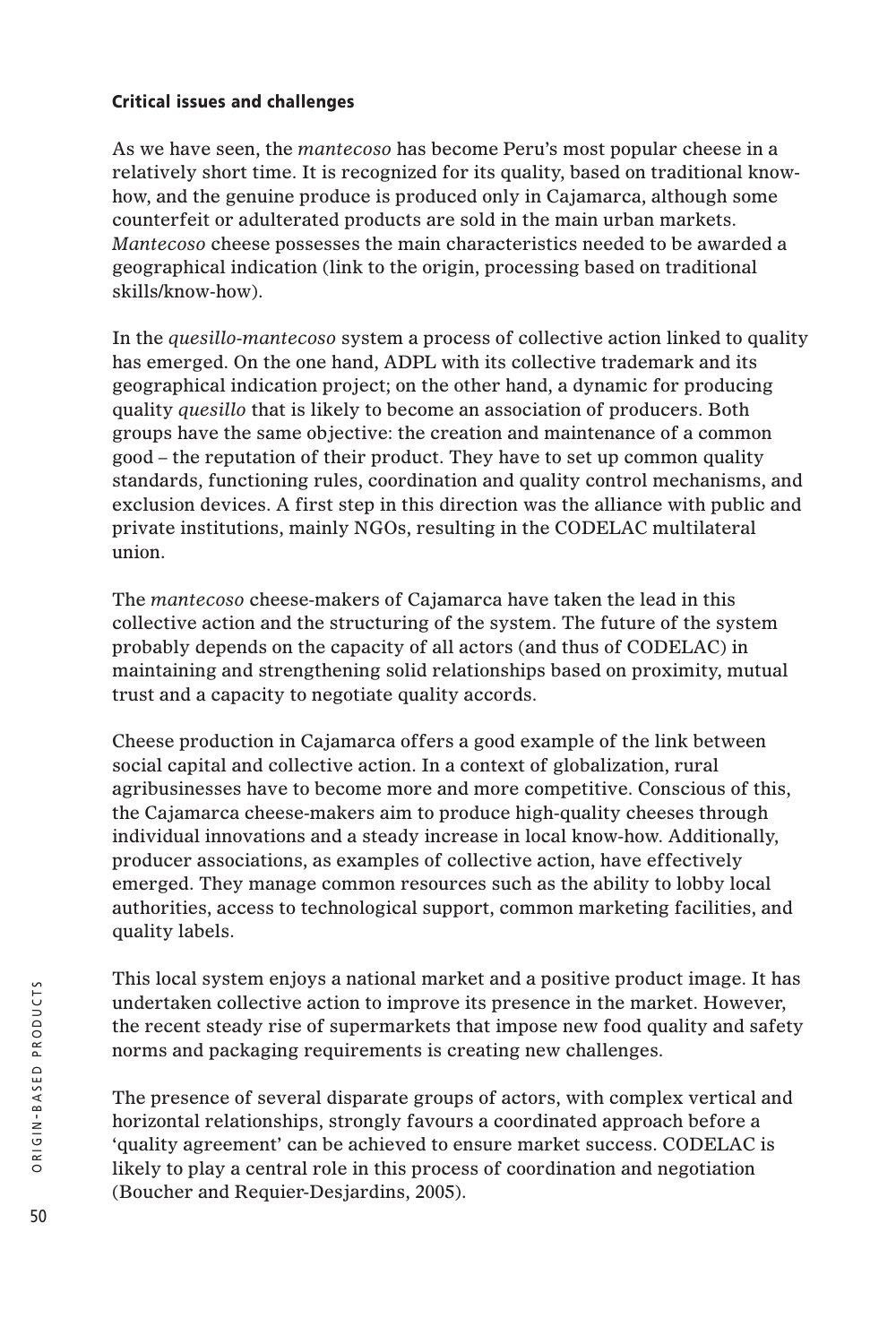### Critical issues and challenges

As we have seen, the *mantecoso* has become Peru's most popular cheese in a relatively short time. It is recognized for its quality, based on traditional know-how, and the genuine produce is produced only in Cajamarca, although some counterfeit or adulterated products are sold in the main urban markets. *Mantecoso* cheese possesses the main characteristics needed to be awarded a geographical indication (link to the origin, processing based on traditional skills/know-how).

In the *quesillo-mantecoso* system a process of collective action linked to quality has emerged. On the one hand, ADPL with its collective trademark and its geographical indication project; on the other hand, a dynamic for producing quality *quesillo* that is likely to become an association of producers. Both groups have the same objective: the creation and maintenance of a common good – the reputation of their product. They have to set up common quality standards, functioning rules, coordination and quality control mechanisms, and exclusion devices. A first step in this direction was the alliance with public and private institutions, mainly NGOs, resulting in the CODELAC multilateral union.

The *mantecoso* cheese-makers of Cajamarca have taken the lead in this collective action and the structuring of the system. The future of the system probably depends on the capacity of all actors (and thus of CODELAC) in maintaining and strengthening solid relationships based on proximity, mutual trust and a capacity to negotiate quality accords.

Cheese production in Cajamarca offers a good example of the link between social capital and collective action. In a context of globalization, rural agribusinesses have to become more and more competitive. Conscious of this, the Cajamarca cheese-makers aim to produce high-quality cheeses through individual innovations and a steady increase in local know-how. Additionally, producer associations, as examples of collective action, have effectively emerged. They manage common resources such as the ability to lobby local authorities, access to technological support, common marketing facilities, and quality labels.

This local system enjoys a national market and a positive product image. It has undertaken collective action to improve its presence in the market. However, the recent steady rise of supermarkets that impose new food quality and safety norms and packaging requirements is creating new challenges.

The presence of several disparate groups of actors, with complex vertical and horizontal relationships, strongly favours a coordinated approach before a 'quality agreement' can be achieved to ensure market success. CODELAC is likely to play a central role in this process of coordination and negotiation (Boucher and Requier-Desjardins, 2005).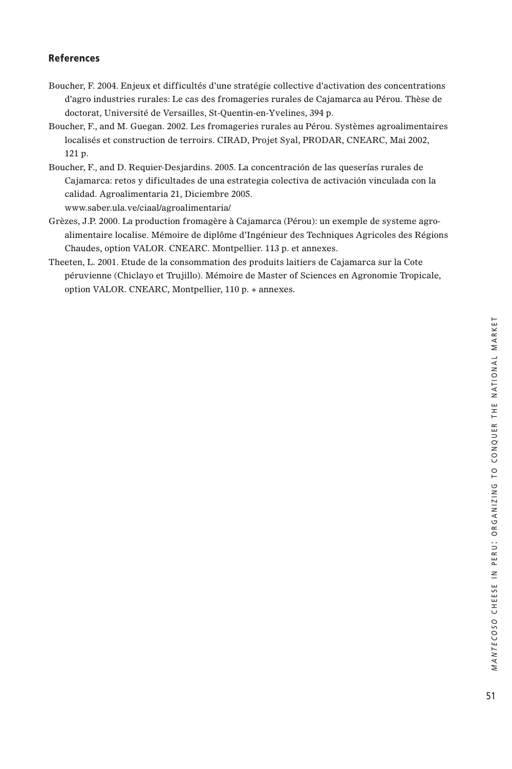## References

Boucher, F. 2004. Enjeux et difficultés d'une stratégie collective d'activation des concentrations d'agro industries rurales: Le cas des fromageries rurales de Cajamarca au Pérou. Thèse de doctorat, Université de Versailles, St-Quentin-en-Yvelines, 394 p.

Boucher, F., and M. Guegan. 2002. Les fromageries rurales au Pérou. Systèmes agroalimentaires localisés et construction de terroirs. CIRAD, Projet Syal, PRODAR, CNEARC, Mai 2002, 121 p.

Boucher, F., and D. Requier-Desjardins. 2005. La concentración de las queserías rurales de Cajamarca: retos y dificultades de una estrategia colectiva de activación vinculada con la calidad. Agroalimentaria 21, Diciembre 2005. www.saber.ula.ve/ciaal/agroalimentaria/

Grèzes, J.P. 2000. La production fromagère à Cajamarca (Pérou): un exemple de systeme agro-alimentaire localise. Mémoire de diplôme d'Ingénieur des Techniques Agricoles des Régions Chaudes, option VALOR. CNEARC. Montpellier. 113 p. et annexes.

Theeten, L. 2001. Etude de la consommation des produits laitiers de Cajamarca sur la Cote péruvienne (Chiclayo et Trujillo). Mémoire de Master of Sciences en Agronomie Tropicale, option VALOR. CNEARC, Montpellier, 110 p. + annexes.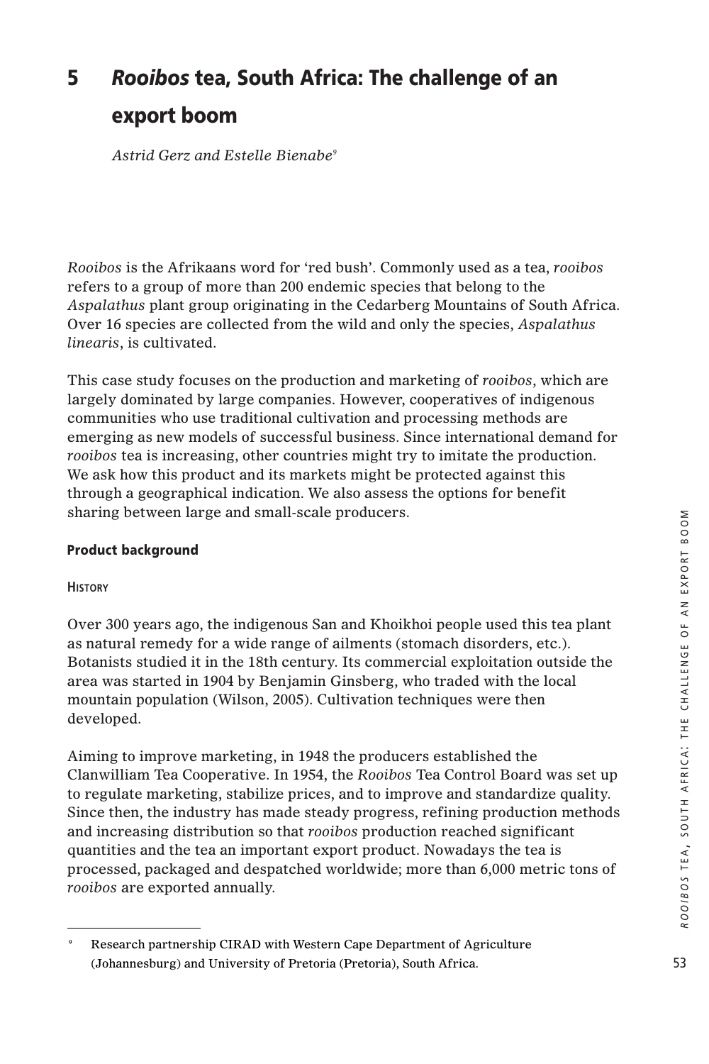# 5 *Rooibos* tea, South Africa: The challenge of an export boom

*Astrid Gerz and Estelle Bienabe*[9]

*Rooibos* is the Afrikaans word for 'red bush'. Commonly used as a tea, *rooibos* refers to a group of more than 200 endemic species that belong to the *Aspalathus* plant group originating in the Cedarberg Mountains of South Africa. Over 16 species are collected from the wild and only the species, *Aspalathus linearis*, is cultivated.

This case study focuses on the production and marketing of *rooibos*, which are largely dominated by large companies. However, cooperatives of indigenous communities who use traditional cultivation and processing methods are emerging as new models of successful business. Since international demand for *rooibos* tea is increasing, other countries might try to imitate the production. We ask how this product and its markets might be protected against this through a geographical indication. We also assess the options for benefit sharing between large and small-scale producers.

## Product background

### History

Over 300 years ago, the indigenous San and Khoikhoi people used this tea plant as natural remedy for a wide range of ailments (stomach disorders, etc.). Botanists studied it in the 18th century. Its commercial exploitation outside the area was started in 1904 by Benjamin Ginsberg, who traded with the local mountain population (Wilson, 2005). Cultivation techniques were then developed.

Aiming to improve marketing, in 1948 the producers established the Clanwilliam Tea Cooperative. In 1954, the *Rooibos* Tea Control Board was set up to regulate marketing, stabilize prices, and to improve and standardize quality. Since then, the industry has made steady progress, refining production methods and increasing distribution so that *rooibos* production reached significant quantities and the tea an important export product. Nowadays the tea is processed, packaged and despatched worldwide; more than 6,000 metric tons of *rooibos* are exported annually.

---

[9] Research partnership CIRAD with Western Cape Department of Agriculture (Johannesburg) and University of Pretoria (Pretoria), South Africa.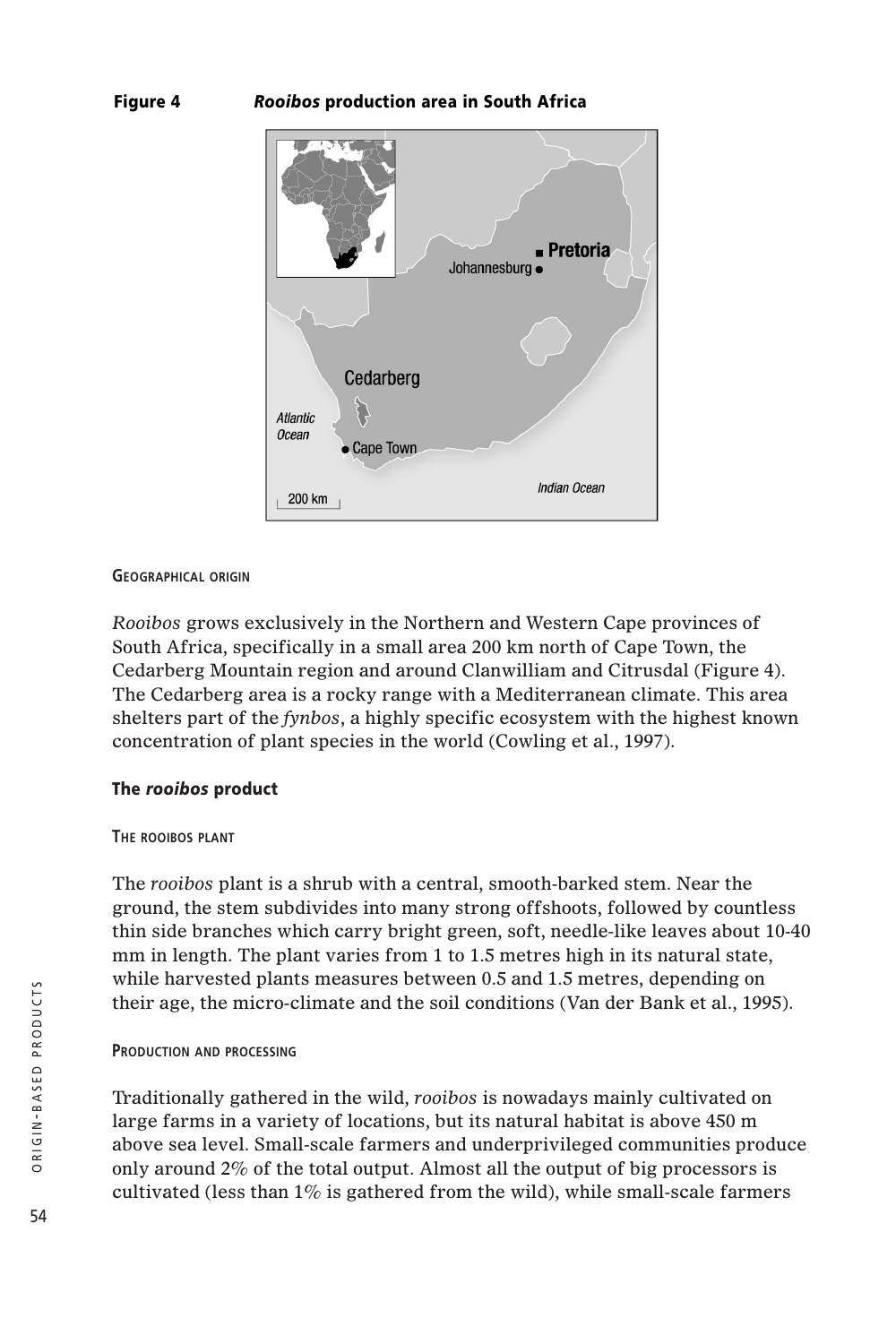**Figure 4 *Rooibos* production area in South Africa**

#### Geographical origin

*Rooibos* grows exclusively in the Northern and Western Cape provinces of South Africa, specifically in a small area 200 km north of Cape Town, the Cedarberg Mountain region and around Clanwilliam and Citrusdal (Figure 4). The Cedarberg area is a rocky range with a Mediterranean climate. This area shelters part of the *fynbos*, a highly specific ecosystem with the highest known concentration of plant species in the world (Cowling et al., 1997).

### The *rooibos* product

#### The rooibos plant

The *rooibos* plant is a shrub with a central, smooth-barked stem. Near the ground, the stem subdivides into many strong offshoots, followed by countless thin side branches which carry bright green, soft, needle-like leaves about 10-40 mm in length. The plant varies from 1 to 1.5 metres high in its natural state, while harvested plants measures between 0.5 and 1.5 metres, depending on their age, the micro-climate and the soil conditions (Van der Bank et al., 1995).

#### Production and processing

Traditionally gathered in the wild, *rooibos* is nowadays mainly cultivated on large farms in a variety of locations, but its natural habitat is above 450 m above sea level. Small-scale farmers and underprivileged communities produce only around 2% of the total output. Almost all the output of big processors is cultivated (less than 1% is gathered from the wild), while small-scale farmers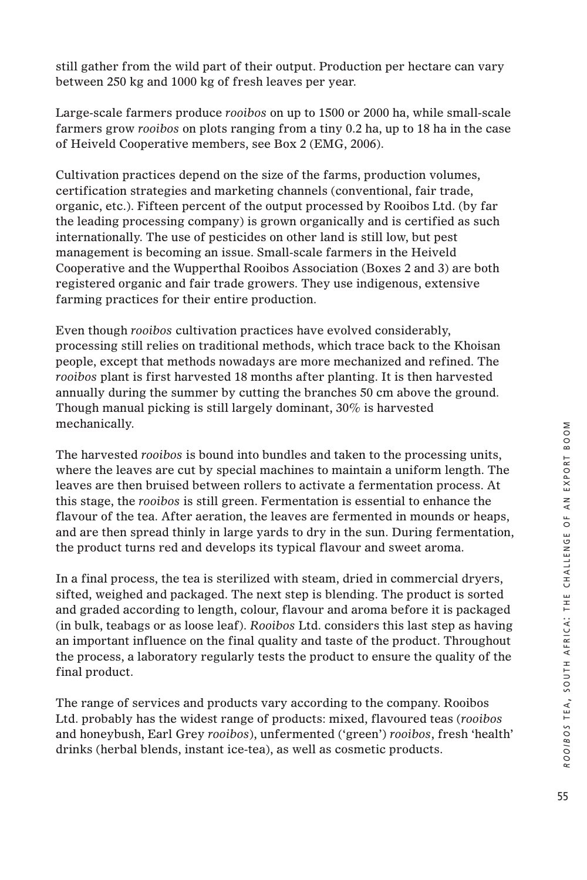still gather from the wild part of their output. Production per hectare can vary between 250 kg and 1000 kg of fresh leaves per year.

Large-scale farmers produce *rooibos* on up to 1500 or 2000 ha, while small-scale farmers grow *rooibos* on plots ranging from a tiny 0.2 ha, up to 18 ha in the case of Heiveld Cooperative members, see Box 2 (EMG, 2006).

Cultivation practices depend on the size of the farms, production volumes, certification strategies and marketing channels (conventional, fair trade, organic, etc.). Fifteen percent of the output processed by Rooibos Ltd. (by far the leading processing company) is grown organically and is certified as such internationally. The use of pesticides on other land is still low, but pest management is becoming an issue. Small-scale farmers in the Heiveld Cooperative and the Wupperthal Rooibos Association (Boxes 2 and 3) are both registered organic and fair trade growers. They use indigenous, extensive farming practices for their entire production.

Even though *rooibos* cultivation practices have evolved considerably, processing still relies on traditional methods, which trace back to the Khoisan people, except that methods nowadays are more mechanized and refined. The *rooibos* plant is first harvested 18 months after planting. It is then harvested annually during the summer by cutting the branches 50 cm above the ground. Though manual picking is still largely dominant, 30% is harvested mechanically.

The harvested *rooibos* is bound into bundles and taken to the processing units, where the leaves are cut by special machines to maintain a uniform length. The leaves are then bruised between rollers to activate a fermentation process. At this stage, the *rooibos* is still green. Fermentation is essential to enhance the flavour of the tea. After aeration, the leaves are fermented in mounds or heaps, and are then spread thinly in large yards to dry in the sun. During fermentation, the product turns red and develops its typical flavour and sweet aroma.

In a final process, the tea is sterilized with steam, dried in commercial dryers, sifted, weighed and packaged. The next step is blending. The product is sorted and graded according to length, colour, flavour and aroma before it is packaged (in bulk, teabags or as loose leaf). *Rooibos* Ltd. considers this last step as having an important influence on the final quality and taste of the product. Throughout the process, a laboratory regularly tests the product to ensure the quality of the final product.

The range of services and products vary according to the company. Rooibos Ltd. probably has the widest range of products: mixed, flavoured teas (*rooibos* and honeybush, Earl Grey *rooibos*), unfermented ('green') *rooibos*, fresh 'health' drinks (herbal blends, instant ice-tea), as well as cosmetic products.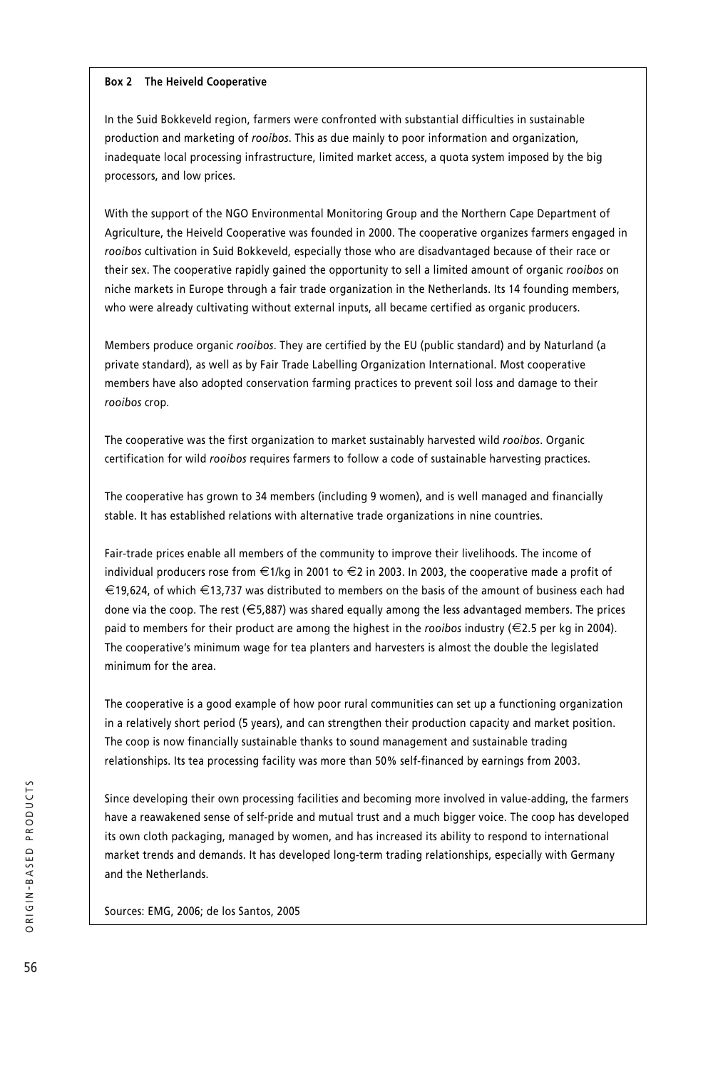**Box 2 The Heiveld Cooperative**

In the Suid Bokkeveld region, farmers were confronted with substantial difficulties in sustainable production and marketing of *rooibos*. This as due mainly to poor information and organization, inadequate local processing infrastructure, limited market access, a quota system imposed by the big processors, and low prices.

With the support of the NGO Environmental Monitoring Group and the Northern Cape Department of Agriculture, the Heiveld Cooperative was founded in 2000. The cooperative organizes farmers engaged in *rooibos* cultivation in Suid Bokkeveld, especially those who are disadvantaged because of their race or their sex. The cooperative rapidly gained the opportunity to sell a limited amount of organic *rooibos* on niche markets in Europe through a fair trade organization in the Netherlands. Its 14 founding members, who were already cultivating without external inputs, all became certified as organic producers.

Members produce organic *rooibos*. They are certified by the EU (public standard) and by Naturland (a private standard), as well as by Fair Trade Labelling Organization International. Most cooperative members have also adopted conservation farming practices to prevent soil loss and damage to their *rooibos* crop.

The cooperative was the first organization to market sustainably harvested wild *rooibos*. Organic certification for wild *rooibos* requires farmers to follow a code of sustainable harvesting practices.

The cooperative has grown to 34 members (including 9 women), and is well managed and financially stable. It has established relations with alternative trade organizations in nine countries.

Fair-trade prices enable all members of the community to improve their livelihoods. The income of individual producers rose from €1/kg in 2001 to €2 in 2003. In 2003, the cooperative made a profit of €19,624, of which €13,737 was distributed to members on the basis of the amount of business each had done via the coop. The rest (€5,887) was shared equally among the less advantaged members. The prices paid to members for their product are among the highest in the *rooibos* industry (€2.5 per kg in 2004). The cooperative's minimum wage for tea planters and harvesters is almost the double the legislated minimum for the area.

The cooperative is a good example of how poor rural communities can set up a functioning organization in a relatively short period (5 years), and can strengthen their production capacity and market position. The coop is now financially sustainable thanks to sound management and sustainable trading relationships. Its tea processing facility was more than 50% self-financed by earnings from 2003.

Since developing their own processing facilities and becoming more involved in value-adding, the farmers have a reawakened sense of self-pride and mutual trust and a much bigger voice. The coop has developed its own cloth packaging, managed by women, and has increased its ability to respond to international market trends and demands. It has developed long-term trading relationships, especially with Germany and the Netherlands.

Sources: EMG, 2006; de los Santos, 2005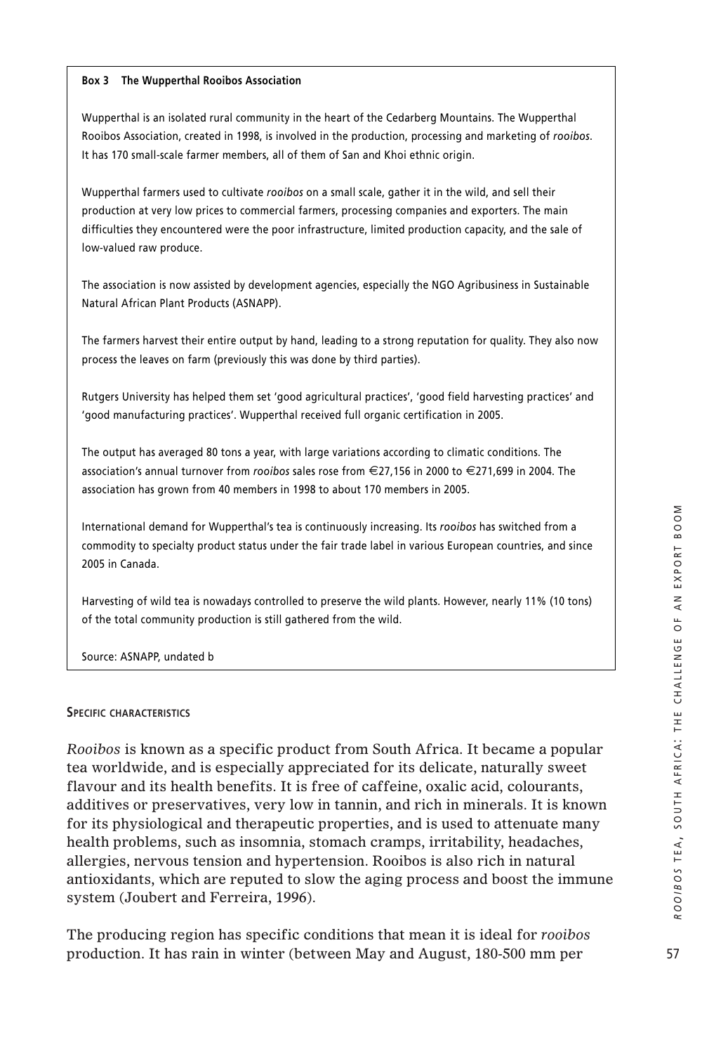**Box 3 The Wupperthal Rooibos Association**

Wupperthal is an isolated rural community in the heart of the Cedarberg Mountains. The Wupperthal Rooibos Association, created in 1998, is involved in the production, processing and marketing of *rooibos*. It has 170 small-scale farmer members, all of them of San and Khoi ethnic origin.

Wupperthal farmers used to cultivate *rooibos* on a small scale, gather it in the wild, and sell their production at very low prices to commercial farmers, processing companies and exporters. The main difficulties they encountered were the poor infrastructure, limited production capacity, and the sale of low-valued raw produce.

The association is now assisted by development agencies, especially the NGO Agribusiness in Sustainable Natural African Plant Products (ASNAPP).

The farmers harvest their entire output by hand, leading to a strong reputation for quality. They also now process the leaves on farm (previously this was done by third parties).

Rutgers University has helped them set 'good agricultural practices', 'good field harvesting practices' and 'good manufacturing practices'. Wupperthal received full organic certification in 2005.

The output has averaged 80 tons a year, with large variations according to climatic conditions. The association's annual turnover from *rooibos* sales rose from €27,156 in 2000 to €271,699 in 2004. The association has grown from 40 members in 1998 to about 170 members in 2005.

International demand for Wupperthal's tea is continuously increasing. Its *rooibos* has switched from a commodity to specialty product status under the fair trade label in various European countries, and since 2005 in Canada.

Harvesting of wild tea is nowadays controlled to preserve the wild plants. However, nearly 11% (10 tons) of the total community production is still gathered from the wild.

Source: ASNAPP, undated b

#### Specific characteristics

*Rooibos* is known as a specific product from South Africa. It became a popular tea worldwide, and is especially appreciated for its delicate, naturally sweet flavour and its health benefits. It is free of caffeine, oxalic acid, colourants, additives or preservatives, very low in tannin, and rich in minerals. It is known for its physiological and therapeutic properties, and is used to attenuate many health problems, such as insomnia, stomach cramps, irritability, headaches, allergies, nervous tension and hypertension. Rooibos is also rich in natural antioxidants, which are reputed to slow the aging process and boost the immune system (Joubert and Ferreira, 1996).

The producing region has specific conditions that mean it is ideal for *rooibos* production. It has rain in winter (between May and August, 180-500 mm per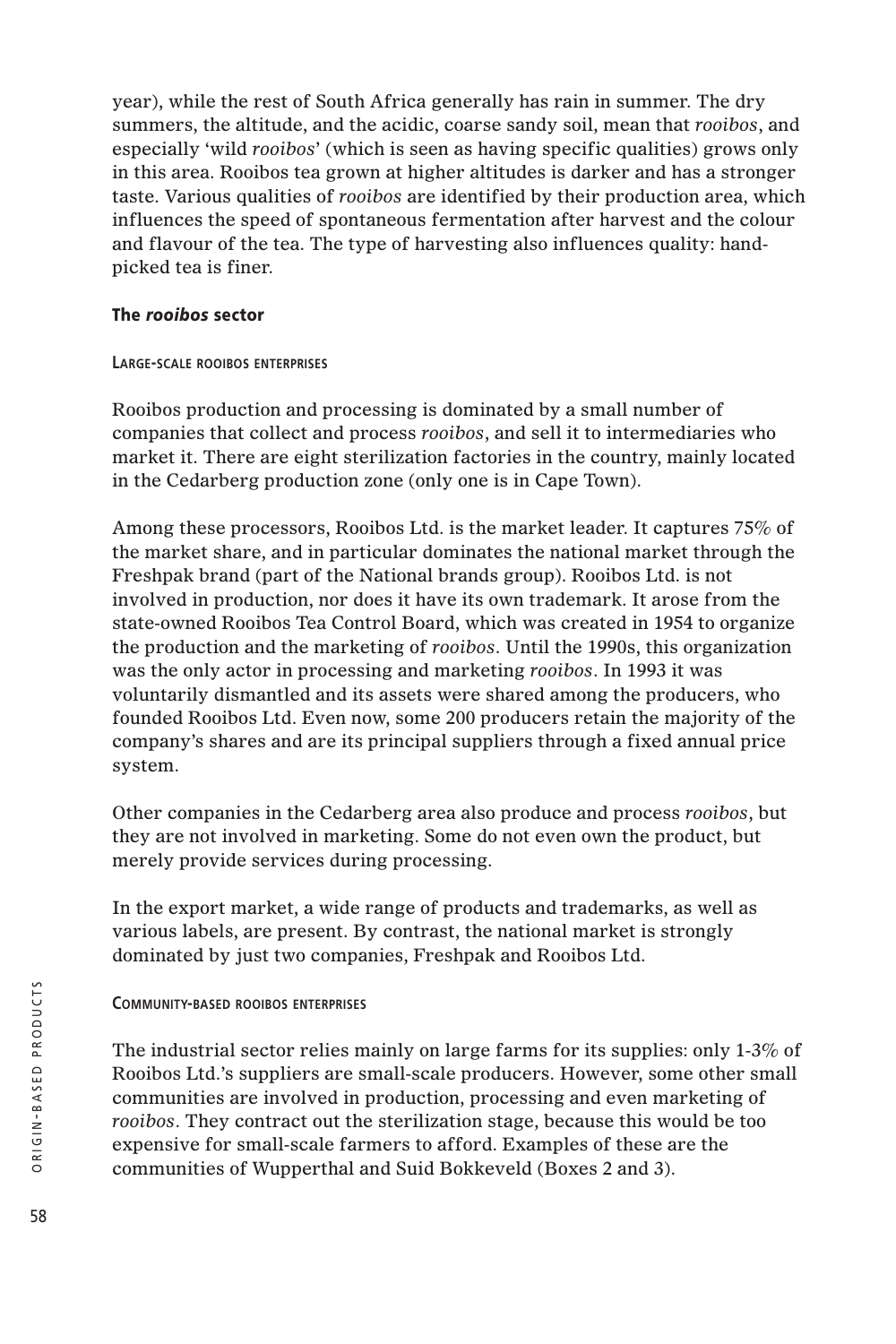year), while the rest of South Africa generally has rain in summer. The dry summers, the altitude, and the acidic, coarse sandy soil, mean that *rooibos*, and especially 'wild *rooibos*' (which is seen as having specific qualities) grows only in this area. Rooibos tea grown at higher altitudes is darker and has a stronger taste. Various qualities of *rooibos* are identified by their production area, which influences the speed of spontaneous fermentation after harvest and the colour and flavour of the tea. The type of harvesting also influences quality: hand-picked tea is finer.

### The *rooibos* sector

#### Large-scale rooibos enterprises

Rooibos production and processing is dominated by a small number of companies that collect and process *rooibos*, and sell it to intermediaries who market it. There are eight sterilization factories in the country, mainly located in the Cedarberg production zone (only one is in Cape Town).

Among these processors, Rooibos Ltd. is the market leader. It captures 75% of the market share, and in particular dominates the national market through the Freshpak brand (part of the National brands group). Rooibos Ltd. is not involved in production, nor does it have its own trademark. It arose from the state-owned Rooibos Tea Control Board, which was created in 1954 to organize the production and the marketing of *rooibos*. Until the 1990s, this organization was the only actor in processing and marketing *rooibos*. In 1993 it was voluntarily dismantled and its assets were shared among the producers, who founded Rooibos Ltd. Even now, some 200 producers retain the majority of the company's shares and are its principal suppliers through a fixed annual price system.

Other companies in the Cedarberg area also produce and process *rooibos*, but they are not involved in marketing. Some do not even own the product, but merely provide services during processing.

In the export market, a wide range of products and trademarks, as well as various labels, are present. By contrast, the national market is strongly dominated by just two companies, Freshpak and Rooibos Ltd.

#### Community-based rooibos enterprises

The industrial sector relies mainly on large farms for its supplies: only 1-3% of Rooibos Ltd.'s suppliers are small-scale producers. However, some other small communities are involved in production, processing and even marketing of *rooibos*. They contract out the sterilization stage, because this would be too expensive for small-scale farmers to afford. Examples of these are the communities of Wupperthal and Suid Bokkeveld (Boxes 2 and 3).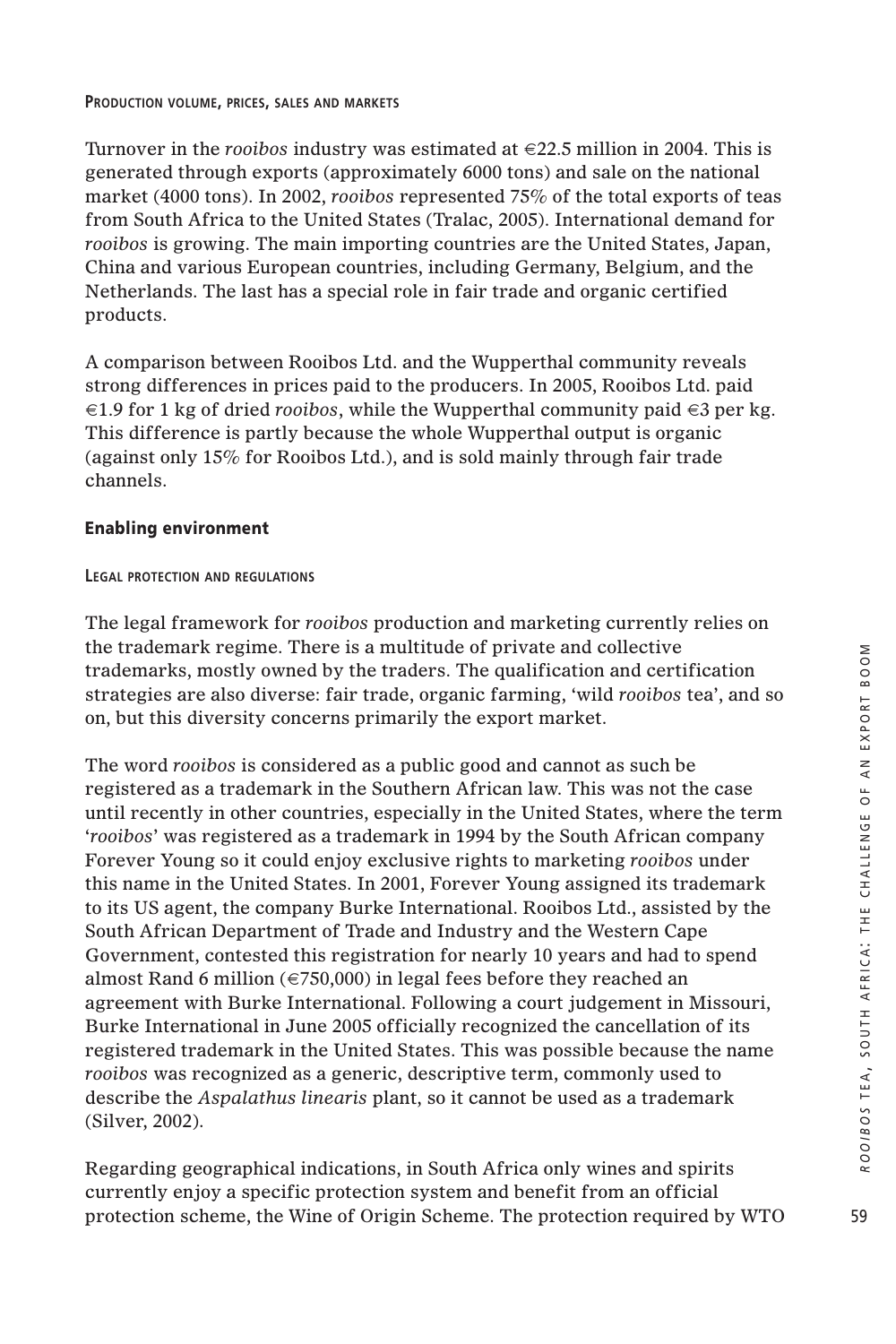#### Production volume, prices, sales and markets

Turnover in the *rooibos* industry was estimated at €22.5 million in 2004. This is generated through exports (approximately 6000 tons) and sale on the national market (4000 tons). In 2002, *rooibos* represented 75% of the total exports of teas from South Africa to the United States (Tralac, 2005). International demand for *rooibos* is growing. The main importing countries are the United States, Japan, China and various European countries, including Germany, Belgium, and the Netherlands. The last has a special role in fair trade and organic certified products.

A comparison between Rooibos Ltd. and the Wupperthal community reveals strong differences in prices paid to the producers. In 2005, Rooibos Ltd. paid €1.9 for 1 kg of dried *rooibos*, while the Wupperthal community paid €3 per kg. This difference is partly because the whole Wupperthal output is organic (against only 15% for Rooibos Ltd.), and is sold mainly through fair trade channels.

### Enabling environment

#### Legal protection and regulations

The legal framework for *rooibos* production and marketing currently relies on the trademark regime. There is a multitude of private and collective trademarks, mostly owned by the traders. The qualification and certification strategies are also diverse: fair trade, organic farming, 'wild *rooibos* tea', and so on, but this diversity concerns primarily the export market.

The word *rooibos* is considered as a public good and cannot as such be registered as a trademark in the Southern African law. This was not the case until recently in other countries, especially in the United States, where the term '*rooibos*' was registered as a trademark in 1994 by the South African company Forever Young so it could enjoy exclusive rights to marketing *rooibos* under this name in the United States. In 2001, Forever Young assigned its trademark to its US agent, the company Burke International. Rooibos Ltd., assisted by the South African Department of Trade and Industry and the Western Cape Government, contested this registration for nearly 10 years and had to spend almost Rand 6 million (€750,000) in legal fees before they reached an agreement with Burke International. Following a court judgement in Missouri, Burke International in June 2005 officially recognized the cancellation of its registered trademark in the United States. This was possible because the name *rooibos* was recognized as a generic, descriptive term, commonly used to describe the *Aspalathus linearis* plant, so it cannot be used as a trademark (Silver, 2002).

Regarding geographical indications, in South Africa only wines and spirits currently enjoy a specific protection system and benefit from an official protection scheme, the Wine of Origin Scheme. The protection required by WTO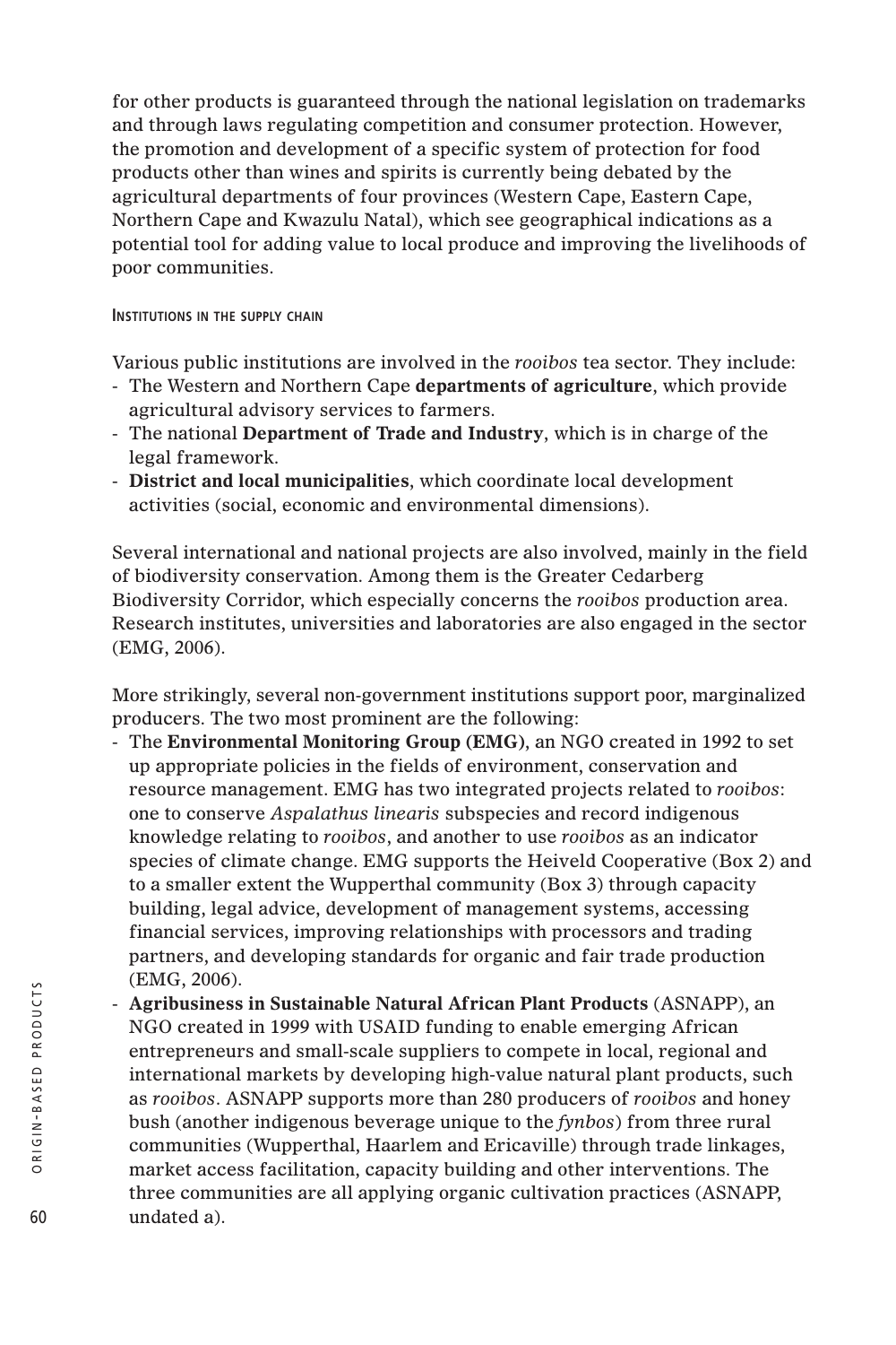for other products is guaranteed through the national legislation on trademarks and through laws regulating competition and consumer protection. However, the promotion and development of a specific system of protection for food products other than wines and spirits is currently being debated by the agricultural departments of four provinces (Western Cape, Eastern Cape, Northern Cape and Kwazulu Natal), which see geographical indications as a potential tool for adding value to local produce and improving the livelihoods of poor communities.

#### Institutions in the supply chain

Various public institutions are involved in the *rooibos* tea sector. They include:

- The Western and Northern Cape **departments of agriculture**, which provide agricultural advisory services to farmers.
- The national **Department of Trade and Industry**, which is in charge of the legal framework.
- **District and local municipalities**, which coordinate local development activities (social, economic and environmental dimensions).

Several international and national projects are also involved, mainly in the field of biodiversity conservation. Among them is the Greater Cedarberg Biodiversity Corridor, which especially concerns the *rooibos* production area. Research institutes, universities and laboratories are also engaged in the sector (EMG, 2006).

More strikingly, several non-government institutions support poor, marginalized producers. The two most prominent are the following:

- The **Environmental Monitoring Group (EMG)**, an NGO created in 1992 to set up appropriate policies in the fields of environment, conservation and resource management. EMG has two integrated projects related to *rooibos*: one to conserve *Aspalathus linearis* subspecies and record indigenous knowledge relating to *rooibos*, and another to use *rooibos* as an indicator species of climate change. EMG supports the Heiveld Cooperative (Box 2) and to a smaller extent the Wupperthal community (Box 3) through capacity building, legal advice, development of management systems, accessing financial services, improving relationships with processors and trading partners, and developing standards for organic and fair trade production (EMG, 2006).
- **Agribusiness in Sustainable Natural African Plant Products** (ASNAPP), an NGO created in 1999 with USAID funding to enable emerging African entrepreneurs and small-scale suppliers to compete in local, regional and international markets by developing high-value natural plant products, such as *rooibos*. ASNAPP supports more than 280 producers of *rooibos* and honey bush (another indigenous beverage unique to the *fynbos*) from three rural communities (Wupperthal, Haarlem and Ericaville) through trade linkages, market access facilitation, capacity building and other interventions. The three communities are all applying organic cultivation practices (ASNAPP, undated a).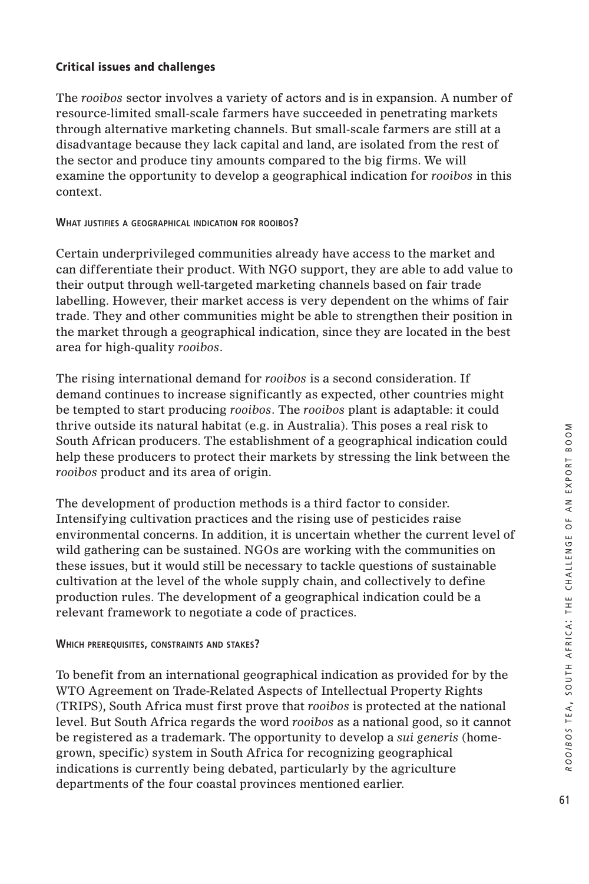## Critical issues and challenges

The *rooibos* sector involves a variety of actors and is in expansion. A number of resource-limited small-scale farmers have succeeded in penetrating markets through alternative marketing channels. But small-scale farmers are still at a disadvantage because they lack capital and land, are isolated from the rest of the sector and produce tiny amounts compared to the big firms. We will examine the opportunity to develop a geographical indication for *rooibos* in this context.

### What justifies a geographical indication for rooibos?

Certain underprivileged communities already have access to the market and can differentiate their product. With NGO support, they are able to add value to their output through well-targeted marketing channels based on fair trade labelling. However, their market access is very dependent on the whims of fair trade. They and other communities might be able to strengthen their position in the market through a geographical indication, since they are located in the best area for high-quality *rooibos*.

The rising international demand for *rooibos* is a second consideration. If demand continues to increase significantly as expected, other countries might be tempted to start producing *rooibos*. The *rooibos* plant is adaptable: it could thrive outside its natural habitat (e.g. in Australia). This poses a real risk to South African producers. The establishment of a geographical indication could help these producers to protect their markets by stressing the link between the *rooibos* product and its area of origin.

The development of production methods is a third factor to consider. Intensifying cultivation practices and the rising use of pesticides raise environmental concerns. In addition, it is uncertain whether the current level of wild gathering can be sustained. NGOs are working with the communities on these issues, but it would still be necessary to tackle questions of sustainable cultivation at the level of the whole supply chain, and collectively to define production rules. The development of a geographical indication could be a relevant framework to negotiate a code of practices.

### Which prerequisites, constraints and stakes?

To benefit from an international geographical indication as provided for by the WTO Agreement on Trade-Related Aspects of Intellectual Property Rights (TRIPS), South Africa must first prove that *rooibos* is protected at the national level. But South Africa regards the word *rooibos* as a national good, so it cannot be registered as a trademark. The opportunity to develop a *sui generis* (home-grown, specific) system in South Africa for recognizing geographical indications is currently being debated, particularly by the agriculture departments of the four coastal provinces mentioned earlier.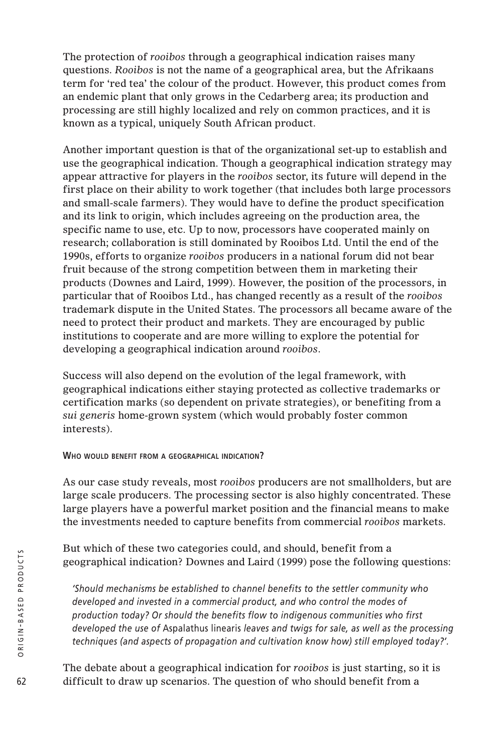The protection of *rooibos* through a geographical indication raises many questions. *Rooibos* is not the name of a geographical area, but the Afrikaans term for 'red tea' the colour of the product. However, this product comes from an endemic plant that only grows in the Cedarberg area; its production and processing are still highly localized and rely on common practices, and it is known as a typical, uniquely South African product.

Another important question is that of the organizational set-up to establish and use the geographical indication. Though a geographical indication strategy may appear attractive for players in the *rooibos* sector, its future will depend in the first place on their ability to work together (that includes both large processors and small-scale farmers). They would have to define the product specification and its link to origin, which includes agreeing on the production area, the specific name to use, etc. Up to now, processors have cooperated mainly on research; collaboration is still dominated by Rooibos Ltd. Until the end of the 1990s, efforts to organize *rooibos* producers in a national forum did not bear fruit because of the strong competition between them in marketing their products (Downes and Laird, 1999). However, the position of the processors, in particular that of Rooibos Ltd., has changed recently as a result of the *rooibos* trademark dispute in the United States. The processors all became aware of the need to protect their product and markets. They are encouraged by public institutions to cooperate and are more willing to explore the potential for developing a geographical indication around *rooibos*.

Success will also depend on the evolution of the legal framework, with geographical indications either staying protected as collective trademarks or certification marks (so dependent on private strategies), or benefiting from a *sui generis* home-grown system (which would probably foster common interests).

#### WHO WOULD BENEFIT FROM A GEOGRAPHICAL INDICATION?

As our case study reveals, most *rooibos* producers are not smallholders, but are large scale producers. The processing sector is also highly concentrated. These large players have a powerful market position and the financial means to make the investments needed to capture benefits from commercial *rooibos* markets.

But which of these two categories could, and should, benefit from a geographical indication? Downes and Laird (1999) pose the following questions:

> *'Should mechanisms be established to channel benefits to the settler community who developed and invested in a commercial product, and who control the modes of production today? Or should the benefits flow to indigenous communities who first developed the use of* Aspalathus linearis *leaves and twigs for sale, as well as the processing techniques (and aspects of propagation and cultivation know how) still employed today?'.*

The debate about a geographical indication for *rooibos* is just starting, so it is difficult to draw up scenarios. The question of who should benefit from a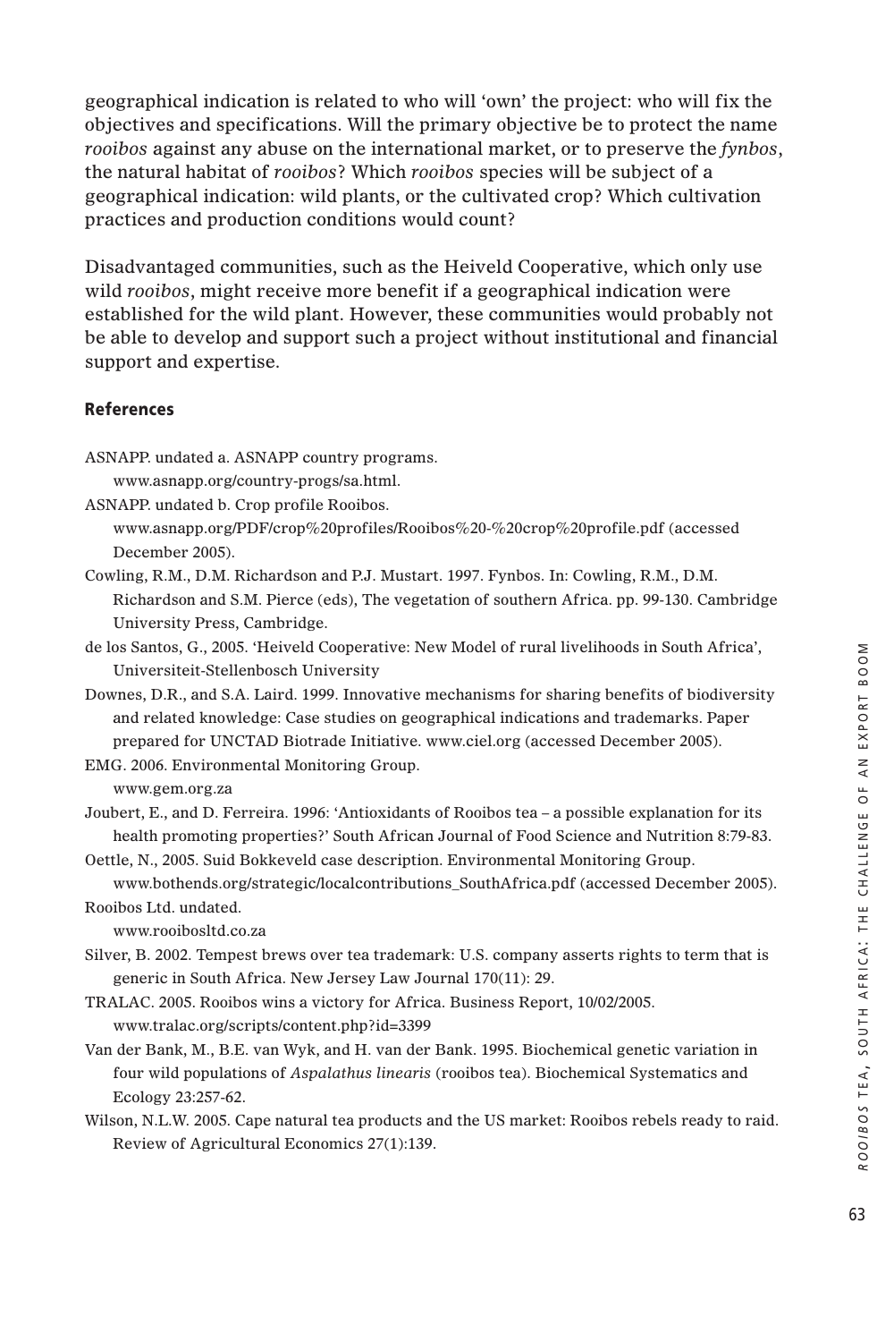geographical indication is related to who will 'own' the project: who will fix the objectives and specifications. Will the primary objective be to protect the name *rooibos* against any abuse on the international market, or to preserve the *fynbos*, the natural habitat of *rooibos*? Which *rooibos* species will be subject of a geographical indication: wild plants, or the cultivated crop? Which cultivation practices and production conditions would count?

Disadvantaged communities, such as the Heiveld Cooperative, which only use wild *rooibos*, might receive more benefit if a geographical indication were established for the wild plant. However, these communities would probably not be able to develop and support such a project without institutional and financial support and expertise.

### References

ASNAPP. undated a. ASNAPP country programs. www.asnapp.org/country-progs/sa.html.

ASNAPP. undated b. Crop profile Rooibos. www.asnapp.org/PDF/crop%20profiles/Rooibos%20-%20crop%20profile.pdf (accessed December 2005).

Cowling, R.M., D.M. Richardson and P.J. Mustart. 1997. Fynbos. In: Cowling, R.M., D.M. Richardson and S.M. Pierce (eds), The vegetation of southern Africa. pp. 99-130. Cambridge University Press, Cambridge.

de los Santos, G., 2005. 'Heiveld Cooperative: New Model of rural livelihoods in South Africa', Universiteit-Stellenbosch University

Downes, D.R., and S.A. Laird. 1999. Innovative mechanisms for sharing benefits of biodiversity and related knowledge: Case studies on geographical indications and trademarks. Paper prepared for UNCTAD Biotrade Initiative. www.ciel.org (accessed December 2005).

EMG. 2006. Environmental Monitoring Group. www.gem.org.za

Joubert, E., and D. Ferreira. 1996: 'Antioxidants of Rooibos tea – a possible explanation for its health promoting properties?' South African Journal of Food Science and Nutrition 8:79-83.

Oettle, N., 2005. Suid Bokkeveld case description. Environmental Monitoring Group. www.bothends.org/strategic/localcontributions_SouthAfrica.pdf (accessed December 2005).

Rooibos Ltd. undated. www.rooibosltd.co.za

Silver, B. 2002. Tempest brews over tea trademark: U.S. company asserts rights to term that is generic in South Africa. New Jersey Law Journal 170(11): 29.

TRALAC. 2005. Rooibos wins a victory for Africa. Business Report, 10/02/2005. www.tralac.org/scripts/content.php?id=3399

Van der Bank, M., B.E. van Wyk, and H. van der Bank. 1995. Biochemical genetic variation in four wild populations of *Aspalathus linearis* (rooibos tea). Biochemical Systematics and Ecology 23:257-62.

Wilson, N.L.W. 2005. Cape natural tea products and the US market: Rooibos rebels ready to raid. Review of Agricultural Economics 27(1):139.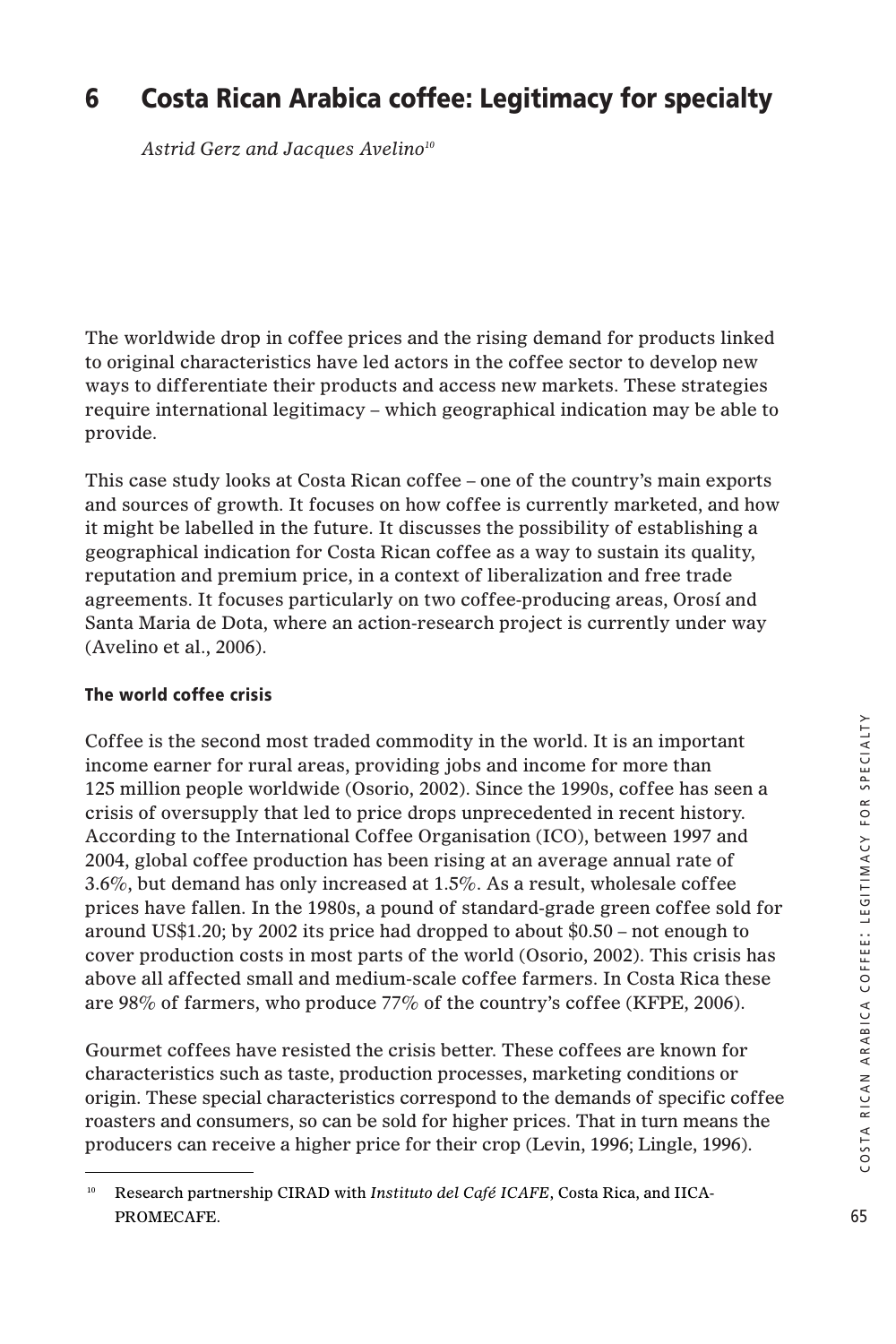# 6 Costa Rican Arabica coffee: Legitimacy for specialty

*Astrid Gerz and Jacques Avelino*[10]

The worldwide drop in coffee prices and the rising demand for products linked to original characteristics have led actors in the coffee sector to develop new ways to differentiate their products and access new markets. These strategies require international legitimacy – which geographical indication may be able to provide.

This case study looks at Costa Rican coffee – one of the country's main exports and sources of growth. It focuses on how coffee is currently marketed, and how it might be labelled in the future. It discusses the possibility of establishing a geographical indication for Costa Rican coffee as a way to sustain its quality, reputation and premium price, in a context of liberalization and free trade agreements. It focuses particularly on two coffee-producing areas, Orosí and Santa Maria de Dota, where an action-research project is currently under way (Avelino et al., 2006).

### The world coffee crisis

Coffee is the second most traded commodity in the world. It is an important income earner for rural areas, providing jobs and income for more than 125 million people worldwide (Osorio, 2002). Since the 1990s, coffee has seen a crisis of oversupply that led to price drops unprecedented in recent history. According to the International Coffee Organisation (ICO), between 1997 and 2004, global coffee production has been rising at an average annual rate of 3.6%, but demand has only increased at 1.5%. As a result, wholesale coffee prices have fallen. In the 1980s, a pound of standard-grade green coffee sold for around US$1.20; by 2002 its price had dropped to about $0.50 – not enough to cover production costs in most parts of the world (Osorio, 2002). This crisis has above all affected small and medium-scale coffee farmers. In Costa Rica these are 98% of farmers, who produce 77% of the country's coffee (KFPE, 2006).

Gourmet coffees have resisted the crisis better. These coffees are known for characteristics such as taste, production processes, marketing conditions or origin. These special characteristics correspond to the demands of specific coffee roasters and consumers, so can be sold for higher prices. That in turn means the producers can receive a higher price for their crop (Levin, 1996; Lingle, 1996).

---

[10] Research partnership CIRAD with *Instituto del Café ICAFE*, Costa Rica, and IICA-PROMECAFE.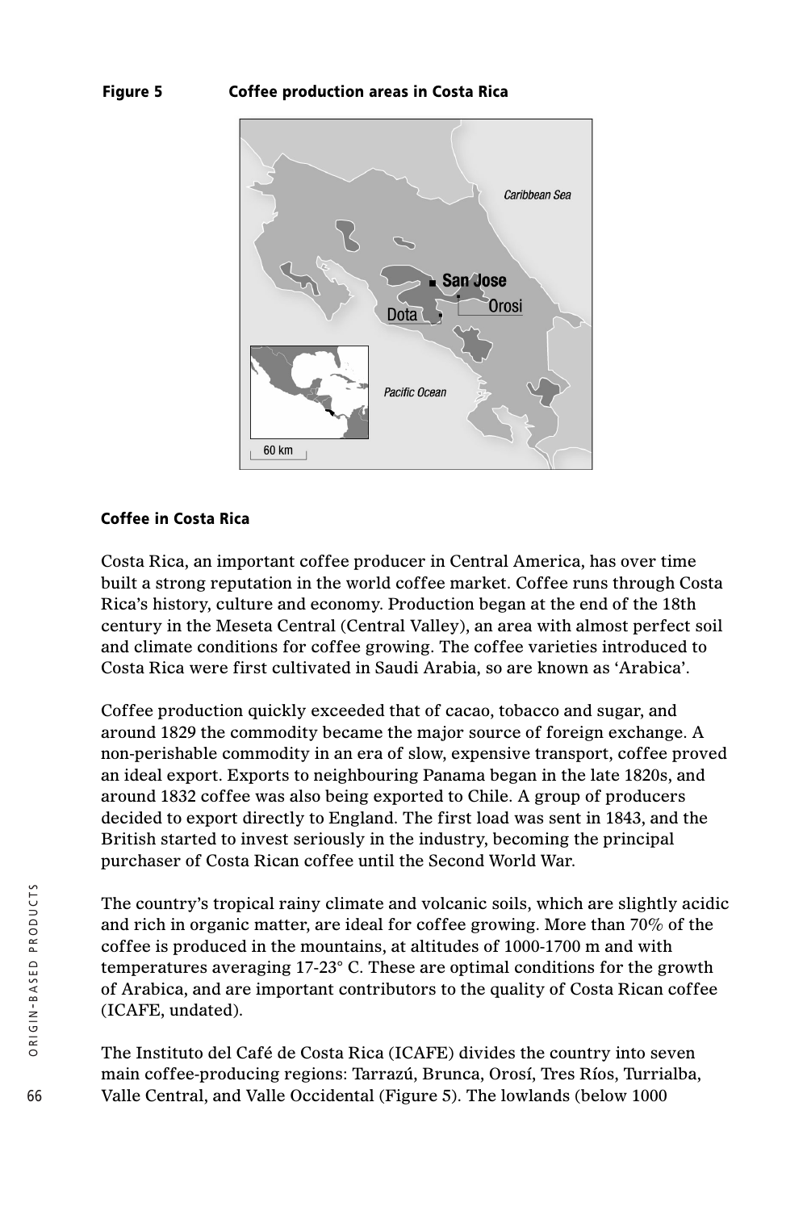**Figure 5 Coffee production areas in Costa Rica**

### Coffee in Costa Rica

Costa Rica, an important coffee producer in Central America, has over time built a strong reputation in the world coffee market. Coffee runs through Costa Rica's history, culture and economy. Production began at the end of the 18th century in the Meseta Central (Central Valley), an area with almost perfect soil and climate conditions for coffee growing. The coffee varieties introduced to Costa Rica were first cultivated in Saudi Arabia, so are known as 'Arabica'.

Coffee production quickly exceeded that of cacao, tobacco and sugar, and around 1829 the commodity became the major source of foreign exchange. A non-perishable commodity in an era of slow, expensive transport, coffee proved an ideal export. Exports to neighbouring Panama began in the late 1820s, and around 1832 coffee was also being exported to Chile. A group of producers decided to export directly to England. The first load was sent in 1843, and the British started to invest seriously in the industry, becoming the principal purchaser of Costa Rican coffee until the Second World War.

The country's tropical rainy climate and volcanic soils, which are slightly acidic and rich in organic matter, are ideal for coffee growing. More than 70% of the coffee is produced in the mountains, at altitudes of 1000-1700 m and with temperatures averaging 17-23° C. These are optimal conditions for the growth of Arabica, and are important contributors to the quality of Costa Rican coffee (ICAFE, undated).

The Instituto del Café de Costa Rica (ICAFE) divides the country into seven main coffee-producing regions: Tarrazú, Brunca, Orosí, Tres Ríos, Turrialba, Valle Central, and Valle Occidental (Figure 5). The lowlands (below 1000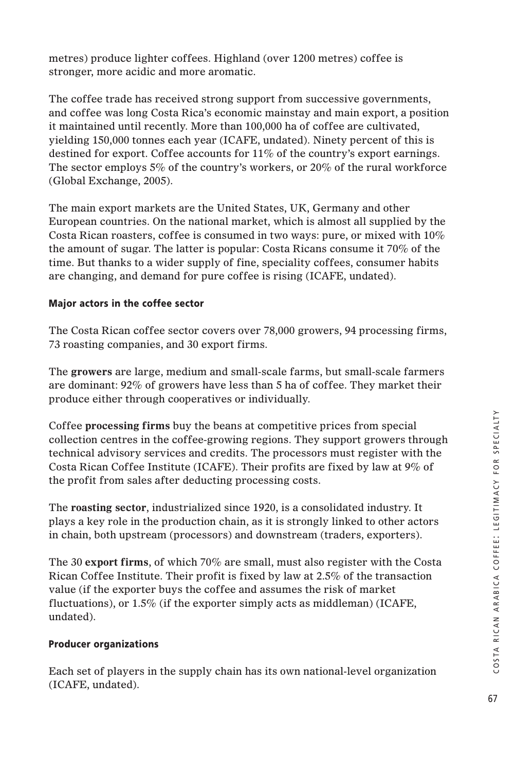metres) produce lighter coffees. Highland (over 1200 metres) coffee is stronger, more acidic and more aromatic.

The coffee trade has received strong support from successive governments, and coffee was long Costa Rica's economic mainstay and main export, a position it maintained until recently. More than 100,000 ha of coffee are cultivated, yielding 150,000 tonnes each year (ICAFE, undated). Ninety percent of this is destined for export. Coffee accounts for 11% of the country's export earnings. The sector employs 5% of the country's workers, or 20% of the rural workforce (Global Exchange, 2005).

The main export markets are the United States, UK, Germany and other European countries. On the national market, which is almost all supplied by the Costa Rican roasters, coffee is consumed in two ways: pure, or mixed with 10% the amount of sugar. The latter is popular: Costa Ricans consume it 70% of the time. But thanks to a wider supply of fine, speciality coffees, consumer habits are changing, and demand for pure coffee is rising (ICAFE, undated).

### Major actors in the coffee sector

The Costa Rican coffee sector covers over 78,000 growers, 94 processing firms, 73 roasting companies, and 30 export firms.

The **growers** are large, medium and small-scale farms, but small-scale farmers are dominant: 92% of growers have less than 5 ha of coffee. They market their produce either through cooperatives or individually.

Coffee **processing firms** buy the beans at competitive prices from special collection centres in the coffee-growing regions. They support growers through technical advisory services and credits. The processors must register with the Costa Rican Coffee Institute (ICAFE). Their profits are fixed by law at 9% of the profit from sales after deducting processing costs.

The **roasting sector**, industrialized since 1920, is a consolidated industry. It plays a key role in the production chain, as it is strongly linked to other actors in chain, both upstream (processors) and downstream (traders, exporters).

The 30 **export firms**, of which 70% are small, must also register with the Costa Rican Coffee Institute. Their profit is fixed by law at 2.5% of the transaction value (if the exporter buys the coffee and assumes the risk of market fluctuations), or 1.5% (if the exporter simply acts as middleman) (ICAFE, undated).

### Producer organizations

Each set of players in the supply chain has its own national-level organization (ICAFE, undated).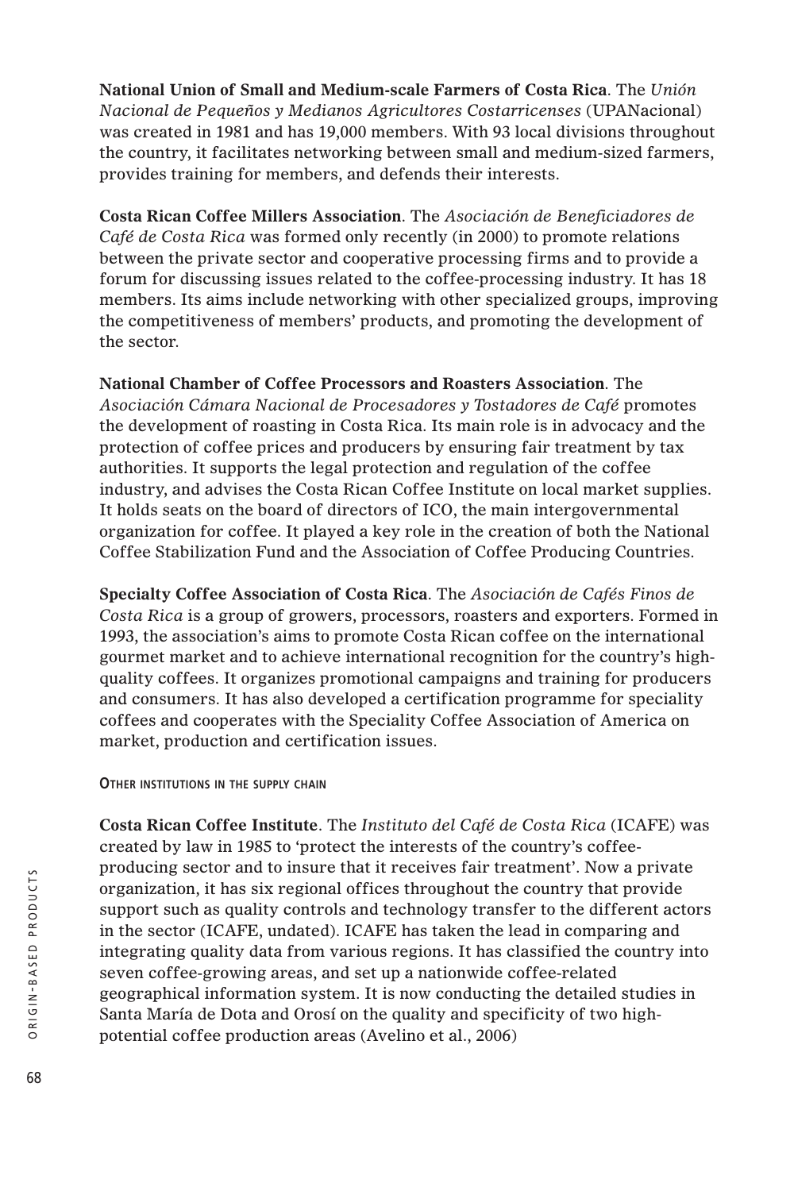**National Union of Small and Medium-scale Farmers of Costa Rica**. The *Unión Nacional de Pequeños y Medianos Agricultores Costarricenses* (UPANacional) was created in 1981 and has 19,000 members. With 93 local divisions throughout the country, it facilitates networking between small and medium-sized farmers, provides training for members, and defends their interests.

**Costa Rican Coffee Millers Association**. The *Asociación de Beneficiadores de Café de Costa Rica* was formed only recently (in 2000) to promote relations between the private sector and cooperative processing firms and to provide a forum for discussing issues related to the coffee-processing industry. It has 18 members. Its aims include networking with other specialized groups, improving the competitiveness of members' products, and promoting the development of the sector.

**National Chamber of Coffee Processors and Roasters Association**. The *Asociación Cámara Nacional de Procesadores y Tostadores de Café* promotes the development of roasting in Costa Rica. Its main role is in advocacy and the protection of coffee prices and producers by ensuring fair treatment by tax authorities. It supports the legal protection and regulation of the coffee industry, and advises the Costa Rican Coffee Institute on local market supplies. It holds seats on the board of directors of ICO, the main intergovernmental organization for coffee. It played a key role in the creation of both the National Coffee Stabilization Fund and the Association of Coffee Producing Countries.

**Specialty Coffee Association of Costa Rica**. The *Asociación de Cafés Finos de Costa Rica* is a group of growers, processors, roasters and exporters. Formed in 1993, the association's aims to promote Costa Rican coffee on the international gourmet market and to achieve international recognition for the country's high-quality coffees. It organizes promotional campaigns and training for producers and consumers. It has also developed a certification programme for speciality coffees and cooperates with the Speciality Coffee Association of America on market, production and certification issues.

#### Other institutions in the supply chain

**Costa Rican Coffee Institute**. The *Instituto del Café de Costa Rica* (ICAFE) was created by law in 1985 to 'protect the interests of the country's coffee-producing sector and to insure that it receives fair treatment'. Now a private organization, it has six regional offices throughout the country that provide support such as quality controls and technology transfer to the different actors in the sector (ICAFE, undated). ICAFE has taken the lead in comparing and integrating quality data from various regions. It has classified the country into seven coffee-growing areas, and set up a nationwide coffee-related geographical information system. It is now conducting the detailed studies in Santa María de Dota and Orosí on the quality and specificity of two high-potential coffee production areas (Avelino et al., 2006)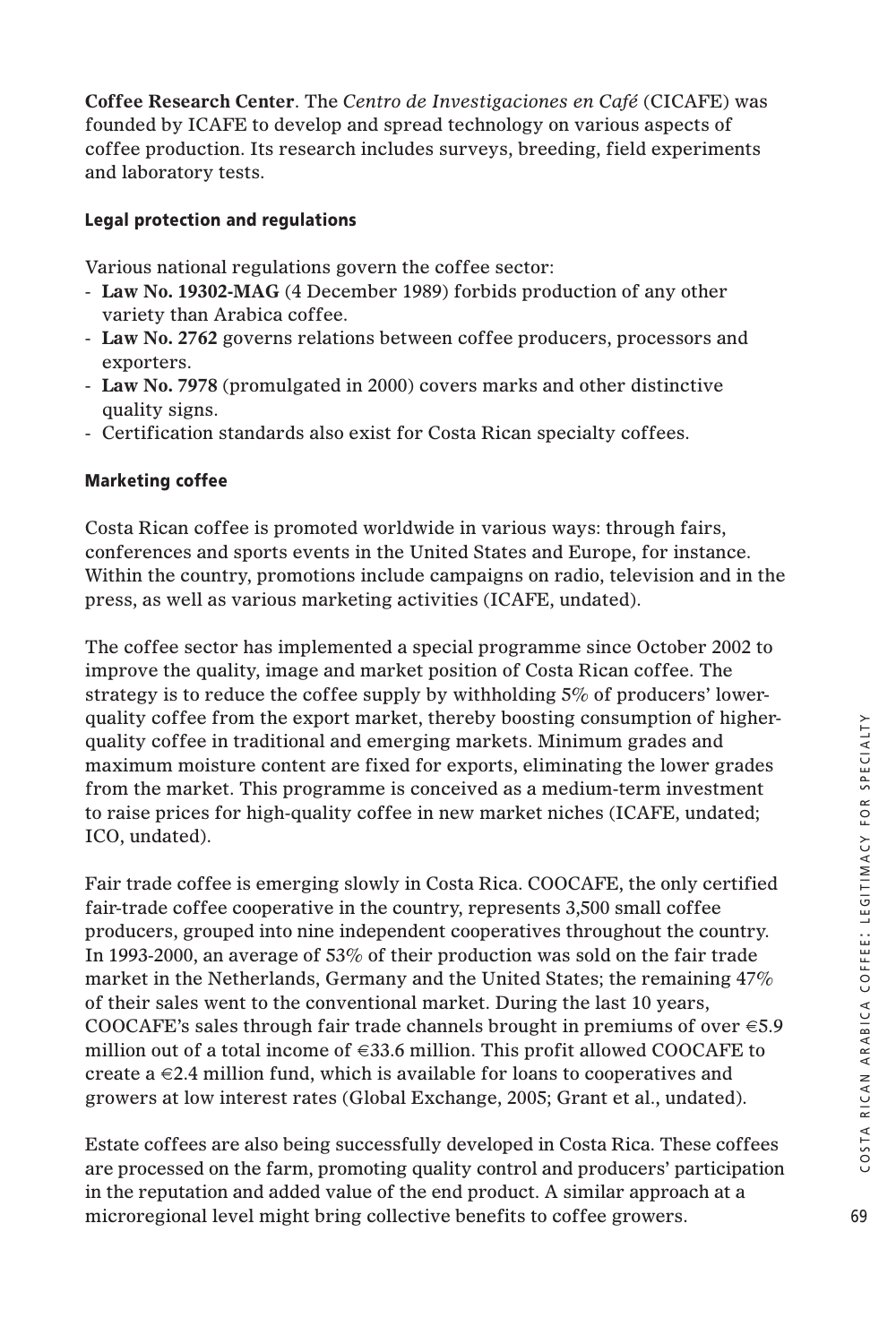**Coffee Research Center**. The *Centro de Investigaciones en Café* (CICAFE) was founded by ICAFE to develop and spread technology on various aspects of coffee production. Its research includes surveys, breeding, field experiments and laboratory tests.

### Legal protection and regulations

Various national regulations govern the coffee sector:

- **Law No. 19302-MAG** (4 December 1989) forbids production of any other variety than Arabica coffee.
- **Law No. 2762** governs relations between coffee producers, processors and exporters.
- **Law No. 7978** (promulgated in 2000) covers marks and other distinctive quality signs.
- Certification standards also exist for Costa Rican specialty coffees.

### Marketing coffee

Costa Rican coffee is promoted worldwide in various ways: through fairs, conferences and sports events in the United States and Europe, for instance. Within the country, promotions include campaigns on radio, television and in the press, as well as various marketing activities (ICAFE, undated).

The coffee sector has implemented a special programme since October 2002 to improve the quality, image and market position of Costa Rican coffee. The strategy is to reduce the coffee supply by withholding 5% of producers' lower-quality coffee from the export market, thereby boosting consumption of higher-quality coffee in traditional and emerging markets. Minimum grades and maximum moisture content are fixed for exports, eliminating the lower grades from the market. This programme is conceived as a medium-term investment to raise prices for high-quality coffee in new market niches (ICAFE, undated; ICO, undated).

Fair trade coffee is emerging slowly in Costa Rica. COOCAFE, the only certified fair-trade coffee cooperative in the country, represents 3,500 small coffee producers, grouped into nine independent cooperatives throughout the country. In 1993-2000, an average of 53% of their production was sold on the fair trade market in the Netherlands, Germany and the United States; the remaining 47% of their sales went to the conventional market. During the last 10 years, COOCAFE's sales through fair trade channels brought in premiums of over €5.9 million out of a total income of €33.6 million. This profit allowed COOCAFE to create a €2.4 million fund, which is available for loans to cooperatives and growers at low interest rates (Global Exchange, 2005; Grant et al., undated).

Estate coffees are also being successfully developed in Costa Rica. These coffees are processed on the farm, promoting quality control and producers' participation in the reputation and added value of the end product. A similar approach at a microregional level might bring collective benefits to coffee growers.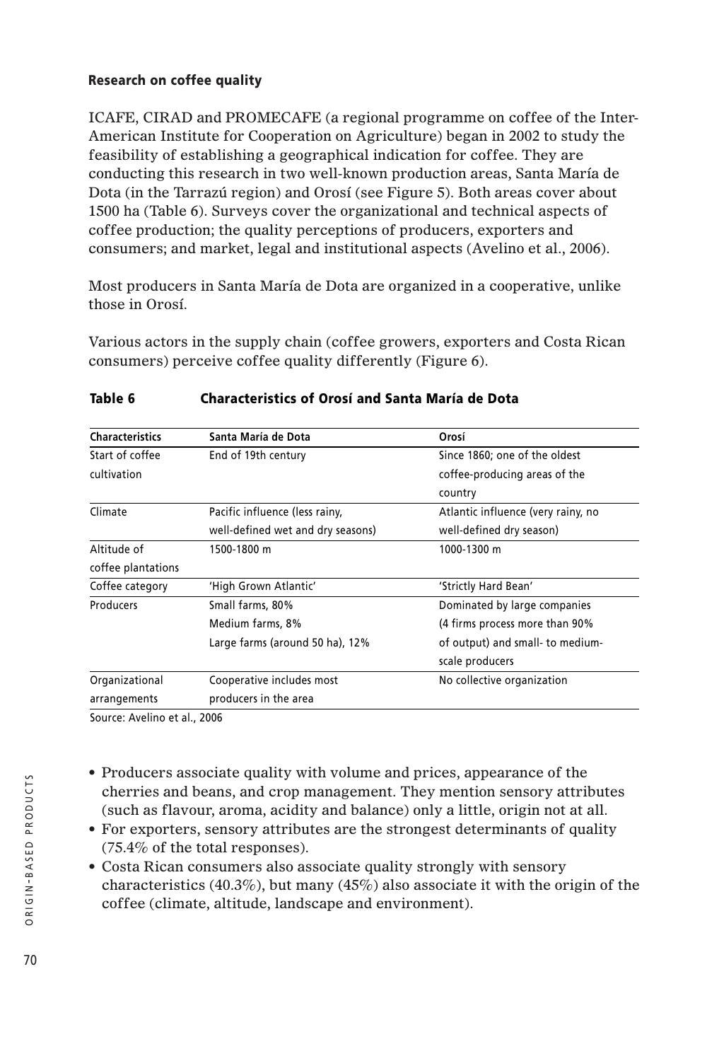### Research on coffee quality

ICAFE, CIRAD and PROMECAFE (a regional programme on coffee of the Inter-American Institute for Cooperation on Agriculture) began in 2002 to study the feasibility of establishing a geographical indication for coffee. They are conducting this research in two well-known production areas, Santa María de Dota (in the Tarrazú region) and Orosí (see Figure 5). Both areas cover about 1500 ha (Table 6). Surveys cover the organizational and technical aspects of coffee production; the quality perceptions of producers, exporters and consumers; and market, legal and institutional aspects (Avelino et al., 2006).

Most producers in Santa María de Dota are organized in a cooperative, unlike those in Orosí.

Various actors in the supply chain (coffee growers, exporters and Costa Rican consumers) perceive coffee quality differently (Figure 6).

**Table 6 Characteristics of Orosí and Santa María de Dota**

| Characteristics | Santa María de Dota | Orosí |
|---|---|---|
| Start of coffee cultivation | End of 19th century | Since 1860; one of the oldest coffee-producing areas of the country |
| Climate | Pacific influence (less rainy, well-defined wet and dry seasons) | Atlantic influence (very rainy, no well-defined dry season) |
| Altitude of coffee plantations | 1500-1800 m | 1000-1300 m |
| Coffee category | 'High Grown Atlantic' | 'Strictly Hard Bean' |
| Producers | Small farms, 80%<br>Medium farms, 8%<br>Large farms (around 50 ha), 12% | Dominated by large companies (4 firms process more than 90% of output) and small- to medium-scale producers |
| Organizational arrangements | Cooperative includes most producers in the area | No collective organization |

Source: Avelino et al., 2006

- Producers associate quality with volume and prices, appearance of the cherries and beans, and crop management. They mention sensory attributes (such as flavour, aroma, acidity and balance) only a little, origin not at all.
- For exporters, sensory attributes are the strongest determinants of quality (75.4% of the total responses).
- Costa Rican consumers also associate quality strongly with sensory characteristics (40.3%), but many (45%) also associate it with the origin of the coffee (climate, altitude, landscape and environment).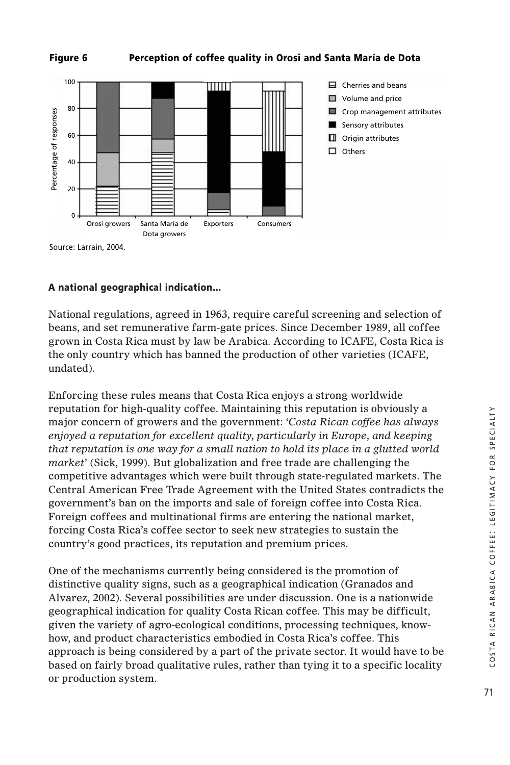**Figure 6 Perception of coffee quality in Orosi and Santa María de Dota**

Source: Larrain, 2004.

### A national geographical indication...

National regulations, agreed in 1963, require careful screening and selection of beans, and set remunerative farm-gate prices. Since December 1989, all coffee grown in Costa Rica must by law be Arabica. According to ICAFE, Costa Rica is the only country which has banned the production of other varieties (ICAFE, undated).

Enforcing these rules means that Costa Rica enjoys a strong worldwide reputation for high-quality coffee. Maintaining this reputation is obviously a major concern of growers and the government: '*Costa Rican coffee has always enjoyed a reputation for excellent quality, particularly in Europe, and keeping that reputation is one way for a small nation to hold its place in a glutted world market*' (Sick, 1999). But globalization and free trade are challenging the competitive advantages which were built through state-regulated markets. The Central American Free Trade Agreement with the United States contradicts the government's ban on the imports and sale of foreign coffee into Costa Rica. Foreign coffees and multinational firms are entering the national market, forcing Costa Rica's coffee sector to seek new strategies to sustain the country's good practices, its reputation and premium prices.

One of the mechanisms currently being considered is the promotion of distinctive quality signs, such as a geographical indication (Granados and Alvarez, 2002). Several possibilities are under discussion. One is a nationwide geographical indication for quality Costa Rican coffee. This may be difficult, given the variety of agro-ecological conditions, processing techniques, know-how, and product characteristics embodied in Costa Rica's coffee. This approach is being considered by a part of the private sector. It would have to be based on fairly broad qualitative rules, rather than tying it to a specific locality or production system.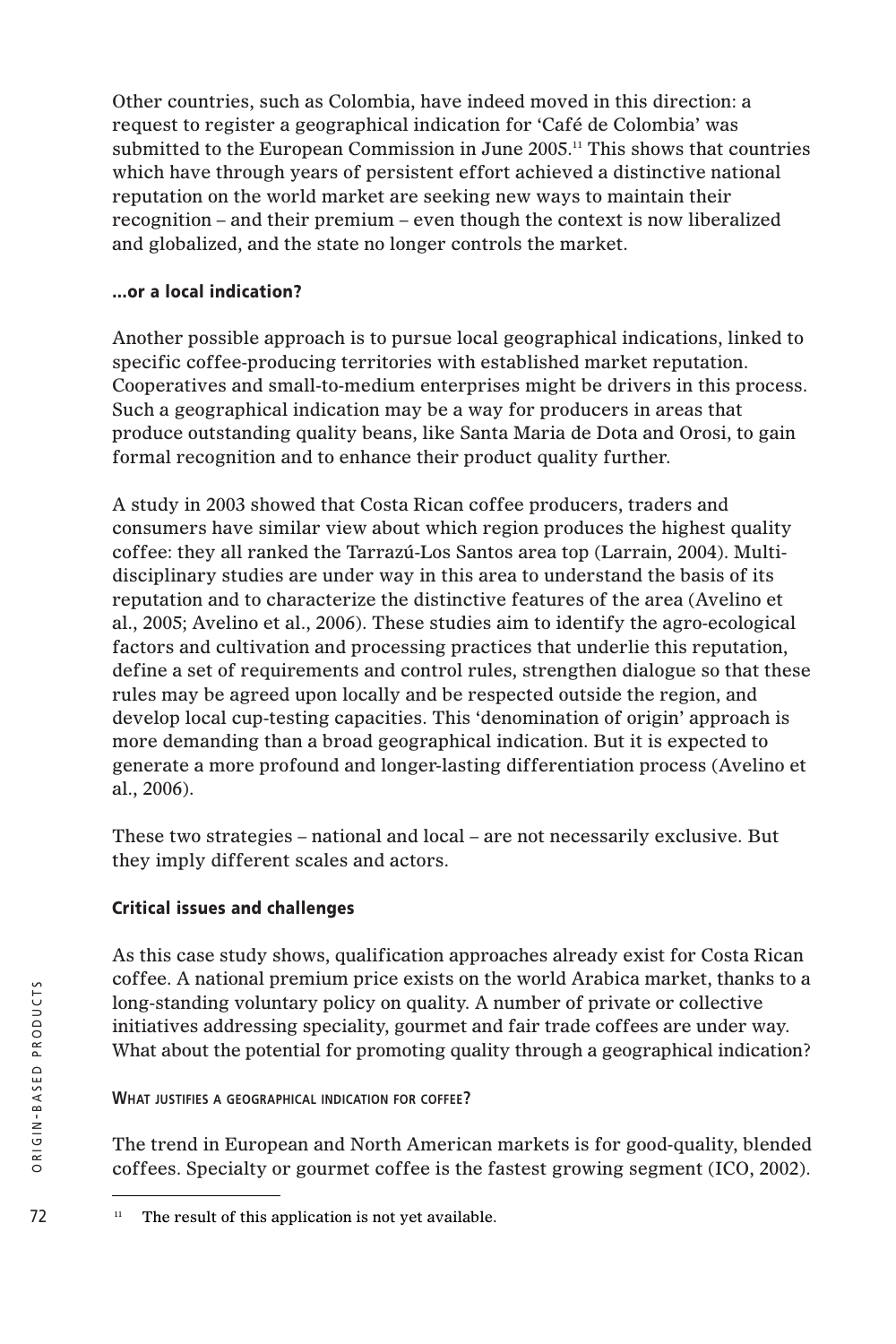Other countries, such as Colombia, have indeed moved in this direction: a request to register a geographical indication for 'Café de Colombia' was submitted to the European Commission in June 2005.[11] This shows that countries which have through years of persistent effort achieved a distinctive national reputation on the world market are seeking new ways to maintain their recognition – and their premium – even though the context is now liberalized and globalized, and the state no longer controls the market.

#### ...or a local indication?

Another possible approach is to pursue local geographical indications, linked to specific coffee-producing territories with established market reputation. Cooperatives and small-to-medium enterprises might be drivers in this process. Such a geographical indication may be a way for producers in areas that produce outstanding quality beans, like Santa Maria de Dota and Orosi, to gain formal recognition and to enhance their product quality further.

A study in 2003 showed that Costa Rican coffee producers, traders and consumers have similar view about which region produces the highest quality coffee: they all ranked the Tarrazú-Los Santos area top (Larrain, 2004). Multi-disciplinary studies are under way in this area to understand the basis of its reputation and to characterize the distinctive features of the area (Avelino et al., 2005; Avelino et al., 2006). These studies aim to identify the agro-ecological factors and cultivation and processing practices that underlie this reputation, define a set of requirements and control rules, strengthen dialogue so that these rules may be agreed upon locally and be respected outside the region, and develop local cup-testing capacities. This 'denomination of origin' approach is more demanding than a broad geographical indication. But it is expected to generate a more profound and longer-lasting differentiation process (Avelino et al., 2006).

These two strategies – national and local – are not necessarily exclusive. But they imply different scales and actors.

### Critical issues and challenges

As this case study shows, qualification approaches already exist for Costa Rican coffee. A national premium price exists on the world Arabica market, thanks to a long-standing voluntary policy on quality. A number of private or collective initiatives addressing speciality, gourmet and fair trade coffees are under way. What about the potential for promoting quality through a geographical indication?

#### What justifies a geographical indication for coffee?

The trend in European and North American markets is for good-quality, blended coffees. Specialty or gourmet coffee is the fastest growing segment (ICO, 2002).

[11] The result of this application is not yet available.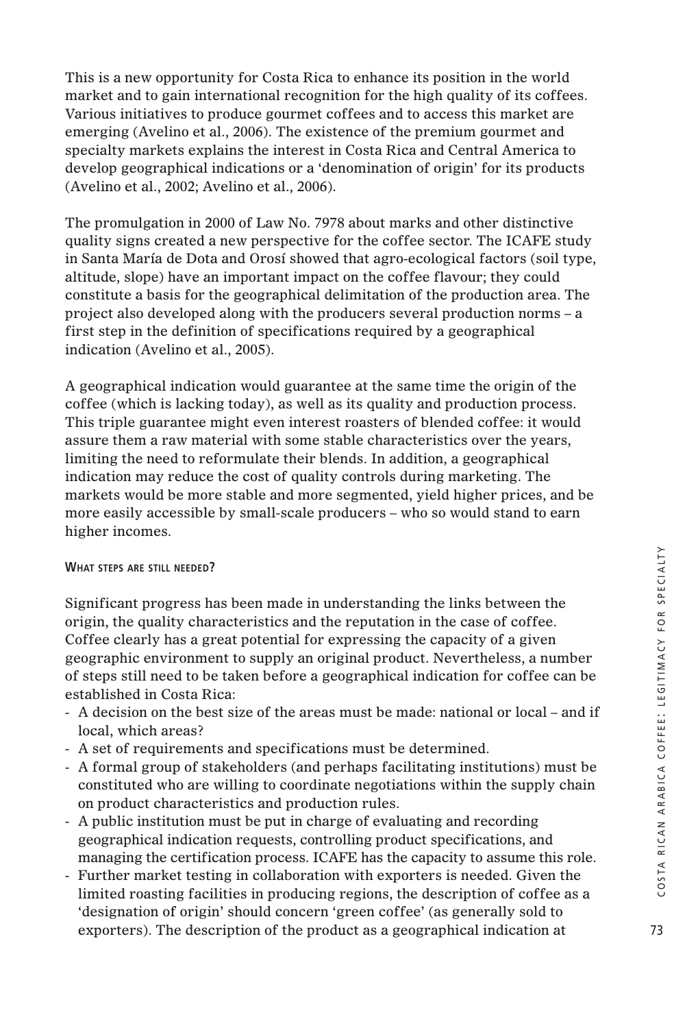This is a new opportunity for Costa Rica to enhance its position in the world market and to gain international recognition for the high quality of its coffees. Various initiatives to produce gourmet coffees and to access this market are emerging (Avelino et al., 2006). The existence of the premium gourmet and specialty markets explains the interest in Costa Rica and Central America to develop geographical indications or a 'denomination of origin' for its products (Avelino et al., 2002; Avelino et al., 2006).

The promulgation in 2000 of Law No. 7978 about marks and other distinctive quality signs created a new perspective for the coffee sector. The ICAFE study in Santa María de Dota and Orosí showed that agro-ecological factors (soil type, altitude, slope) have an important impact on the coffee flavour; they could constitute a basis for the geographical delimitation of the production area. The project also developed along with the producers several production norms – a first step in the definition of specifications required by a geographical indication (Avelino et al., 2005).

A geographical indication would guarantee at the same time the origin of the coffee (which is lacking today), as well as its quality and production process. This triple guarantee might even interest roasters of blended coffee: it would assure them a raw material with some stable characteristics over the years, limiting the need to reformulate their blends. In addition, a geographical indication may reduce the cost of quality controls during marketing. The markets would be more stable and more segmented, yield higher prices, and be more easily accessible by small-scale producers – who so would stand to earn higher incomes.

#### What steps are still needed?

Significant progress has been made in understanding the links between the origin, the quality characteristics and the reputation in the case of coffee. Coffee clearly has a great potential for expressing the capacity of a given geographic environment to supply an original product. Nevertheless, a number of steps still need to be taken before a geographical indication for coffee can be established in Costa Rica:

- A decision on the best size of the areas must be made: national or local – and if local, which areas?
- A set of requirements and specifications must be determined.
- A formal group of stakeholders (and perhaps facilitating institutions) must be constituted who are willing to coordinate negotiations within the supply chain on product characteristics and production rules.
- A public institution must be put in charge of evaluating and recording geographical indication requests, controlling product specifications, and managing the certification process. ICAFE has the capacity to assume this role.
- Further market testing in collaboration with exporters is needed. Given the limited roasting facilities in producing regions, the description of coffee as a 'designation of origin' should concern 'green coffee' (as generally sold to exporters). The description of the product as a geographical indication at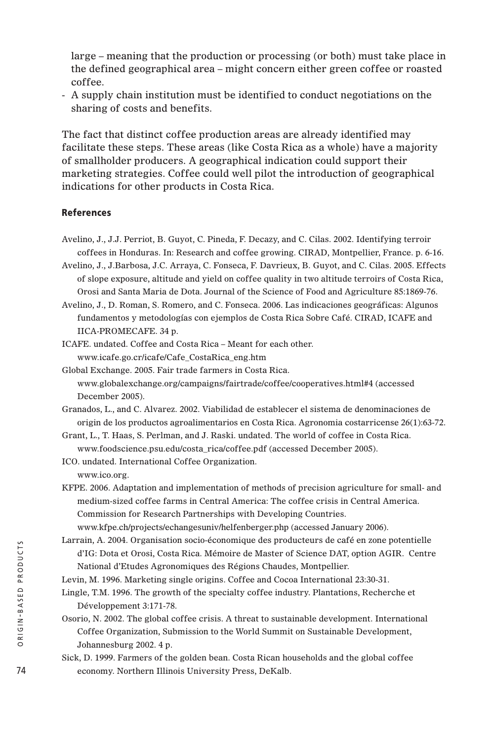large – meaning that the production or processing (or both) must take place in the defined geographical area – might concern either green coffee or roasted coffee.

- A supply chain institution must be identified to conduct negotiations on the sharing of costs and benefits.

The fact that distinct coffee production areas are already identified may facilitate these steps. These areas (like Costa Rica as a whole) have a majority of smallholder producers. A geographical indication could support their marketing strategies. Coffee could well pilot the introduction of geographical indications for other products in Costa Rica.

**References**

Avelino, J., J.J. Perriot, B. Guyot, C. Pineda, F. Decazy, and C. Cilas. 2002. Identifying terroir coffees in Honduras. In: Research and coffee growing. CIRAD, Montpellier, France. p. 6-16.

Avelino, J., J.Barbosa, J.C. Arraya, C. Fonseca, F. Davrieux, B. Guyot, and C. Cilas. 2005. Effects of slope exposure, altitude and yield on coffee quality in two altitude terroirs of Costa Rica, Orosi and Santa Maria de Dota. Journal of the Science of Food and Agriculture 85:1869-76.

Avelino, J., D. Roman, S. Romero, and C. Fonseca. 2006. Las indicaciones geográficas: Algunos fundamentos y metodologías con ejemplos de Costa Rica Sobre Café. CIRAD, ICAFE and IICA-PROMECAFE. 34 p.

ICAFE. undated. Coffee and Costa Rica – Meant for each other. www.icafe.go.cr/icafe/Cafe_CostaRica_eng.htm

Global Exchange. 2005. Fair trade farmers in Costa Rica. www.globalexchange.org/campaigns/fairtrade/coffee/cooperatives.html#4 (accessed December 2005).

Granados, L., and C. Alvarez. 2002. Viabilidad de establecer el sistema de denominaciones de origin de los productos agroalimentarios en Costa Rica. Agronomia costarricense 26(1):63-72.

Grant, L., T. Haas, S. Perlman, and J. Raski. undated. The world of coffee in Costa Rica. www.foodscience.psu.edu/costa_rica/coffee.pdf (accessed December 2005).

ICO. undated. International Coffee Organization. www.ico.org.

KFPE. 2006. Adaptation and implementation of methods of precision agriculture for small- and medium-sized coffee farms in Central America: The coffee crisis in Central America. Commission for Research Partnerships with Developing Countries. www.kfpe.ch/projects/echangesuniv/helfenberger.php (accessed January 2006).

Larrain, A. 2004. Organisation socio-économique des producteurs de café en zone potentielle d'IG: Dota et Orosi, Costa Rica. Mémoire de Master of Science DAT, option AGIR. Centre National d'Etudes Agronomiques des Régions Chaudes, Montpellier.

Levin, M. 1996. Marketing single origins. Coffee and Cocoa International 23:30-31.

Lingle, T.M. 1996. The growth of the specialty coffee industry. Plantations, Recherche et Développement 3:171-78.

Osorio, N. 2002. The global coffee crisis. A threat to sustainable development. International Coffee Organization, Submission to the World Summit on Sustainable Development, Johannesburg 2002. 4 p.

Sick, D. 1999. Farmers of the golden bean. Costa Rican households and the global coffee economy. Northern Illinois University Press, DeKalb.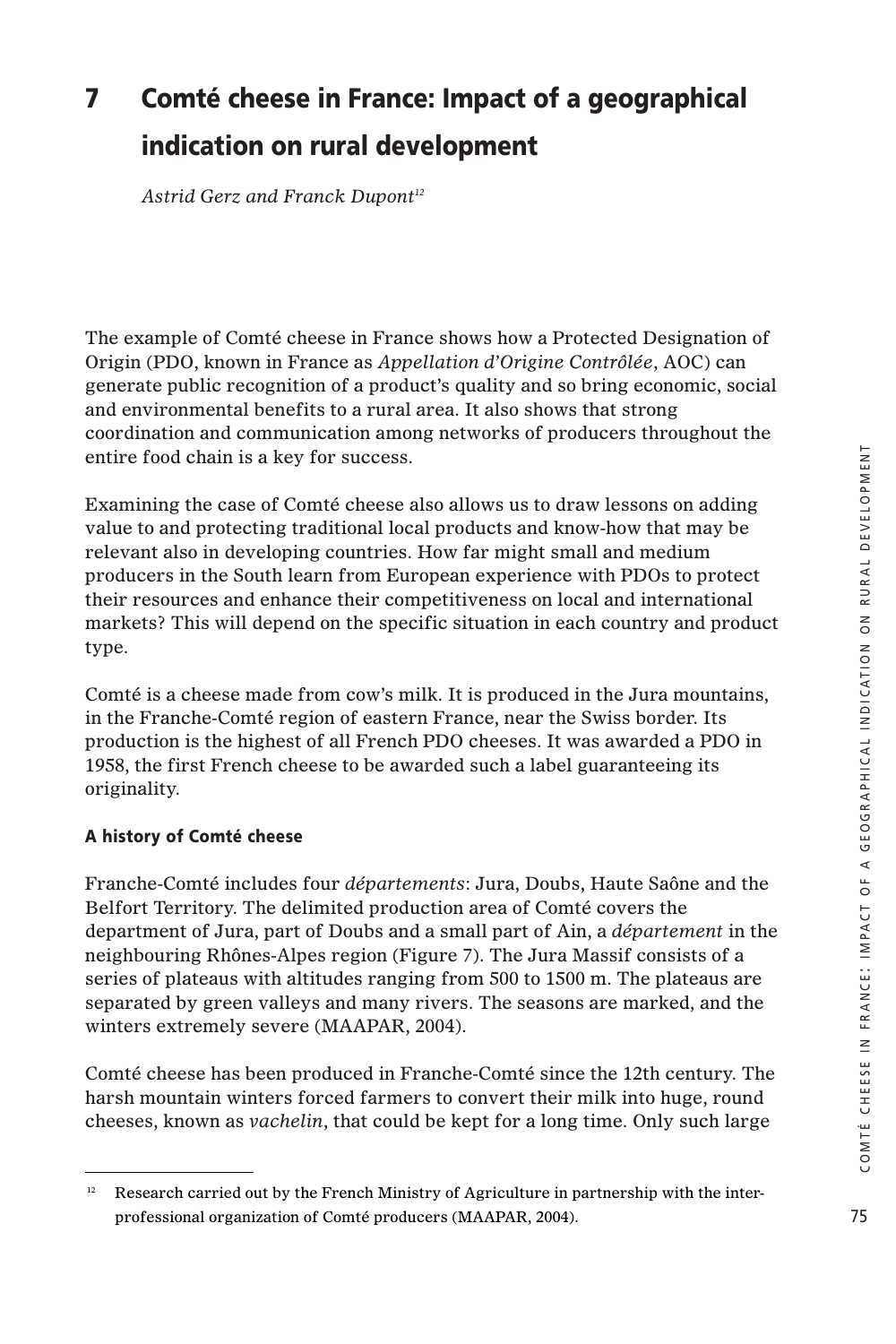# 7 Comté cheese in France: Impact of a geographical indication on rural development

*Astrid Gerz and Franck Dupont*[12]

The example of Comté cheese in France shows how a Protected Designation of Origin (PDO, known in France as *Appellation d'Origine Contrôlée*, AOC) can generate public recognition of a product's quality and so bring economic, social and environmental benefits to a rural area. It also shows that strong coordination and communication among networks of producers throughout the entire food chain is a key for success.

Examining the case of Comté cheese also allows us to draw lessons on adding value to and protecting traditional local products and know-how that may be relevant also in developing countries. How far might small and medium producers in the South learn from European experience with PDOs to protect their resources and enhance their competitiveness on local and international markets? This will depend on the specific situation in each country and product type.

Comté is a cheese made from cow's milk. It is produced in the Jura mountains, in the Franche-Comté region of eastern France, near the Swiss border. Its production is the highest of all French PDO cheeses. It was awarded a PDO in 1958, the first French cheese to be awarded such a label guaranteeing its originality.

## A history of Comté cheese

Franche-Comté includes four *départements*: Jura, Doubs, Haute Saône and the Belfort Territory. The delimited production area of Comté covers the department of Jura, part of Doubs and a small part of Ain, a *département* in the neighbouring Rhônes-Alpes region (Figure 7). The Jura Massif consists of a series of plateaus with altitudes ranging from 500 to 1500 m. The plateaus are separated by green valleys and many rivers. The seasons are marked, and the winters extremely severe (MAAPAR, 2004).

Comté cheese has been produced in Franche-Comté since the 12th century. The harsh mountain winters forced farmers to convert their milk into huge, round cheeses, known as *vachelin*, that could be kept for a long time. Only such large

[12] Research carried out by the French Ministry of Agriculture in partnership with the inter-professional organization of Comté producers (MAAPAR, 2004).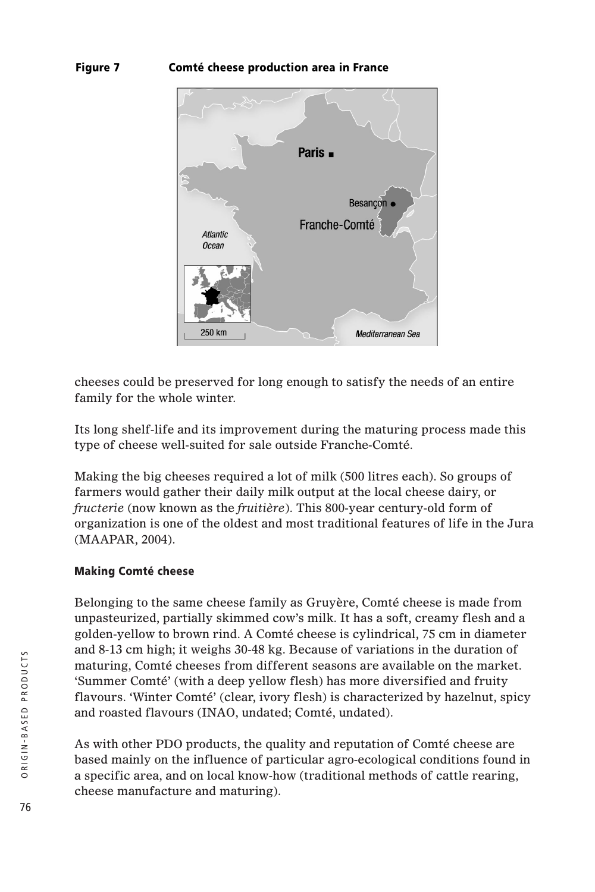**Figure 7 Comté cheese production area in France**

cheeses could be preserved for long enough to satisfy the needs of an entire family for the whole winter.

Its long shelf-life and its improvement during the maturing process made this type of cheese well-suited for sale outside Franche-Comté.

Making the big cheeses required a lot of milk (500 litres each). So groups of farmers would gather their daily milk output at the local cheese dairy, or *fructerie* (now known as the *fruitière*). This 800-year century-old form of organization is one of the oldest and most traditional features of life in the Jura (MAAPAR, 2004).

### Making Comté cheese

Belonging to the same cheese family as Gruyère, Comté cheese is made from unpasteurized, partially skimmed cow's milk. It has a soft, creamy flesh and a golden-yellow to brown rind. A Comté cheese is cylindrical, 75 cm in diameter and 8-13 cm high; it weighs 30-48 kg. Because of variations in the duration of maturing, Comté cheeses from different seasons are available on the market. 'Summer Comté' (with a deep yellow flesh) has more diversified and fruity flavours. 'Winter Comté' (clear, ivory flesh) is characterized by hazelnut, spicy and roasted flavours (INAO, undated; Comté, undated).

As with other PDO products, the quality and reputation of Comté cheese are based mainly on the influence of particular agro-ecological conditions found in a specific area, and on local know-how (traditional methods of cattle rearing, cheese manufacture and maturing).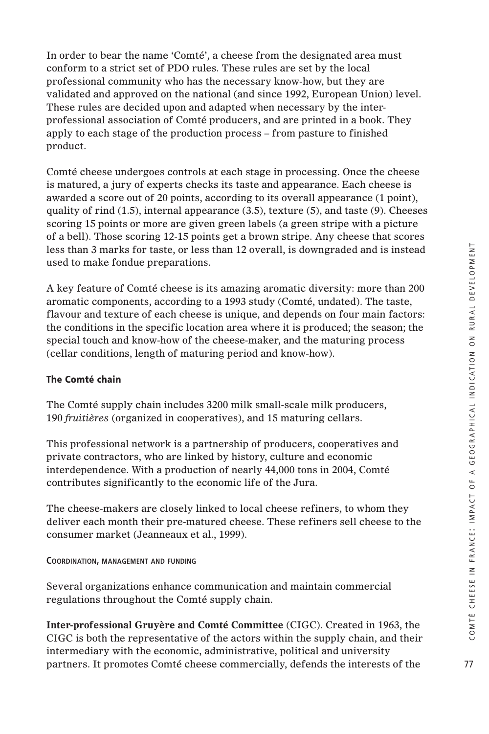In order to bear the name 'Comté', a cheese from the designated area must conform to a strict set of PDO rules. These rules are set by the local professional community who has the necessary know-how, but they are validated and approved on the national (and since 1992, European Union) level. These rules are decided upon and adapted when necessary by the inter-professional association of Comté producers, and are printed in a book. They apply to each stage of the production process – from pasture to finished product.

Comté cheese undergoes controls at each stage in processing. Once the cheese is matured, a jury of experts checks its taste and appearance. Each cheese is awarded a score out of 20 points, according to its overall appearance (1 point), quality of rind (1.5), internal appearance (3.5), texture (5), and taste (9). Cheeses scoring 15 points or more are given green labels (a green stripe with a picture of a bell). Those scoring 12-15 points get a brown stripe. Any cheese that scores less than 3 marks for taste, or less than 12 overall, is downgraded and is instead used to make fondue preparations.

A key feature of Comté cheese is its amazing aromatic diversity: more than 200 aromatic components, according to a 1993 study (Comté, undated). The taste, flavour and texture of each cheese is unique, and depends on four main factors: the conditions in the specific location area where it is produced; the season; the special touch and know-how of the cheese-maker, and the maturing process (cellar conditions, length of maturing period and know-how).

### The Comté chain

The Comté supply chain includes 3200 milk small-scale milk producers, 190 *fruitières* (organized in cooperatives), and 15 maturing cellars.

This professional network is a partnership of producers, cooperatives and private contractors, who are linked by history, culture and economic interdependence. With a production of nearly 44,000 tons in 2004, Comté contributes significantly to the economic life of the Jura.

The cheese-makers are closely linked to local cheese refiners, to whom they deliver each month their pre-matured cheese. These refiners sell cheese to the consumer market (Jeanneaux et al., 1999).

#### Coordination, management and funding

Several organizations enhance communication and maintain commercial regulations throughout the Comté supply chain.

**Inter-professional Gruyère and Comté Committee** (CIGC). Created in 1963, the CIGC is both the representative of the actors within the supply chain, and their intermediary with the economic, administrative, political and university partners. It promotes Comté cheese commercially, defends the interests of the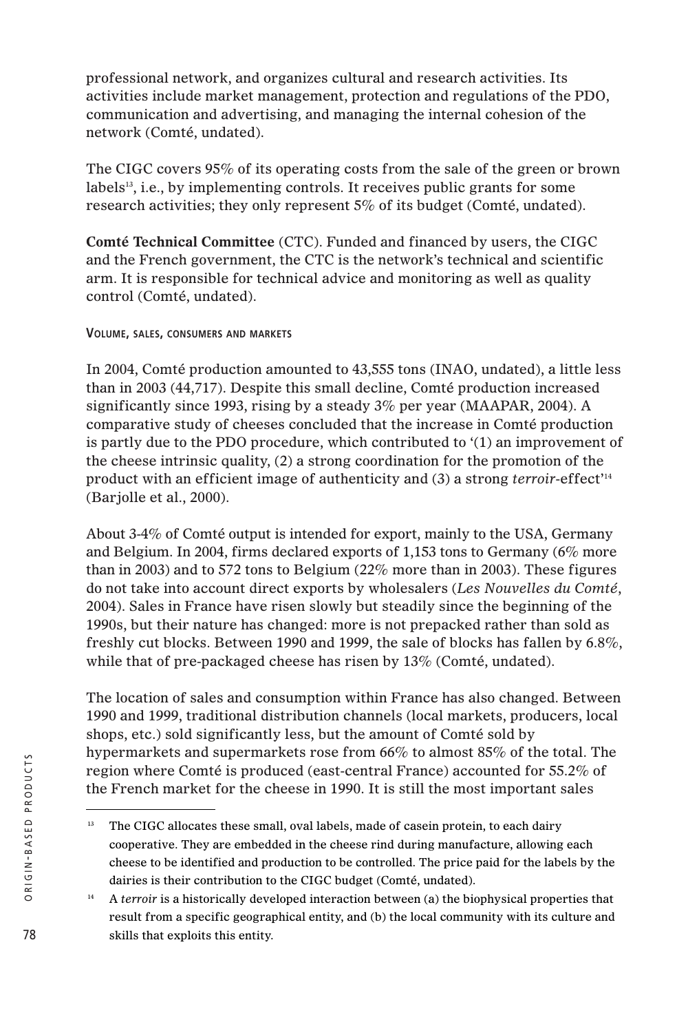professional network, and organizes cultural and research activities. Its activities include market management, protection and regulations of the PDO, communication and advertising, and managing the internal cohesion of the network (Comté, undated).

The CIGC covers 95% of its operating costs from the sale of the green or brown labels[13], i.e., by implementing controls. It receives public grants for some research activities; they only represent 5% of its budget (Comté, undated).

**Comté Technical Committee** (CTC). Funded and financed by users, the CIGC and the French government, the CTC is the network's technical and scientific arm. It is responsible for technical advice and monitoring as well as quality control (Comté, undated).

#### Volume, sales, consumers and markets

In 2004, Comté production amounted to 43,555 tons (INAO, undated), a little less than in 2003 (44,717). Despite this small decline, Comté production increased significantly since 1993, rising by a steady 3% per year (MAAPAR, 2004). A comparative study of cheeses concluded that the increase in Comté production is partly due to the PDO procedure, which contributed to '(1) an improvement of the cheese intrinsic quality, (2) a strong coordination for the promotion of the product with an efficient image of authenticity and (3) a strong *terroir*-effect'[14] (Barjolle et al., 2000).

About 3-4% of Comté output is intended for export, mainly to the USA, Germany and Belgium. In 2004, firms declared exports of 1,153 tons to Germany (6% more than in 2003) and to 572 tons to Belgium (22% more than in 2003). These figures do not take into account direct exports by wholesalers (*Les Nouvelles du Comté*, 2004). Sales in France have risen slowly but steadily since the beginning of the 1990s, but their nature has changed: more is not prepacked rather than sold as freshly cut blocks. Between 1990 and 1999, the sale of blocks has fallen by 6.8%, while that of pre-packaged cheese has risen by 13% (Comté, undated).

The location of sales and consumption within France has also changed. Between 1990 and 1999, traditional distribution channels (local markets, producers, local shops, etc.) sold significantly less, but the amount of Comté sold by hypermarkets and supermarkets rose from 66% to almost 85% of the total. The region where Comté is produced (east-central France) accounted for 55.2% of the French market for the cheese in 1990. It is still the most important sales

---

[13] The CIGC allocates these small, oval labels, made of casein protein, to each dairy cooperative. They are embedded in the cheese rind during manufacture, allowing each cheese to be identified and production to be controlled. The price paid for the labels by the dairies is their contribution to the CIGC budget (Comté, undated).

[14] A *terroir* is a historically developed interaction between (a) the biophysical properties that result from a specific geographical entity, and (b) the local community with its culture and skills that exploits this entity.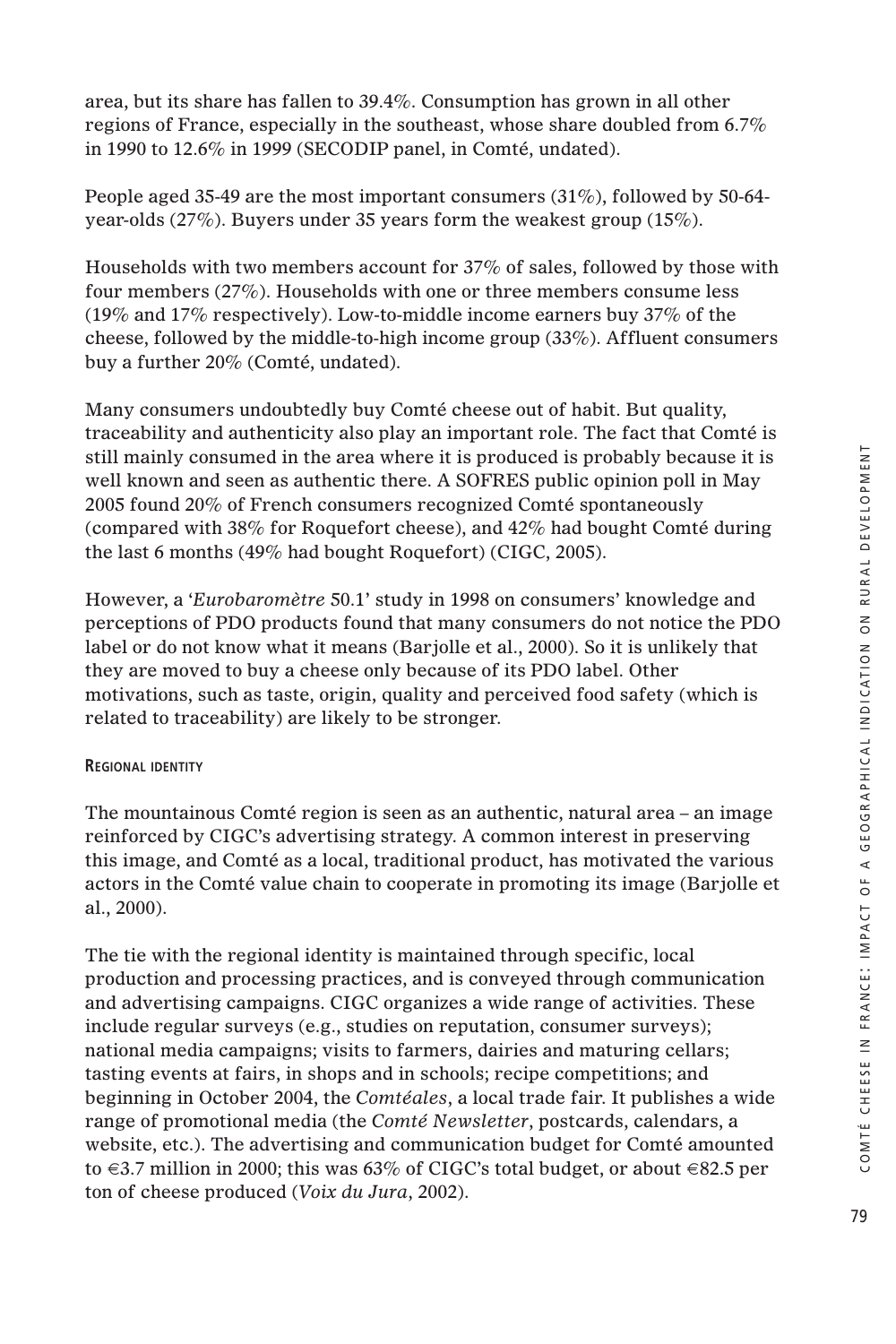area, but its share has fallen to 39.4%. Consumption has grown in all other regions of France, especially in the southeast, whose share doubled from 6.7% in 1990 to 12.6% in 1999 (SECODIP panel, in Comté, undated).

People aged 35-49 are the most important consumers (31%), followed by 50-64-year-olds (27%). Buyers under 35 years form the weakest group (15%).

Households with two members account for 37% of sales, followed by those with four members (27%). Households with one or three members consume less (19% and 17% respectively). Low-to-middle income earners buy 37% of the cheese, followed by the middle-to-high income group (33%). Affluent consumers buy a further 20% (Comté, undated).

Many consumers undoubtedly buy Comté cheese out of habit. But quality, traceability and authenticity also play an important role. The fact that Comté is still mainly consumed in the area where it is produced is probably because it is well known and seen as authentic there. A SOFRES public opinion poll in May 2005 found 20% of French consumers recognized Comté spontaneously (compared with 38% for Roquefort cheese), and 42% had bought Comté during the last 6 months (49% had bought Roquefort) (CIGC, 2005).

However, a '*Eurobaromètre* 50.1' study in 1998 on consumers' knowledge and perceptions of PDO products found that many consumers do not notice the PDO label or do not know what it means (Barjolle et al., 2000). So it is unlikely that they are moved to buy a cheese only because of its PDO label. Other motivations, such as taste, origin, quality and perceived food safety (which is related to traceability) are likely to be stronger.

#### Regional identity

The mountainous Comté region is seen as an authentic, natural area – an image reinforced by CIGC's advertising strategy. A common interest in preserving this image, and Comté as a local, traditional product, has motivated the various actors in the Comté value chain to cooperate in promoting its image (Barjolle et al., 2000).

The tie with the regional identity is maintained through specific, local production and processing practices, and is conveyed through communication and advertising campaigns. CIGC organizes a wide range of activities. These include regular surveys (e.g., studies on reputation, consumer surveys); national media campaigns; visits to farmers, dairies and maturing cellars; tasting events at fairs, in shops and in schools; recipe competitions; and beginning in October 2004, the *Comtéales*, a local trade fair. It publishes a wide range of promotional media (the *Comté Newsletter*, postcards, calendars, a website, etc.). The advertising and communication budget for Comté amounted to €3.7 million in 2000; this was 63% of CIGC's total budget, or about €82.5 per ton of cheese produced (*Voix du Jura*, 2002).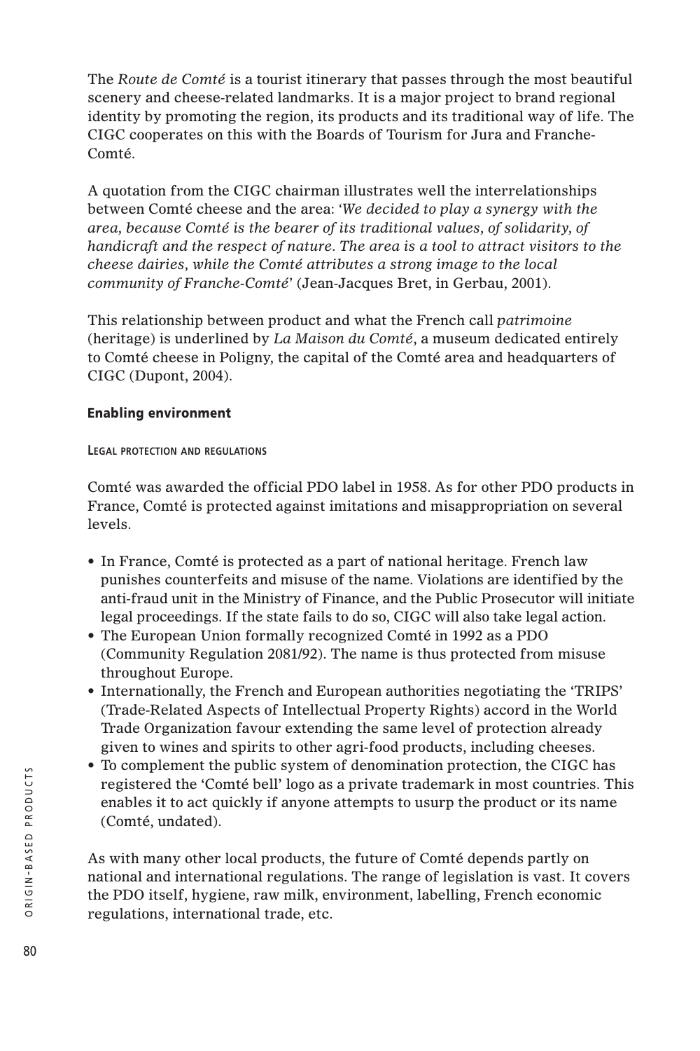The *Route de Comté* is a tourist itinerary that passes through the most beautiful scenery and cheese-related landmarks. It is a major project to brand regional identity by promoting the region, its products and its traditional way of life. The CIGC cooperates on this with the Boards of Tourism for Jura and Franche-Comté.

A quotation from the CIGC chairman illustrates well the interrelationships between Comté cheese and the area: '*We decided to play a synergy with the area, because Comté is the bearer of its traditional values, of solidarity, of handicraft and the respect of nature. The area is a tool to attract visitors to the cheese dairies, while the Comté attributes a strong image to the local community of Franche-Comté*' (Jean-Jacques Bret, in Gerbau, 2001).

This relationship between product and what the French call *patrimoine* (heritage) is underlined by *La Maison du Comté*, a museum dedicated entirely to Comté cheese in Poligny, the capital of the Comté area and headquarters of CIGC (Dupont, 2004).

### Enabling environment

#### Legal protection and regulations

Comté was awarded the official PDO label in 1958. As for other PDO products in France, Comté is protected against imitations and misappropriation on several levels.

- In France, Comté is protected as a part of national heritage. French law punishes counterfeits and misuse of the name. Violations are identified by the anti-fraud unit in the Ministry of Finance, and the Public Prosecutor will initiate legal proceedings. If the state fails to do so, CIGC will also take legal action.
- The European Union formally recognized Comté in 1992 as a PDO (Community Regulation 2081/92). The name is thus protected from misuse throughout Europe.
- Internationally, the French and European authorities negotiating the 'TRIPS' (Trade-Related Aspects of Intellectual Property Rights) accord in the World Trade Organization favour extending the same level of protection already given to wines and spirits to other agri-food products, including cheeses.
- To complement the public system of denomination protection, the CIGC has registered the 'Comté bell' logo as a private trademark in most countries. This enables it to act quickly if anyone attempts to usurp the product or its name (Comté, undated).

As with many other local products, the future of Comté depends partly on national and international regulations. The range of legislation is vast. It covers the PDO itself, hygiene, raw milk, environment, labelling, French economic regulations, international trade, etc.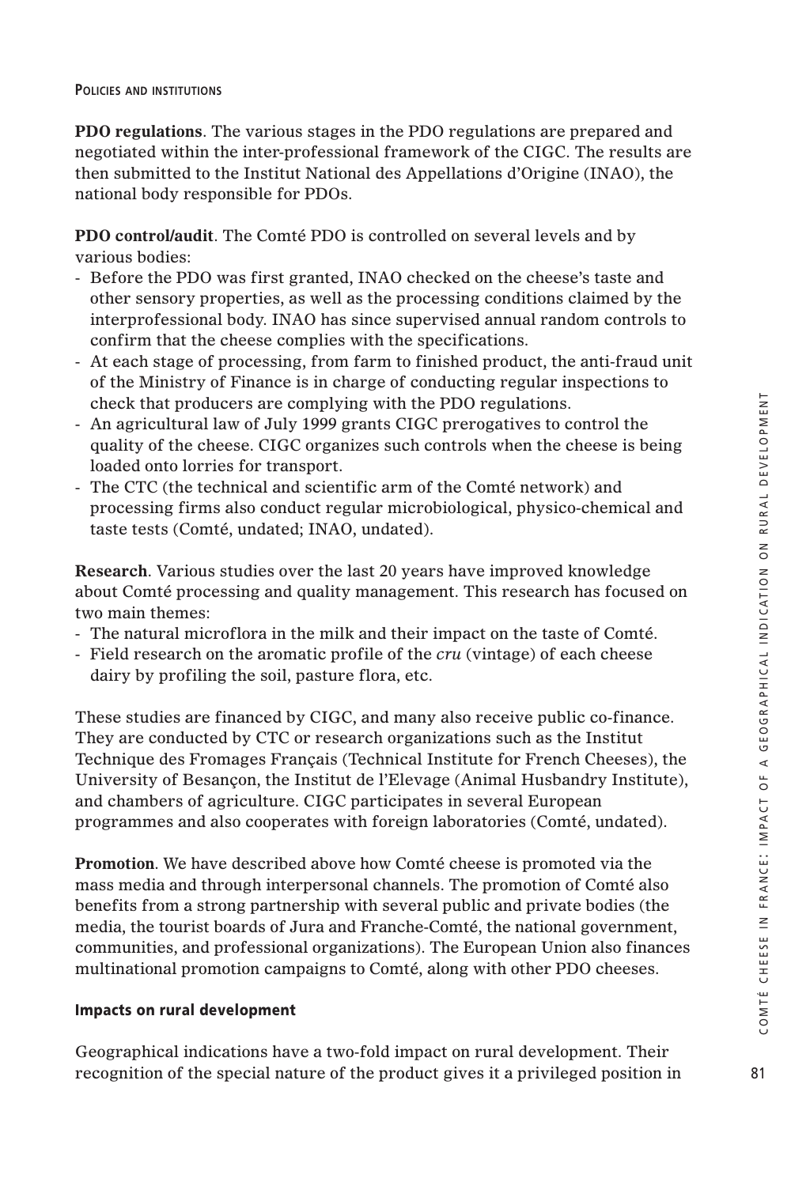**POLICIES AND INSTITUTIONS**

**PDO regulations**. The various stages in the PDO regulations are prepared and negotiated within the inter-professional framework of the CIGC. The results are then submitted to the Institut National des Appellations d'Origine (INAO), the national body responsible for PDOs.

**PDO control/audit**. The Comté PDO is controlled on several levels and by various bodies:

- Before the PDO was first granted, INAO checked on the cheese's taste and other sensory properties, as well as the processing conditions claimed by the interprofessional body. INAO has since supervised annual random controls to confirm that the cheese complies with the specifications.
- At each stage of processing, from farm to finished product, the anti-fraud unit of the Ministry of Finance is in charge of conducting regular inspections to check that producers are complying with the PDO regulations.
- An agricultural law of July 1999 grants CIGC prerogatives to control the quality of the cheese. CIGC organizes such controls when the cheese is being loaded onto lorries for transport.
- The CTC (the technical and scientific arm of the Comté network) and processing firms also conduct regular microbiological, physico-chemical and taste tests (Comté, undated; INAO, undated).

**Research**. Various studies over the last 20 years have improved knowledge about Comté processing and quality management. This research has focused on two main themes:

- The natural microflora in the milk and their impact on the taste of Comté.
- Field research on the aromatic profile of the *cru* (vintage) of each cheese dairy by profiling the soil, pasture flora, etc.

These studies are financed by CIGC, and many also receive public co-finance. They are conducted by CTC or research organizations such as the Institut Technique des Fromages Français (Technical Institute for French Cheeses), the University of Besançon, the Institut de l'Elevage (Animal Husbandry Institute), and chambers of agriculture. CIGC participates in several European programmes and also cooperates with foreign laboratories (Comté, undated).

**Promotion**. We have described above how Comté cheese is promoted via the mass media and through interpersonal channels. The promotion of Comté also benefits from a strong partnership with several public and private bodies (the media, the tourist boards of Jura and Franche-Comté, the national government, communities, and professional organizations). The European Union also finances multinational promotion campaigns to Comté, along with other PDO cheeses.

## Impacts on rural development

Geographical indications have a two-fold impact on rural development. Their recognition of the special nature of the product gives it a privileged position in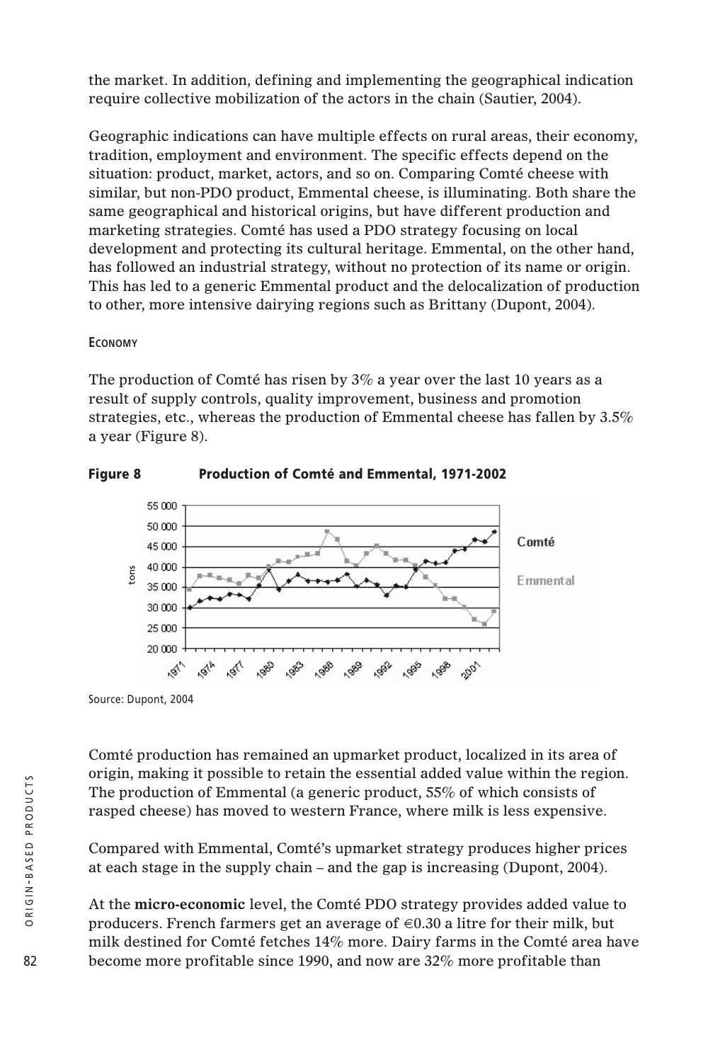the market. In addition, defining and implementing the geographical indication require collective mobilization of the actors in the chain (Sautier, 2004).

Geographic indications can have multiple effects on rural areas, their economy, tradition, employment and environment. The specific effects depend on the situation: product, market, actors, and so on. Comparing Comté cheese with similar, but non-PDO product, Emmental cheese, is illuminating. Both share the same geographical and historical origins, but have different production and marketing strategies. Comté has used a PDO strategy focusing on local development and protecting its cultural heritage. Emmental, on the other hand, has followed an industrial strategy, without no protection of its name or origin. This has led to a generic Emmental product and the delocalization of production to other, more intensive dairying regions such as Brittany (Dupont, 2004).

#### Economy

The production of Comté has risen by 3% a year over the last 10 years as a result of supply controls, quality improvement, business and promotion strategies, etc., whereas the production of Emmental cheese has fallen by 3.5% a year (Figure 8).

**Figure 8 Production of Comté and Emmental, 1971-2002**

Source: Dupont, 2004

Comté production has remained an upmarket product, localized in its area of origin, making it possible to retain the essential added value within the region. The production of Emmental (a generic product, 55% of which consists of rasped cheese) has moved to western France, where milk is less expensive.

Compared with Emmental, Comté's upmarket strategy produces higher prices at each stage in the supply chain – and the gap is increasing (Dupont, 2004).

At the **micro-economic** level, the Comté PDO strategy provides added value to producers. French farmers get an average of €0.30 a litre for their milk, but milk destined for Comté fetches 14% more. Dairy farms in the Comté area have become more profitable since 1990, and now are 32% more profitable than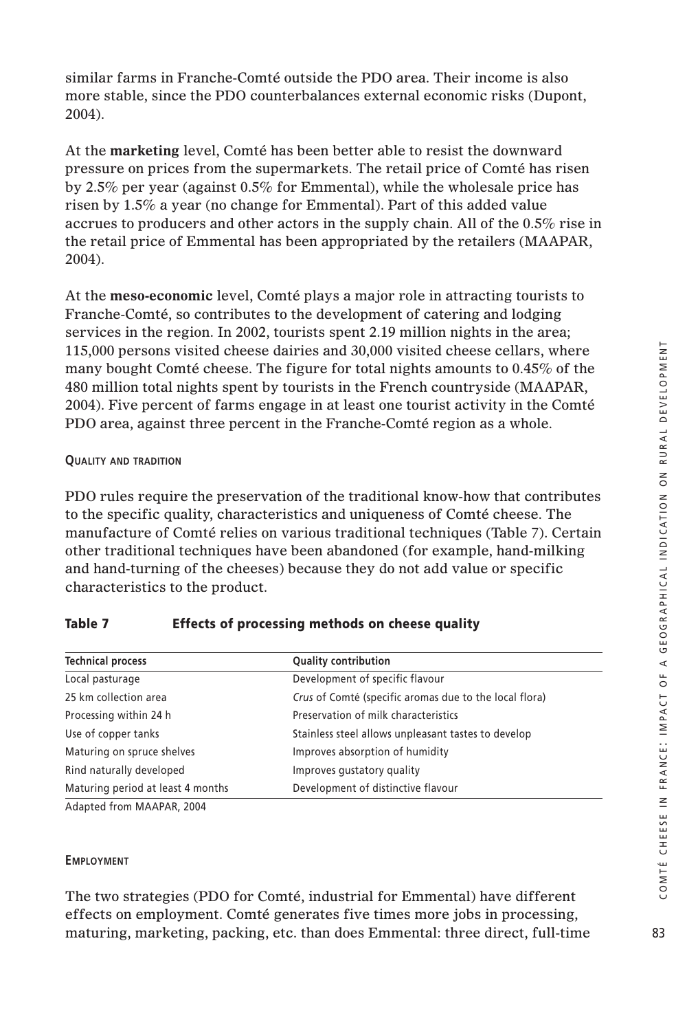similar farms in Franche-Comté outside the PDO area. Their income is also more stable, since the PDO counterbalances external economic risks (Dupont, 2004).

At the **marketing** level, Comté has been better able to resist the downward pressure on prices from the supermarkets. The retail price of Comté has risen by 2.5% per year (against 0.5% for Emmental), while the wholesale price has risen by 1.5% a year (no change for Emmental). Part of this added value accrues to producers and other actors in the supply chain. All of the 0.5% rise in the retail price of Emmental has been appropriated by the retailers (MAAPAR, 2004).

At the **meso-economic** level, Comté plays a major role in attracting tourists to Franche-Comté, so contributes to the development of catering and lodging services in the region. In 2002, tourists spent 2.19 million nights in the area; 115,000 persons visited cheese dairies and 30,000 visited cheese cellars, where many bought Comté cheese. The figure for total nights amounts to 0.45% of the 480 million total nights spent by tourists in the French countryside (MAAPAR, 2004). Five percent of farms engage in at least one tourist activity in the Comté PDO area, against three percent in the Franche-Comté region as a whole.

#### Quality and tradition

PDO rules require the preservation of the traditional know-how that contributes to the specific quality, characteristics and uniqueness of Comté cheese. The manufacture of Comté relies on various traditional techniques (Table 7). Certain other traditional techniques have been abandoned (for example, hand-milking and hand-turning of the cheeses) because they do not add value or specific characteristics to the product.

**Table 7 Effects of processing methods on cheese quality**

| Technical process | Quality contribution |
|---|---|
| Local pasturage | Development of specific flavour |
| 25 km collection area | *Crus* of Comté (specific aromas due to the local flora) |
| Processing within 24 h | Preservation of milk characteristics |
| Use of copper tanks | Stainless steel allows unpleasant tastes to develop |
| Maturing on spruce shelves | Improves absorption of humidity |
| Rind naturally developed | Improves gustatory quality |
| Maturing period at least 4 months | Development of distinctive flavour |

Adapted from MAAPAR, 2004

#### Employment

The two strategies (PDO for Comté, industrial for Emmental) have different effects on employment. Comté generates five times more jobs in processing, maturing, marketing, packing, etc. than does Emmental: three direct, full-time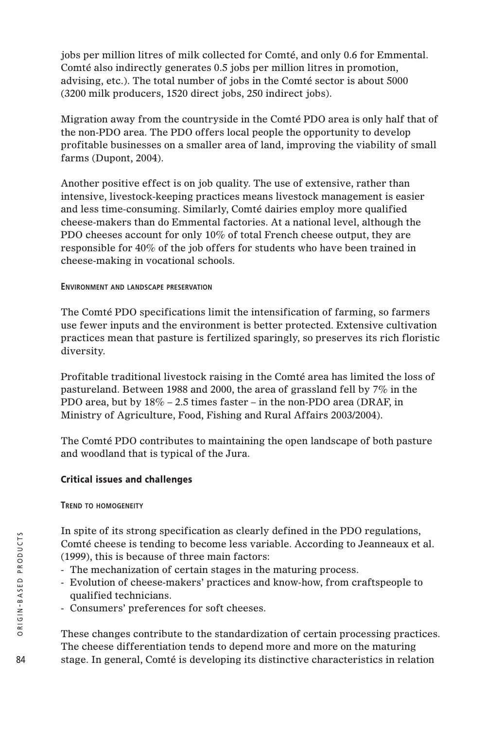jobs per million litres of milk collected for Comté, and only 0.6 for Emmental. Comté also indirectly generates 0.5 jobs per million litres in promotion, advising, etc.). The total number of jobs in the Comté sector is about 5000 (3200 milk producers, 1520 direct jobs, 250 indirect jobs).

Migration away from the countryside in the Comté PDO area is only half that of the non-PDO area. The PDO offers local people the opportunity to develop profitable businesses on a smaller area of land, improving the viability of small farms (Dupont, 2004).

Another positive effect is on job quality. The use of extensive, rather than intensive, livestock-keeping practices means livestock management is easier and less time-consuming. Similarly, Comté dairies employ more qualified cheese-makers than do Emmental factories. At a national level, although the PDO cheeses account for only 10% of total French cheese output, they are responsible for 40% of the job offers for students who have been trained in cheese-making in vocational schools.

#### Environment and landscape preservation

The Comté PDO specifications limit the intensification of farming, so farmers use fewer inputs and the environment is better protected. Extensive cultivation practices mean that pasture is fertilized sparingly, so preserves its rich floristic diversity.

Profitable traditional livestock raising in the Comté area has limited the loss of pastureland. Between 1988 and 2000, the area of grassland fell by 7% in the PDO area, but by 18% – 2.5 times faster – in the non-PDO area (DRAF, in Ministry of Agriculture, Food, Fishing and Rural Affairs 2003/2004).

The Comté PDO contributes to maintaining the open landscape of both pasture and woodland that is typical of the Jura.

### Critical issues and challenges

#### Trend to homogeneity

In spite of its strong specification as clearly defined in the PDO regulations, Comté cheese is tending to become less variable. According to Jeanneaux et al. (1999), this is because of three main factors:

- The mechanization of certain stages in the maturing process.
- Evolution of cheese-makers' practices and know-how, from craftspeople to qualified technicians.
- Consumers' preferences for soft cheeses.

These changes contribute to the standardization of certain processing practices. The cheese differentiation tends to depend more and more on the maturing stage. In general, Comté is developing its distinctive characteristics in relation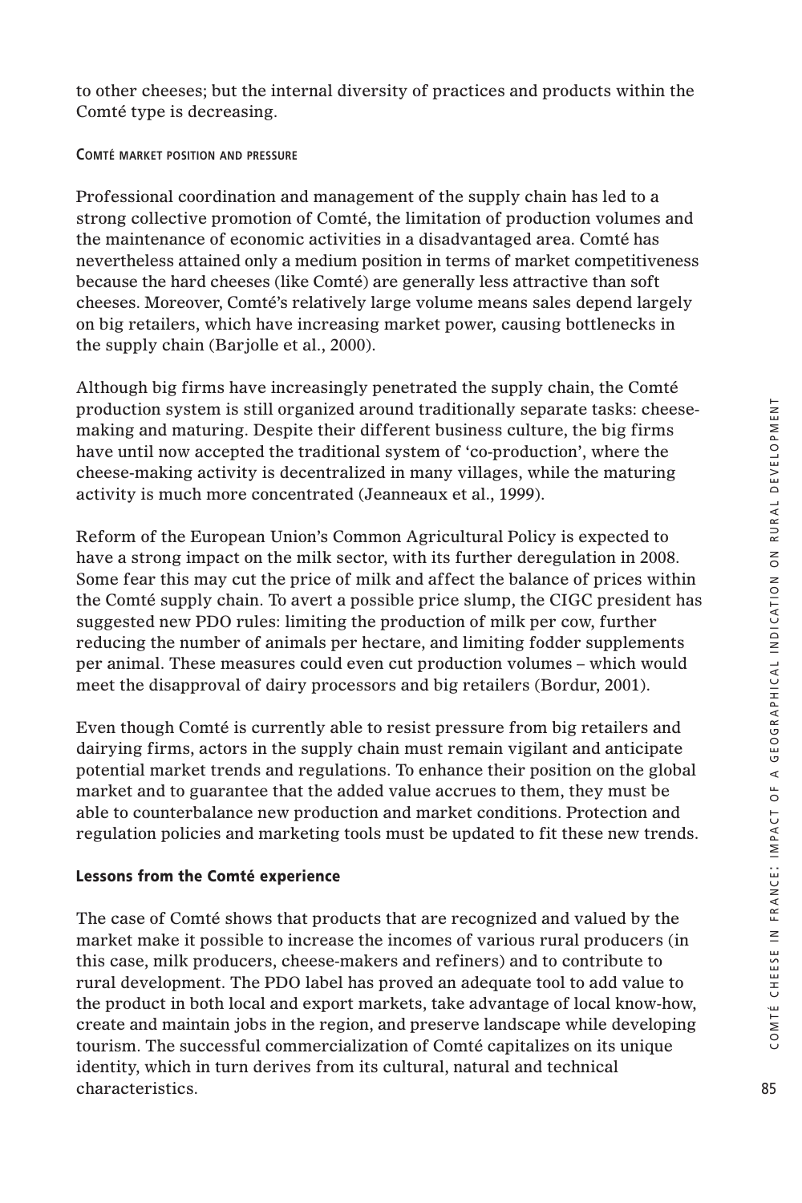to other cheeses; but the internal diversity of practices and products within the Comté type is decreasing.

#### COMTÉ MARKET POSITION AND PRESSURE

Professional coordination and management of the supply chain has led to a strong collective promotion of Comté, the limitation of production volumes and the maintenance of economic activities in a disadvantaged area. Comté has nevertheless attained only a medium position in terms of market competitiveness because the hard cheeses (like Comté) are generally less attractive than soft cheeses. Moreover, Comté's relatively large volume means sales depend largely on big retailers, which have increasing market power, causing bottlenecks in the supply chain (Barjolle et al., 2000).

Although big firms have increasingly penetrated the supply chain, the Comté production system is still organized around traditionally separate tasks: cheese-making and maturing. Despite their different business culture, the big firms have until now accepted the traditional system of 'co-production', where the cheese-making activity is decentralized in many villages, while the maturing activity is much more concentrated (Jeanneaux et al., 1999).

Reform of the European Union's Common Agricultural Policy is expected to have a strong impact on the milk sector, with its further deregulation in 2008. Some fear this may cut the price of milk and affect the balance of prices within the Comté supply chain. To avert a possible price slump, the CIGC president has suggested new PDO rules: limiting the production of milk per cow, further reducing the number of animals per hectare, and limiting fodder supplements per animal. These measures could even cut production volumes – which would meet the disapproval of dairy processors and big retailers (Bordur, 2001).

Even though Comté is currently able to resist pressure from big retailers and dairying firms, actors in the supply chain must remain vigilant and anticipate potential market trends and regulations. To enhance their position on the global market and to guarantee that the added value accrues to them, they must be able to counterbalance new production and market conditions. Protection and regulation policies and marketing tools must be updated to fit these new trends.

### Lessons from the Comté experience

The case of Comté shows that products that are recognized and valued by the market make it possible to increase the incomes of various rural producers (in this case, milk producers, cheese-makers and refiners) and to contribute to rural development. The PDO label has proved an adequate tool to add value to the product in both local and export markets, take advantage of local know-how, create and maintain jobs in the region, and preserve landscape while developing tourism. The successful commercialization of Comté capitalizes on its unique identity, which in turn derives from its cultural, natural and technical characteristics.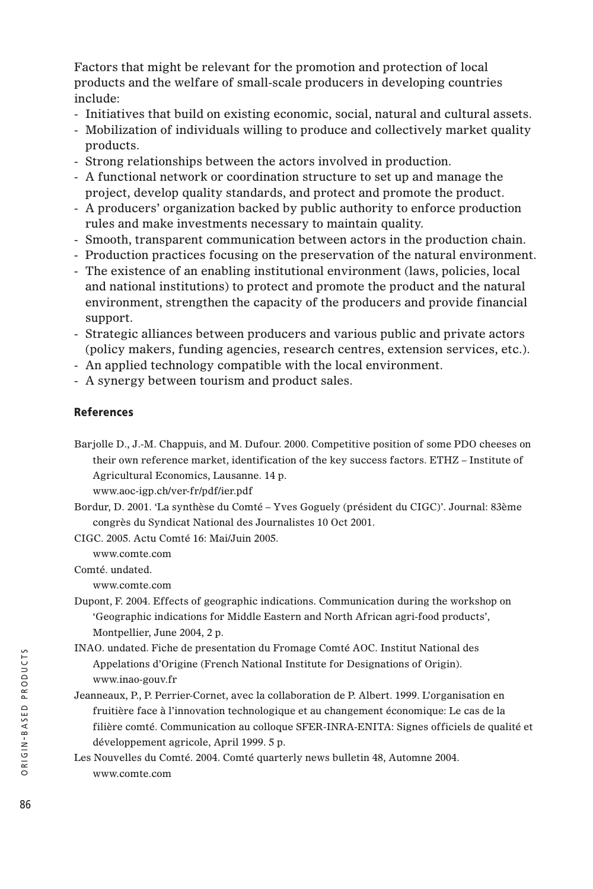Factors that might be relevant for the promotion and protection of local products and the welfare of small-scale producers in developing countries include:

- Initiatives that build on existing economic, social, natural and cultural assets.
- Mobilization of individuals willing to produce and collectively market quality products.
- Strong relationships between the actors involved in production.
- A functional network or coordination structure to set up and manage the project, develop quality standards, and protect and promote the product.
- A producers' organization backed by public authority to enforce production rules and make investments necessary to maintain quality.
- Smooth, transparent communication between actors in the production chain.
- Production practices focusing on the preservation of the natural environment.
- The existence of an enabling institutional environment (laws, policies, local and national institutions) to protect and promote the product and the natural environment, strengthen the capacity of the producers and provide financial support.
- Strategic alliances between producers and various public and private actors (policy makers, funding agencies, research centres, extension services, etc.).
- An applied technology compatible with the local environment.
- A synergy between tourism and product sales.

## References

Barjolle D., J.-M. Chappuis, and M. Dufour. 2000. Competitive position of some PDO cheeses on their own reference market, identification of the key success factors. ETHZ – Institute of Agricultural Economics, Lausanne. 14 p.
www.aoc-igp.ch/ver-fr/pdf/ier.pdf

Bordur, D. 2001. 'La synthèse du Comté – Yves Goguely (président du CIGC)'. Journal: 83ème congrès du Syndicat National des Journalistes 10 Oct 2001.

CIGC. 2005. Actu Comté 16: Mai/Juin 2005.
www.comte.com

Comté. undated.
www.comte.com

Dupont, F. 2004. Effects of geographic indications. Communication during the workshop on 'Geographic indications for Middle Eastern and North African agri-food products', Montpellier, June 2004, 2 p.

INAO. undated. Fiche de presentation du Fromage Comté AOC. Institut National des Appelations d'Origine (French National Institute for Designations of Origin).
www.inao-gouv.fr

Jeanneaux, P., P. Perrier-Cornet, avec la collaboration de P. Albert. 1999. L'organisation en fruitière face à l'innovation technologique et au changement économique: Le cas de la filière comté. Communication au colloque SFER-INRA-ENITA: Signes officiels de qualité et développement agricole, April 1999. 5 p.

Les Nouvelles du Comté. 2004. Comté quarterly news bulletin 48, Automne 2004.
www.comte.com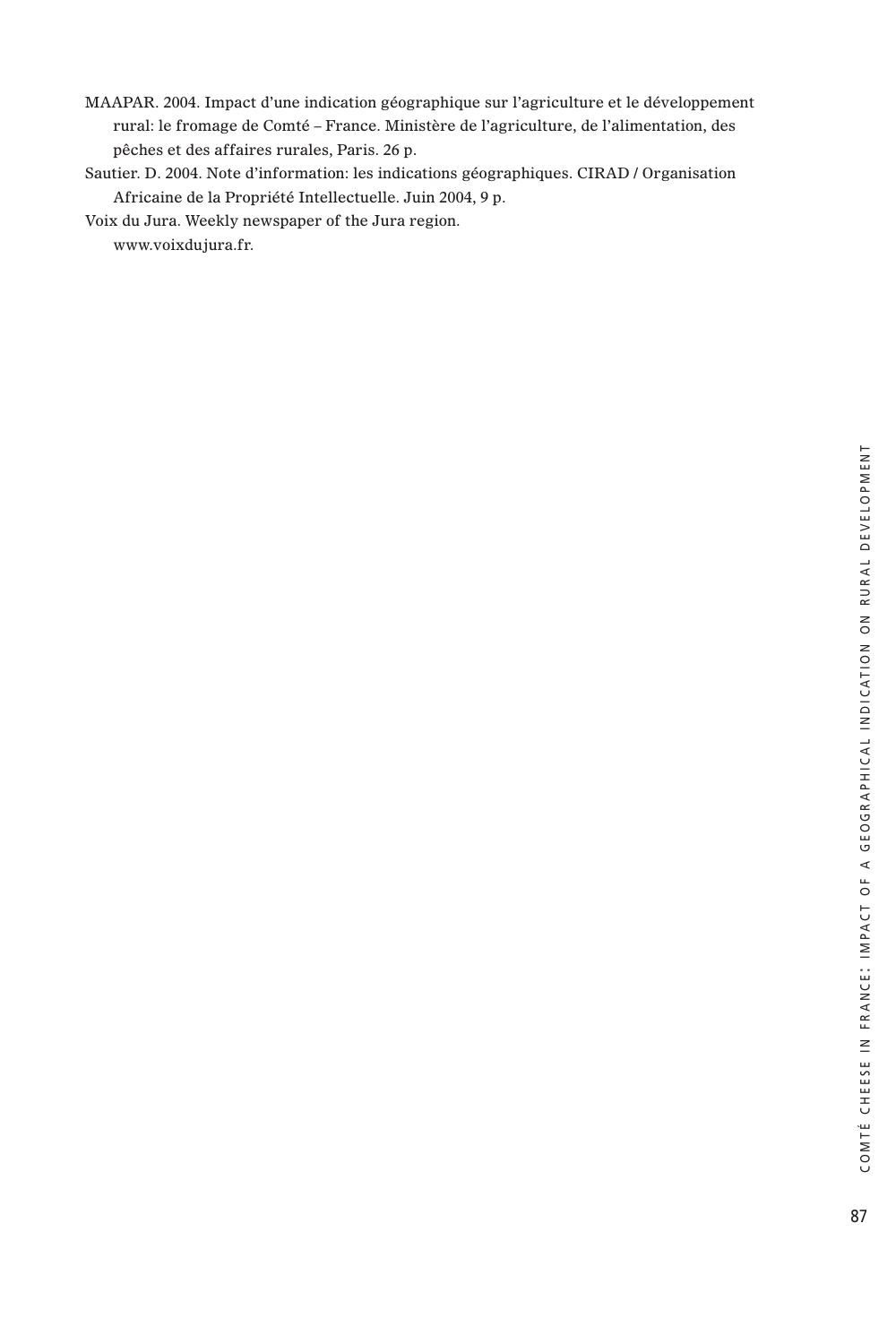MAAPAR. 2004. Impact d'une indication géographique sur l'agriculture et le développement rural: le fromage de Comté – France. Ministère de l'agriculture, de l'alimentation, des pêches et des affaires rurales, Paris. 26 p.

Sautier. D. 2004. Note d'information: les indications géographiques. CIRAD / Organisation Africaine de la Propriété Intellectuelle. Juin 2004, 9 p.

Voix du Jura. Weekly newspaper of the Jura region. www.voixdujura.fr.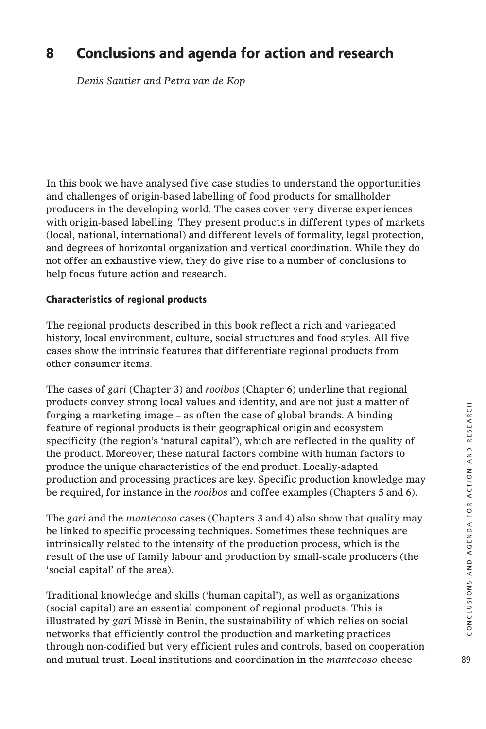# 8 Conclusions and agenda for action and research

*Denis Sautier and Petra van de Kop*

In this book we have analysed five case studies to understand the opportunities and challenges of origin-based labelling of food products for smallholder producers in the developing world. The cases cover very diverse experiences with origin-based labelling. They present products in different types of markets (local, national, international) and different levels of formality, legal protection, and degrees of horizontal organization and vertical coordination. While they do not offer an exhaustive view, they do give rise to a number of conclusions to help focus future action and research.

### Characteristics of regional products

The regional products described in this book reflect a rich and variegated history, local environment, culture, social structures and food styles. All five cases show the intrinsic features that differentiate regional products from other consumer items.

The cases of *gari* (Chapter 3) and *rooibos* (Chapter 6) underline that regional products convey strong local values and identity, and are not just a matter of forging a marketing image – as often the case of global brands. A binding feature of regional products is their geographical origin and ecosystem specificity (the region's 'natural capital'), which are reflected in the quality of the product. Moreover, these natural factors combine with human factors to produce the unique characteristics of the end product. Locally-adapted production and processing practices are key. Specific production knowledge may be required, for instance in the *rooibos* and coffee examples (Chapters 5 and 6).

The *gari* and the *mantecoso* cases (Chapters 3 and 4) also show that quality may be linked to specific processing techniques. Sometimes these techniques are intrinsically related to the intensity of the production process, which is the result of the use of family labour and production by small-scale producers (the 'social capital' of the area).

Traditional knowledge and skills ('human capital'), as well as organizations (social capital) are an essential component of regional products. This is illustrated by *gari* Missè in Benin, the sustainability of which relies on social networks that efficiently control the production and marketing practices through non-codified but very efficient rules and controls, based on cooperation and mutual trust. Local institutions and coordination in the *mantecoso* cheese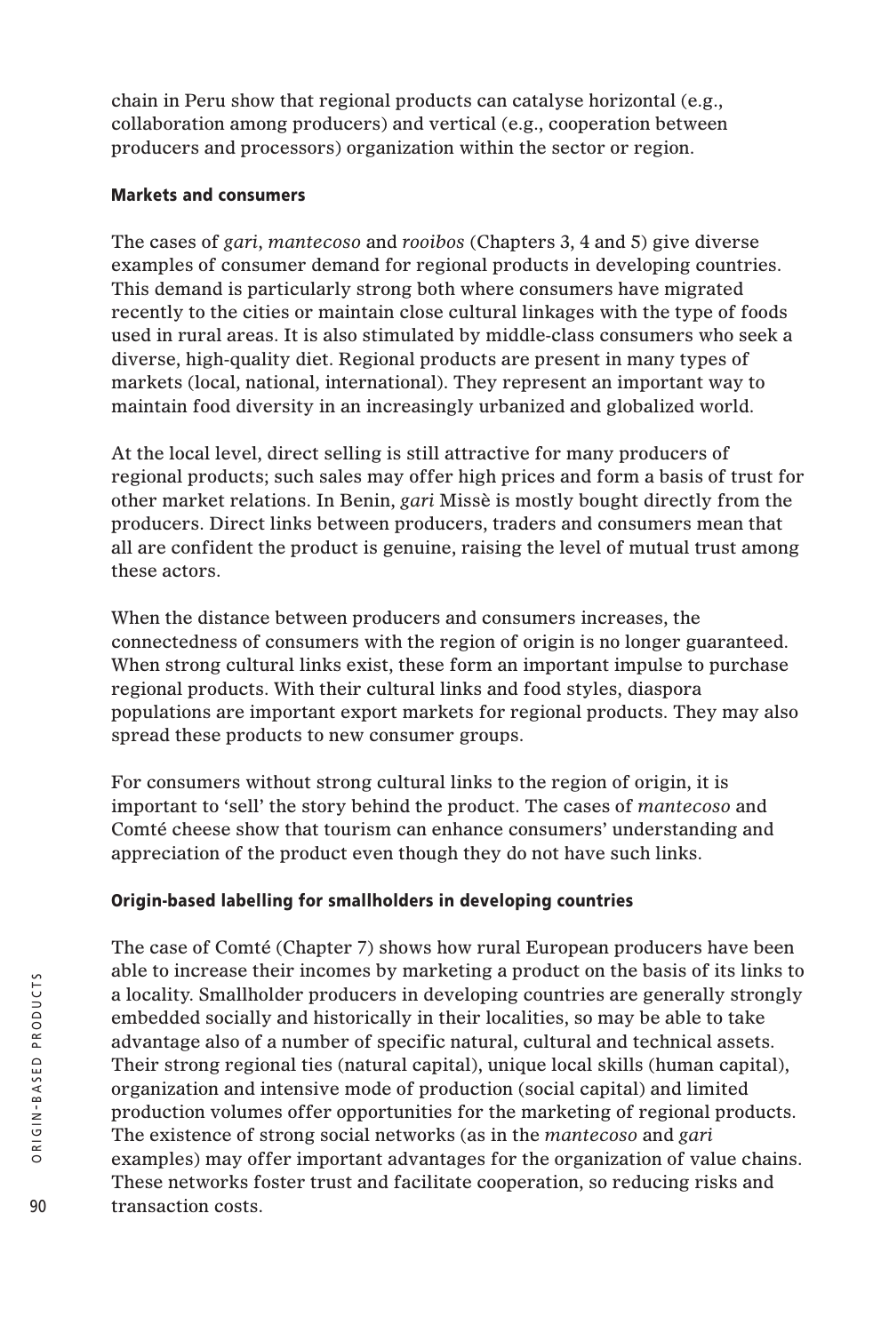chain in Peru show that regional products can catalyse horizontal (e.g., collaboration among producers) and vertical (e.g., cooperation between producers and processors) organization within the sector or region.

### Markets and consumers

The cases of *gari*, *mantecoso* and *rooibos* (Chapters 3, 4 and 5) give diverse examples of consumer demand for regional products in developing countries. This demand is particularly strong both where consumers have migrated recently to the cities or maintain close cultural linkages with the type of foods used in rural areas. It is also stimulated by middle-class consumers who seek a diverse, high-quality diet. Regional products are present in many types of markets (local, national, international). They represent an important way to maintain food diversity in an increasingly urbanized and globalized world.

At the local level, direct selling is still attractive for many producers of regional products; such sales may offer high prices and form a basis of trust for other market relations. In Benin, *gari* Missè is mostly bought directly from the producers. Direct links between producers, traders and consumers mean that all are confident the product is genuine, raising the level of mutual trust among these actors.

When the distance between producers and consumers increases, the connectedness of consumers with the region of origin is no longer guaranteed. When strong cultural links exist, these form an important impulse to purchase regional products. With their cultural links and food styles, diaspora populations are important export markets for regional products. They may also spread these products to new consumer groups.

For consumers without strong cultural links to the region of origin, it is important to 'sell' the story behind the product. The cases of *mantecoso* and Comté cheese show that tourism can enhance consumers' understanding and appreciation of the product even though they do not have such links.

### Origin-based labelling for smallholders in developing countries

The case of Comté (Chapter 7) shows how rural European producers have been able to increase their incomes by marketing a product on the basis of its links to a locality. Smallholder producers in developing countries are generally strongly embedded socially and historically in their localities, so may be able to take advantage also of a number of specific natural, cultural and technical assets. Their strong regional ties (natural capital), unique local skills (human capital), organization and intensive mode of production (social capital) and limited production volumes offer opportunities for the marketing of regional products. The existence of strong social networks (as in the *mantecoso* and *gari* examples) may offer important advantages for the organization of value chains. These networks foster trust and facilitate cooperation, so reducing risks and transaction costs.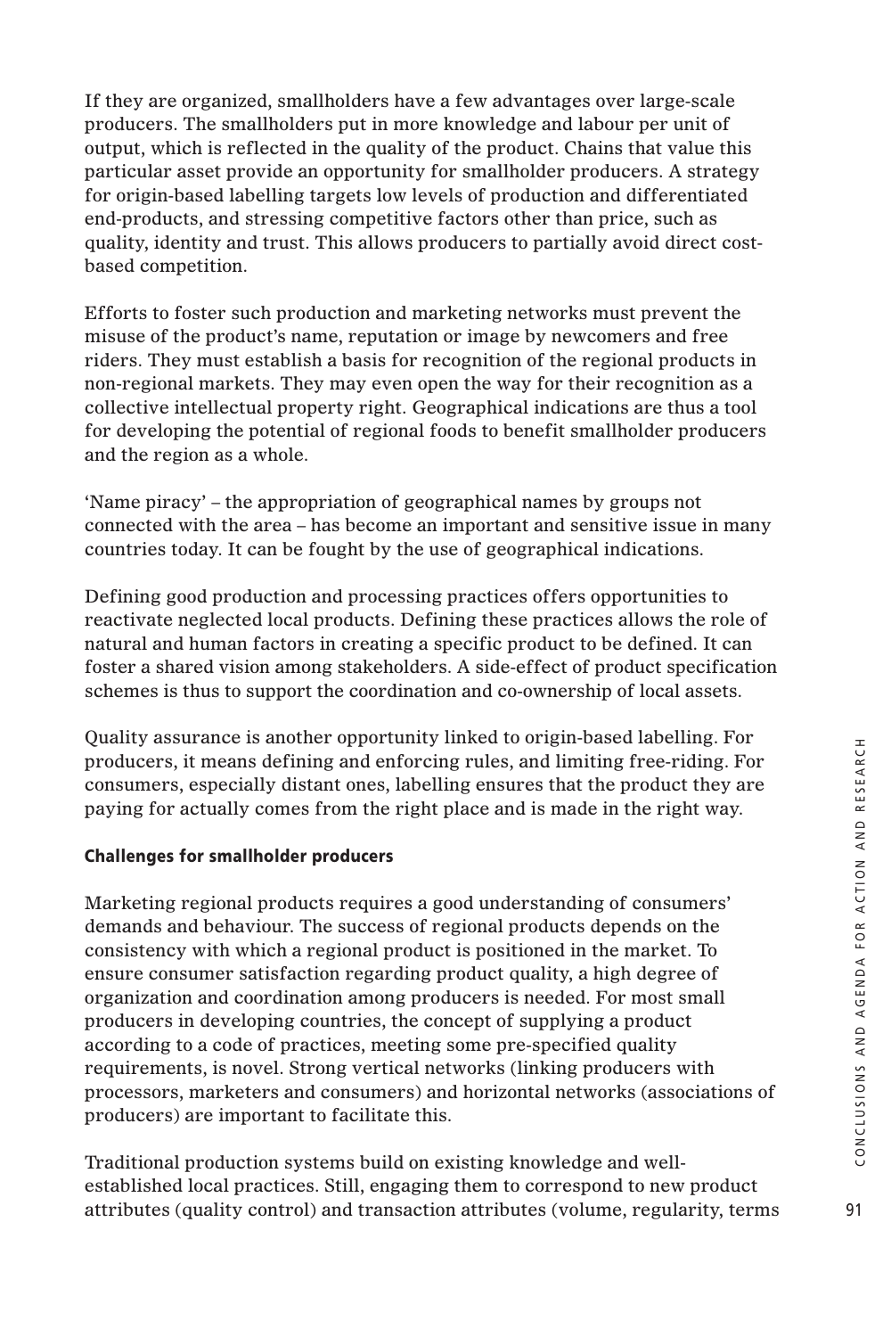If they are organized, smallholders have a few advantages over large-scale producers. The smallholders put in more knowledge and labour per unit of output, which is reflected in the quality of the product. Chains that value this particular asset provide an opportunity for smallholder producers. A strategy for origin-based labelling targets low levels of production and differentiated end-products, and stressing competitive factors other than price, such as quality, identity and trust. This allows producers to partially avoid direct cost-based competition.

Efforts to foster such production and marketing networks must prevent the misuse of the product's name, reputation or image by newcomers and free riders. They must establish a basis for recognition of the regional products in non-regional markets. They may even open the way for their recognition as a collective intellectual property right. Geographical indications are thus a tool for developing the potential of regional foods to benefit smallholder producers and the region as a whole.

'Name piracy' – the appropriation of geographical names by groups not connected with the area – has become an important and sensitive issue in many countries today. It can be fought by the use of geographical indications.

Defining good production and processing practices offers opportunities to reactivate neglected local products. Defining these practices allows the role of natural and human factors in creating a specific product to be defined. It can foster a shared vision among stakeholders. A side-effect of product specification schemes is thus to support the coordination and co-ownership of local assets.

Quality assurance is another opportunity linked to origin-based labelling. For producers, it means defining and enforcing rules, and limiting free-riding. For consumers, especially distant ones, labelling ensures that the product they are paying for actually comes from the right place and is made in the right way.

### Challenges for smallholder producers

Marketing regional products requires a good understanding of consumers' demands and behaviour. The success of regional products depends on the consistency with which a regional product is positioned in the market. To ensure consumer satisfaction regarding product quality, a high degree of organization and coordination among producers is needed. For most small producers in developing countries, the concept of supplying a product according to a code of practices, meeting some pre-specified quality requirements, is novel. Strong vertical networks (linking producers with processors, marketers and consumers) and horizontal networks (associations of producers) are important to facilitate this.

Traditional production systems build on existing knowledge and well-established local practices. Still, engaging them to correspond to new product attributes (quality control) and transaction attributes (volume, regularity, terms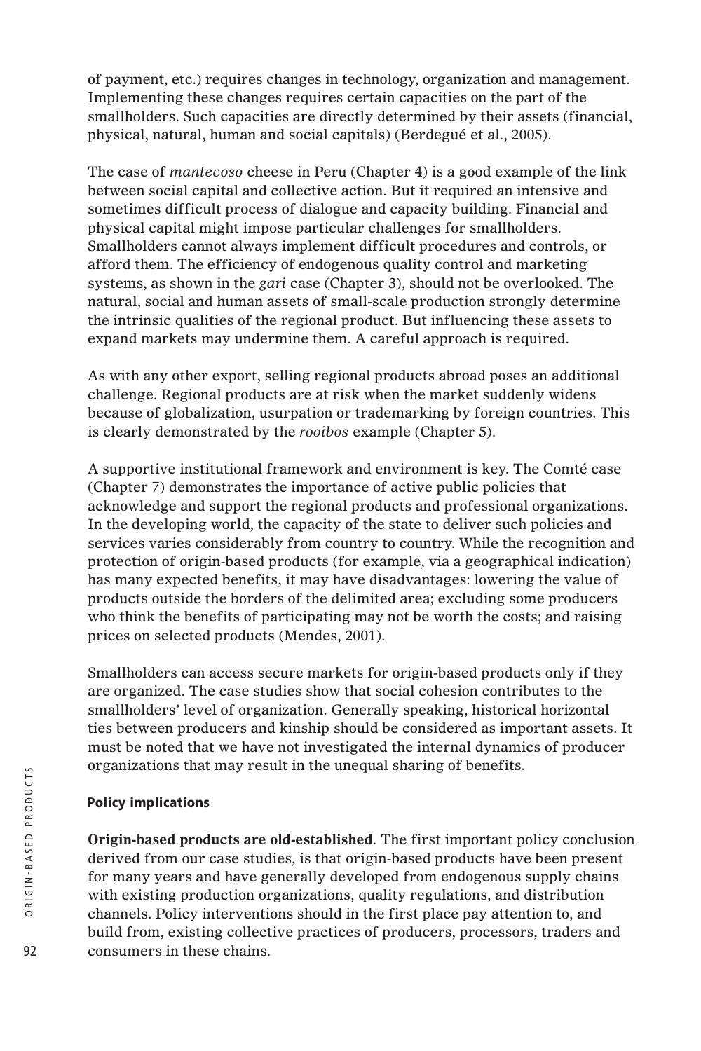of payment, etc.) requires changes in technology, organization and management. Implementing these changes requires certain capacities on the part of the smallholders. Such capacities are directly determined by their assets (financial, physical, natural, human and social capitals) (Berdegué et al., 2005).

The case of *mantecoso* cheese in Peru (Chapter 4) is a good example of the link between social capital and collective action. But it required an intensive and sometimes difficult process of dialogue and capacity building. Financial and physical capital might impose particular challenges for smallholders. Smallholders cannot always implement difficult procedures and controls, or afford them. The efficiency of endogenous quality control and marketing systems, as shown in the *gari* case (Chapter 3), should not be overlooked. The natural, social and human assets of small-scale production strongly determine the intrinsic qualities of the regional product. But influencing these assets to expand markets may undermine them. A careful approach is required.

As with any other export, selling regional products abroad poses an additional challenge. Regional products are at risk when the market suddenly widens because of globalization, usurpation or trademarking by foreign countries. This is clearly demonstrated by the *rooibos* example (Chapter 5).

A supportive institutional framework and environment is key. The Comté case (Chapter 7) demonstrates the importance of active public policies that acknowledge and support the regional products and professional organizations. In the developing world, the capacity of the state to deliver such policies and services varies considerably from country to country. While the recognition and protection of origin-based products (for example, via a geographical indication) has many expected benefits, it may have disadvantages: lowering the value of products outside the borders of the delimited area; excluding some producers who think the benefits of participating may not be worth the costs; and raising prices on selected products (Mendes, 2001).

Smallholders can access secure markets for origin-based products only if they are organized. The case studies show that social cohesion contributes to the smallholders' level of organization. Generally speaking, historical horizontal ties between producers and kinship should be considered as important assets. It must be noted that we have not investigated the internal dynamics of producer organizations that may result in the unequal sharing of benefits.

## Policy implications

**Origin-based products are old-established**. The first important policy conclusion derived from our case studies, is that origin-based products have been present for many years and have generally developed from endogenous supply chains with existing production organizations, quality regulations, and distribution channels. Policy interventions should in the first place pay attention to, and build from, existing collective practices of producers, processors, traders and consumers in these chains.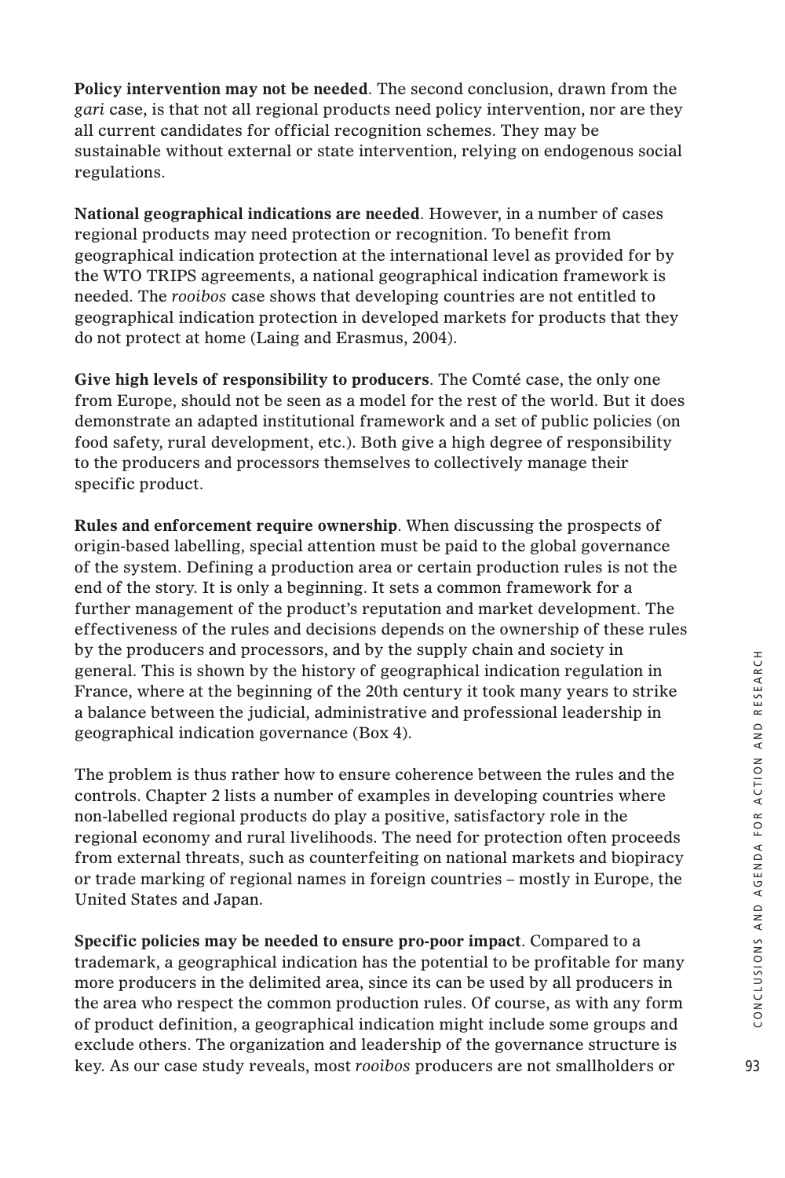**Policy intervention may not be needed**. The second conclusion, drawn from the *gari* case, is that not all regional products need policy intervention, nor are they all current candidates for official recognition schemes. They may be sustainable without external or state intervention, relying on endogenous social regulations.

**National geographical indications are needed**. However, in a number of cases regional products may need protection or recognition. To benefit from geographical indication protection at the international level as provided for by the WTO TRIPS agreements, a national geographical indication framework is needed. The *rooibos* case shows that developing countries are not entitled to geographical indication protection in developed markets for products that they do not protect at home (Laing and Erasmus, 2004).

**Give high levels of responsibility to producers**. The Comté case, the only one from Europe, should not be seen as a model for the rest of the world. But it does demonstrate an adapted institutional framework and a set of public policies (on food safety, rural development, etc.). Both give a high degree of responsibility to the producers and processors themselves to collectively manage their specific product.

**Rules and enforcement require ownership**. When discussing the prospects of origin-based labelling, special attention must be paid to the global governance of the system. Defining a production area or certain production rules is not the end of the story. It is only a beginning. It sets a common framework for a further management of the product's reputation and market development. The effectiveness of the rules and decisions depends on the ownership of these rules by the producers and processors, and by the supply chain and society in general. This is shown by the history of geographical indication regulation in France, where at the beginning of the 20th century it took many years to strike a balance between the judicial, administrative and professional leadership in geographical indication governance (Box 4).

The problem is thus rather how to ensure coherence between the rules and the controls. Chapter 2 lists a number of examples in developing countries where non-labelled regional products do play a positive, satisfactory role in the regional economy and rural livelihoods. The need for protection often proceeds from external threats, such as counterfeiting on national markets and biopiracy or trade marking of regional names in foreign countries – mostly in Europe, the United States and Japan.

**Specific policies may be needed to ensure pro-poor impact**. Compared to a trademark, a geographical indication has the potential to be profitable for many more producers in the delimited area, since its can be used by all producers in the area who respect the common production rules. Of course, as with any form of product definition, a geographical indication might include some groups and exclude others. The organization and leadership of the governance structure is key. As our case study reveals, most *rooibos* producers are not smallholders or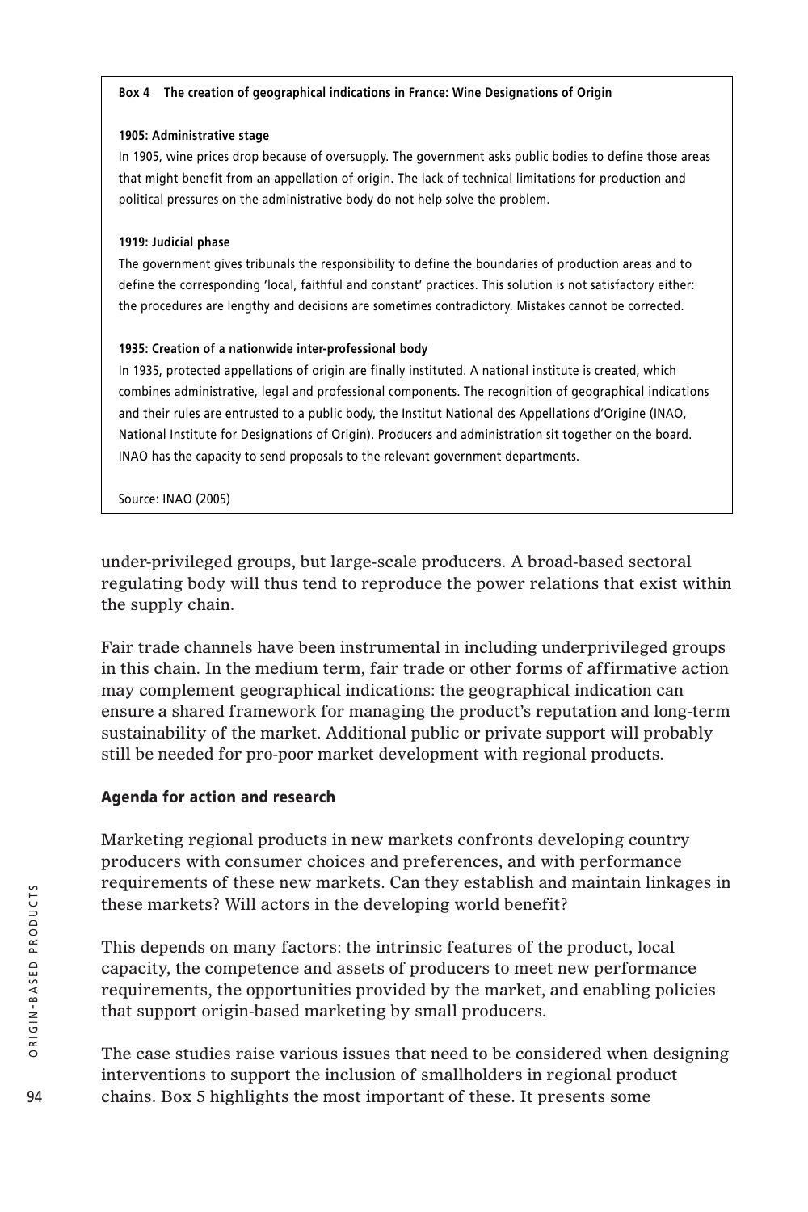**Box 4 The creation of geographical indications in France: Wine Designations of Origin**

**1905: Administrative stage**

In 1905, wine prices drop because of oversupply. The government asks public bodies to define those areas that might benefit from an appellation of origin. The lack of technical limitations for production and political pressures on the administrative body do not help solve the problem.

**1919: Judicial phase**

The government gives tribunals the responsibility to define the boundaries of production areas and to define the corresponding 'local, faithful and constant' practices. This solution is not satisfactory either: the procedures are lengthy and decisions are sometimes contradictory. Mistakes cannot be corrected.

**1935: Creation of a nationwide inter-professional body**

In 1935, protected appellations of origin are finally instituted. A national institute is created, which combines administrative, legal and professional components. The recognition of geographical indications and their rules are entrusted to a public body, the Institut National des Appellations d'Origine (INAO, National Institute for Designations of Origin). Producers and administration sit together on the board. INAO has the capacity to send proposals to the relevant government departments.

Source: INAO (2005)

under-privileged groups, but large-scale producers. A broad-based sectoral regulating body will thus tend to reproduce the power relations that exist within the supply chain.

Fair trade channels have been instrumental in including underprivileged groups in this chain. In the medium term, fair trade or other forms of affirmative action may complement geographical indications: the geographical indication can ensure a shared framework for managing the product's reputation and long-term sustainability of the market. Additional public or private support will probably still be needed for pro-poor market development with regional products.

## Agenda for action and research

Marketing regional products in new markets confronts developing country producers with consumer choices and preferences, and with performance requirements of these new markets. Can they establish and maintain linkages in these markets? Will actors in the developing world benefit?

This depends on many factors: the intrinsic features of the product, local capacity, the competence and assets of producers to meet new performance requirements, the opportunities provided by the market, and enabling policies that support origin-based marketing by small producers.

The case studies raise various issues that need to be considered when designing interventions to support the inclusion of smallholders in regional product chains. Box 5 highlights the most important of these. It presents some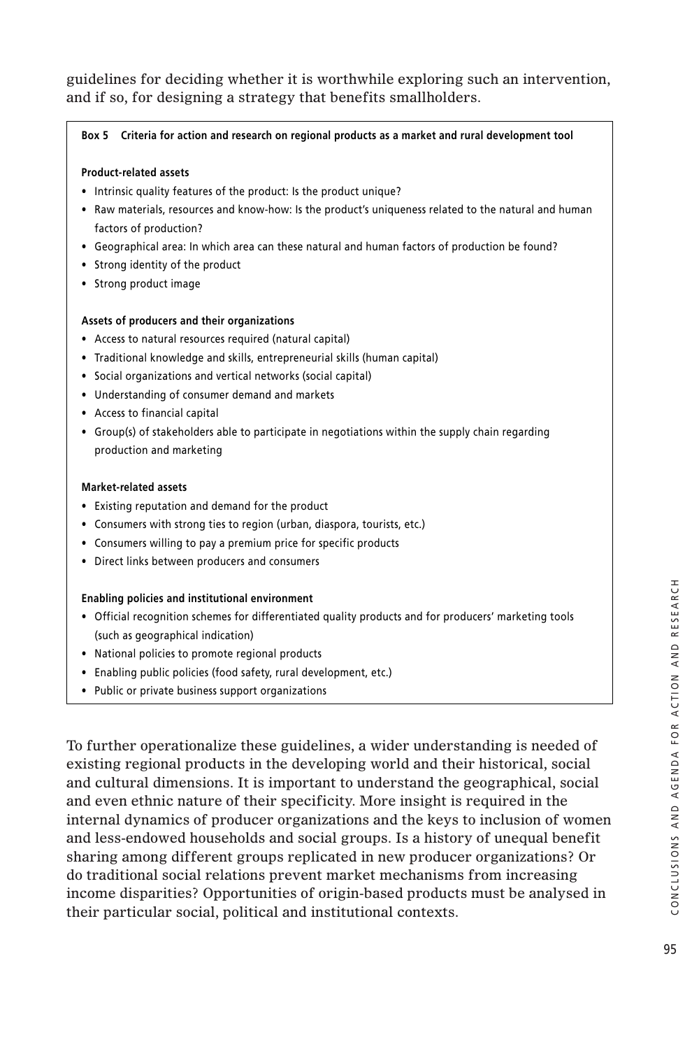guidelines for deciding whether it is worthwhile exploring such an intervention, and if so, for designing a strategy that benefits smallholders.

**Box 5 Criteria for action and research on regional products as a market and rural development tool**

**Product-related assets**

- Intrinsic quality features of the product: Is the product unique?
- Raw materials, resources and know-how: Is the product's uniqueness related to the natural and human factors of production?
- Geographical area: In which area can these natural and human factors of production be found?
- Strong identity of the product
- Strong product image

**Assets of producers and their organizations**

- Access to natural resources required (natural capital)
- Traditional knowledge and skills, entrepreneurial skills (human capital)
- Social organizations and vertical networks (social capital)
- Understanding of consumer demand and markets
- Access to financial capital
- Group(s) of stakeholders able to participate in negotiations within the supply chain regarding production and marketing

**Market-related assets**

- Existing reputation and demand for the product
- Consumers with strong ties to region (urban, diaspora, tourists, etc.)
- Consumers willing to pay a premium price for specific products
- Direct links between producers and consumers

**Enabling policies and institutional environment**

- Official recognition schemes for differentiated quality products and for producers' marketing tools (such as geographical indication)
- National policies to promote regional products
- Enabling public policies (food safety, rural development, etc.)
- Public or private business support organizations

To further operationalize these guidelines, a wider understanding is needed of existing regional products in the developing world and their historical, social and cultural dimensions. It is important to understand the geographical, social and even ethnic nature of their specificity. More insight is required in the internal dynamics of producer organizations and the keys to inclusion of women and less-endowed households and social groups. Is a history of unequal benefit sharing among different groups replicated in new producer organizations? Or do traditional social relations prevent market mechanisms from increasing income disparities? Opportunities of origin-based products must be analysed in their particular social, political and institutional contexts.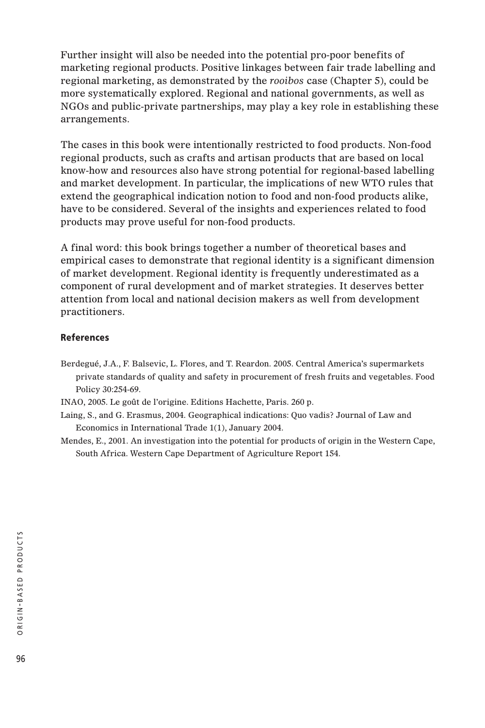Further insight will also be needed into the potential pro-poor benefits of marketing regional products. Positive linkages between fair trade labelling and regional marketing, as demonstrated by the *rooibos* case (Chapter 5), could be more systematically explored. Regional and national governments, as well as NGOs and public-private partnerships, may play a key role in establishing these arrangements.

The cases in this book were intentionally restricted to food products. Non-food regional products, such as crafts and artisan products that are based on local know-how and resources also have strong potential for regional-based labelling and market development. In particular, the implications of new WTO rules that extend the geographical indication notion to food and non-food products alike, have to be considered. Several of the insights and experiences related to food products may prove useful for non-food products.

A final word: this book brings together a number of theoretical bases and empirical cases to demonstrate that regional identity is a significant dimension of market development. Regional identity is frequently underestimated as a component of rural development and of market strategies. It deserves better attention from local and national decision makers as well from development practitioners.

### References

Berdegué, J.A., F. Balsevic, L. Flores, and T. Reardon. 2005. Central America's supermarkets private standards of quality and safety in procurement of fresh fruits and vegetables. Food Policy 30:254-69.

INAO, 2005. Le goût de l'origine. Editions Hachette, Paris. 260 p.

Laing, S., and G. Erasmus, 2004. Geographical indications: Quo vadis? Journal of Law and Economics in International Trade 1(1), January 2004.

Mendes, E., 2001. An investigation into the potential for products of origin in the Western Cape, South Africa. Western Cape Department of Agriculture Report 154.